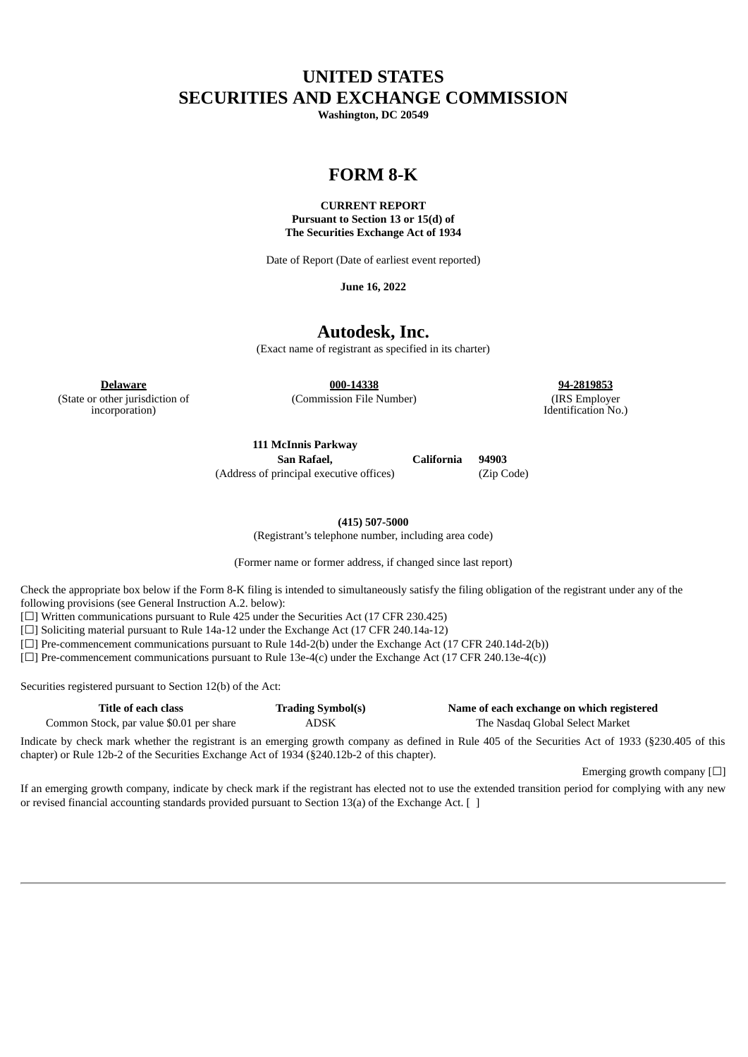# UNITED STATES
# SECURITIES AND EXCHANGE COMMISSION

**Washington, DC 20549**

# FORM 8-K

**CURRENT REPORT**
**Pursuant to Section 13 or 15(d) of**
**The Securities Exchange Act of 1934**

Date of Report (Date of earliest event reported)

**June 16, 2022**

## Autodesk, Inc.

(Exact name of registrant as specified in its charter)

| Delaware | 000-14338 | 94-2819853 |
|---|---|---|
| (State or other jurisdiction of incorporation) | (Commission File Number) | (IRS Employer Identification No.) |

| 111 McInnis Parkway | | |
|---|---|---|
| San Rafael, | California | 94903 |
| (Address of principal executive offices) | | (Zip Code) |

**(415) 507-5000**
(Registrant's telephone number, including area code)

(Former name or former address, if changed since last report)

Check the appropriate box below if the Form 8-K filing is intended to simultaneously satisfy the filing obligation of the registrant under any of the following provisions (see General Instruction A.2. below):

[☐] Written communications pursuant to Rule 425 under the Securities Act (17 CFR 230.425)
[☐] Soliciting material pursuant to Rule 14a-12 under the Exchange Act (17 CFR 240.14a-12)
[☐] Pre-commencement communications pursuant to Rule 14d-2(b) under the Exchange Act (17 CFR 240.14d-2(b))
[☐] Pre-commencement communications pursuant to Rule 13e-4(c) under the Exchange Act (17 CFR 240.13e-4(c))

Securities registered pursuant to Section 12(b) of the Act:

| Title of each class | Trading Symbol(s) | Name of each exchange on which registered |
|---|---|---|
| Common Stock, par value $0.01 per share | ADSK | The Nasdaq Global Select Market |

Indicate by check mark whether the registrant is an emerging growth company as defined in Rule 405 of the Securities Act of 1933 (§230.405 of this chapter) or Rule 12b-2 of the Securities Exchange Act of 1934 (§240.12b-2 of this chapter).

Emerging growth company [☐]

If an emerging growth company, indicate by check mark if the registrant has elected not to use the extended transition period for complying with any new or revised financial accounting standards provided pursuant to Section 13(a) of the Exchange Act. [ ]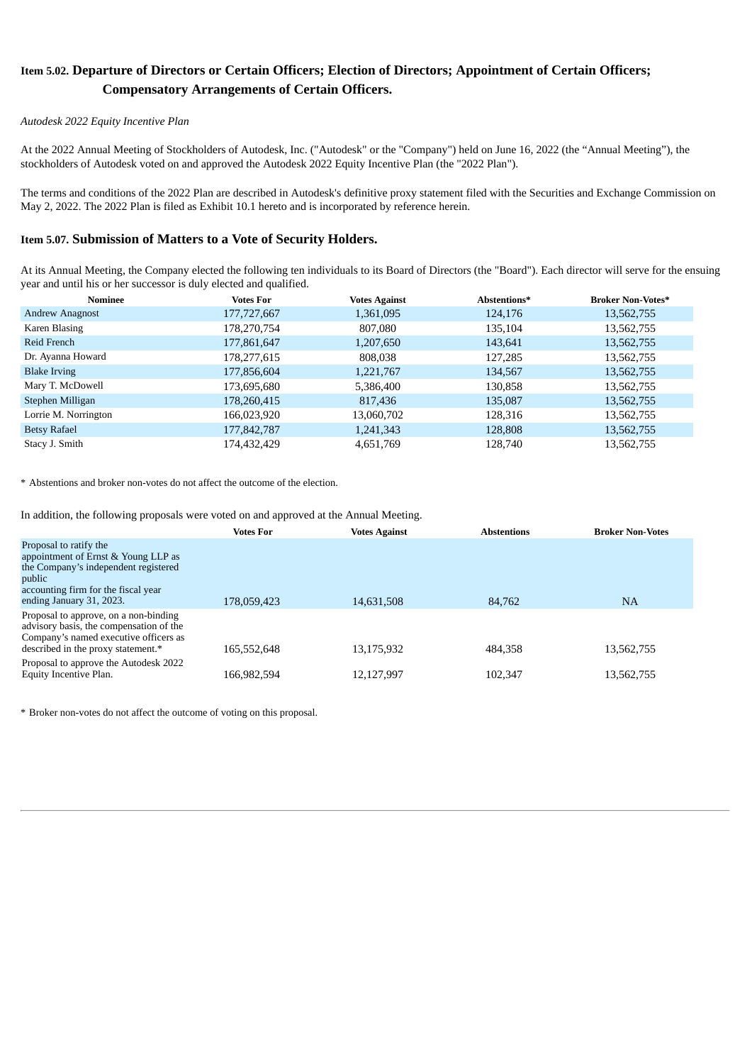## Item 5.02. Departure of Directors or Certain Officers; Election of Directors; Appointment of Certain Officers; Compensatory Arrangements of Certain Officers.

*Autodesk 2022 Equity Incentive Plan*

At the 2022 Annual Meeting of Stockholders of Autodesk, Inc. ("Autodesk" or the "Company") held on June 16, 2022 (the “Annual Meeting”), the stockholders of Autodesk voted on and approved the Autodesk 2022 Equity Incentive Plan (the "2022 Plan").

The terms and conditions of the 2022 Plan are described in Autodesk's definitive proxy statement filed with the Securities and Exchange Commission on May 2, 2022. The 2022 Plan is filed as Exhibit 10.1 hereto and is incorporated by reference herein.

## Item 5.07. Submission of Matters to a Vote of Security Holders.

At its Annual Meeting, the Company elected the following ten individuals to its Board of Directors (the "Board"). Each director will serve for the ensuing year and until his or her successor is duly elected and qualified.

| Nominee | Votes For | Votes Against | Abstentions* | Broker Non-Votes* |
|---|---|---|---|---|
| Andrew Anagnost | 177,727,667 | 1,361,095 | 124,176 | 13,562,755 |
| Karen Blasing | 178,270,754 | 807,080 | 135,104 | 13,562,755 |
| Reid French | 177,861,647 | 1,207,650 | 143,641 | 13,562,755 |
| Dr. Ayanna Howard | 178,277,615 | 808,038 | 127,285 | 13,562,755 |
| Blake Irving | 177,856,604 | 1,221,767 | 134,567 | 13,562,755 |
| Mary T. McDowell | 173,695,680 | 5,386,400 | 130,858 | 13,562,755 |
| Stephen Milligan | 178,260,415 | 817,436 | 135,087 | 13,562,755 |
| Lorrie M. Norrington | 166,023,920 | 13,060,702 | 128,316 | 13,562,755 |
| Betsy Rafael | 177,842,787 | 1,241,343 | 128,808 | 13,562,755 |
| Stacy J. Smith | 174,432,429 | 4,651,769 | 128,740 | 13,562,755 |

\* Abstentions and broker non-votes do not affect the outcome of the election.

In addition, the following proposals were voted on and approved at the Annual Meeting.

| | Votes For | Votes Against | Abstentions | Broker Non-Votes |
|---|---|---|---|---|
| Proposal to ratify the appointment of Ernst & Young LLP as the Company’s independent registered public accounting firm for the fiscal year ending January 31, 2023. | 178,059,423 | 14,631,508 | 84,762 | NA |
| Proposal to approve, on a non-binding advisory basis, the compensation of the Company’s named executive officers as described in the proxy statement.* | 165,552,648 | 13,175,932 | 484,358 | 13,562,755 |
| Proposal to approve the Autodesk 2022 Equity Incentive Plan. | 166,982,594 | 12,127,997 | 102,347 | 13,562,755 |

\* Broker non-votes do not affect the outcome of voting on this proposal.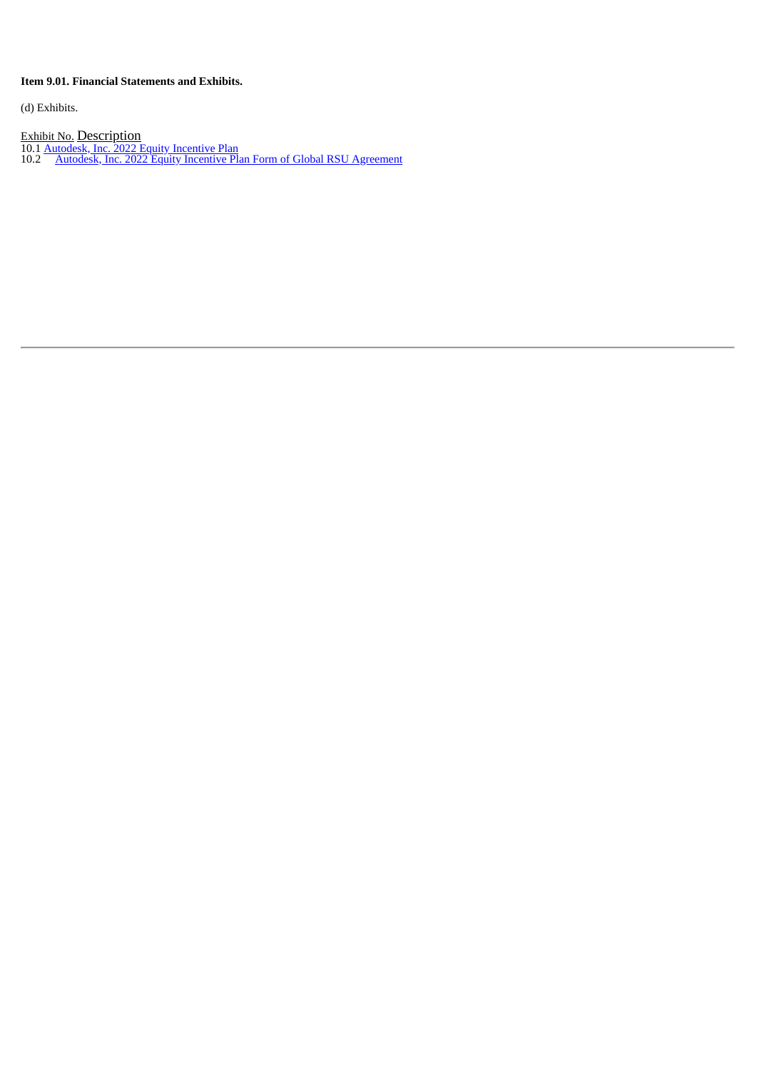**Item 9.01. Financial Statements and Exhibits.**

(d) Exhibits.

| Exhibit No. | Description |
| --- | --- |
| 10.1 | Autodesk, Inc. 2022 Equity Incentive Plan |
| 10.2 | Autodesk, Inc. 2022 Equity Incentive Plan Form of Global RSU Agreement |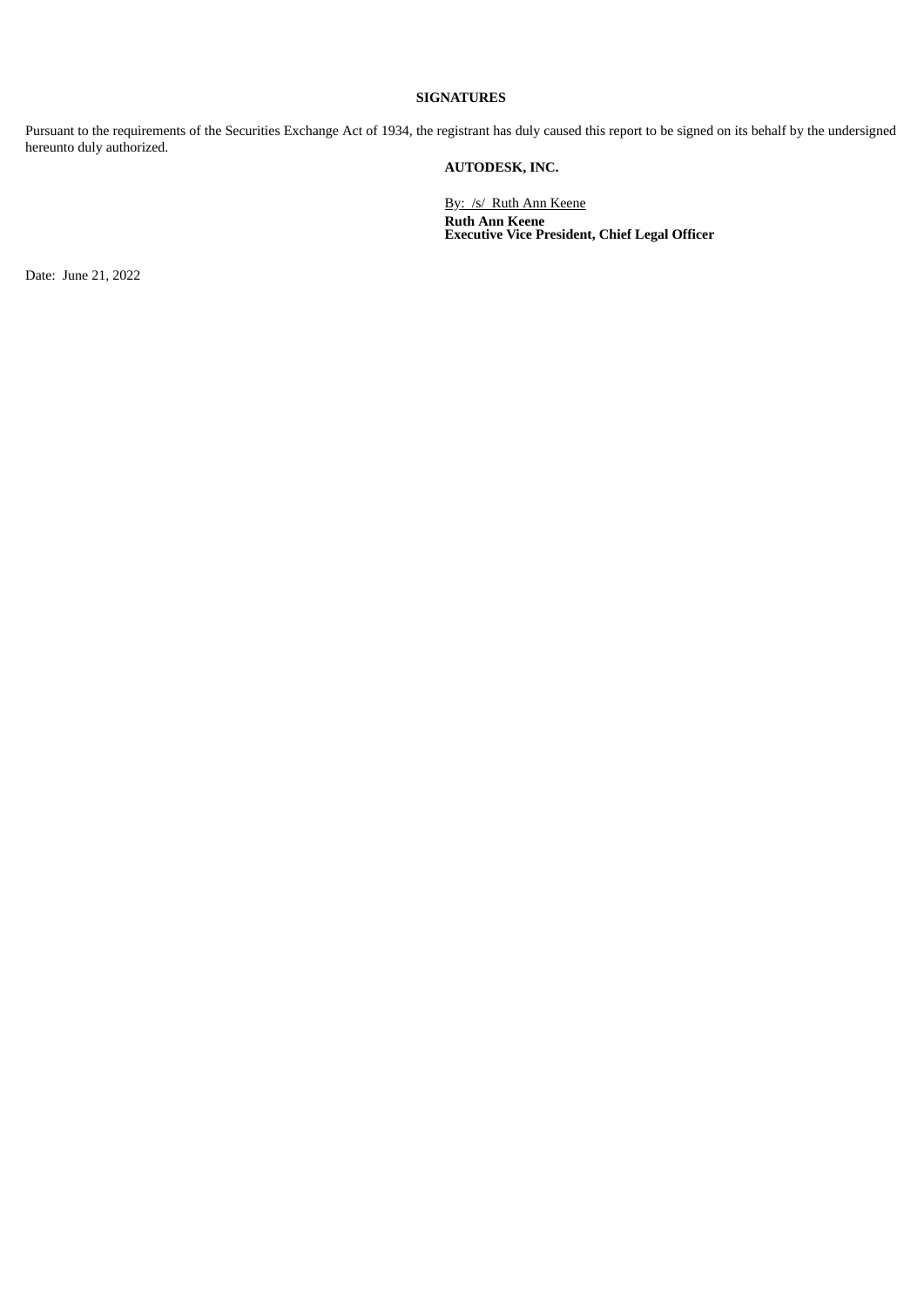**SIGNATURES**

Pursuant to the requirements of the Securities Exchange Act of 1934, the registrant has duly caused this report to be signed on its behalf by the undersigned hereunto duly authorized.

**AUTODESK, INC.**

By: /s/ Ruth Ann Keene
**Ruth Ann Keene**
**Executive Vice President, Chief Legal Officer**

Date: June 21, 2022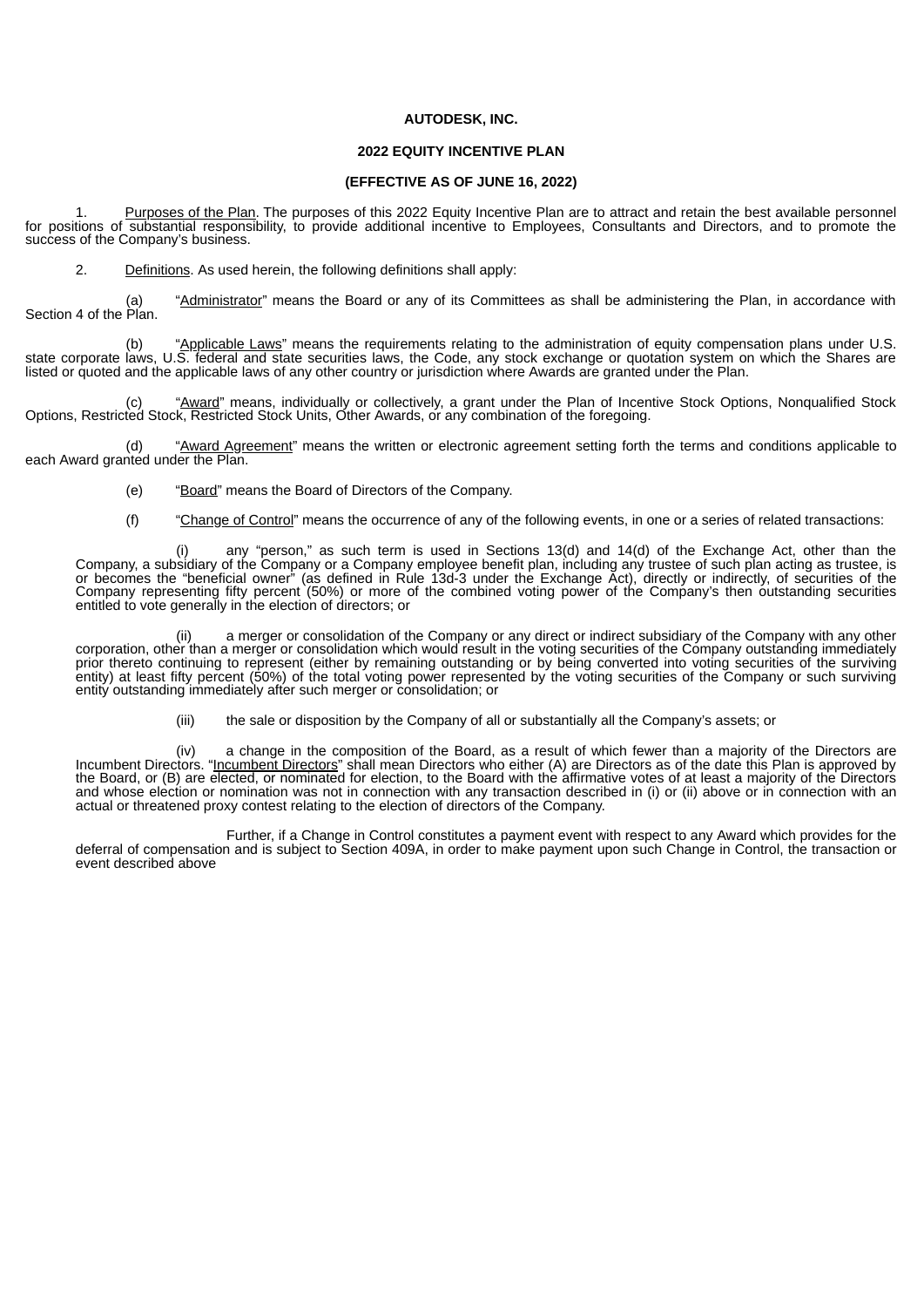**AUTODESK, INC.**

**2022 EQUITY INCENTIVE PLAN**

**(EFFECTIVE AS OF JUNE 16, 2022)**

1. Purposes of the Plan. The purposes of this 2022 Equity Incentive Plan are to attract and retain the best available personnel for positions of substantial responsibility, to provide additional incentive to Employees, Consultants and Directors, and to promote the success of the Company's business.

2. Definitions. As used herein, the following definitions shall apply:

(a) "Administrator" means the Board or any of its Committees as shall be administering the Plan, in accordance with Section 4 of the Plan.

(b) "Applicable Laws" means the requirements relating to the administration of equity compensation plans under U.S. state corporate laws, U.S. federal and state securities laws, the Code, any stock exchange or quotation system on which the Shares are listed or quoted and the applicable laws of any other country or jurisdiction where Awards are granted under the Plan.

(c) "Award" means, individually or collectively, a grant under the Plan of Incentive Stock Options, Nonqualified Stock Options, Restricted Stock, Restricted Stock Units, Other Awards, or any combination of the foregoing.

(d) "Award Agreement" means the written or electronic agreement setting forth the terms and conditions applicable to each Award granted under the Plan.

(e) "Board" means the Board of Directors of the Company.

(f) "Change of Control" means the occurrence of any of the following events, in one or a series of related transactions:

(i) any "person," as such term is used in Sections 13(d) and 14(d) of the Exchange Act, other than the Company, a subsidiary of the Company or a Company employee benefit plan, including any trustee of such plan acting as trustee, is or becomes the "beneficial owner" (as defined in Rule 13d-3 under the Exchange Act), directly or indirectly, of securities of the Company representing fifty percent (50%) or more of the combined voting power of the Company's then outstanding securities entitled to vote generally in the election of directors; or

(ii) a merger or consolidation of the Company or any direct or indirect subsidiary of the Company with any other corporation, other than a merger or consolidation which would result in the voting securities of the Company outstanding immediately prior thereto continuing to represent (either by remaining outstanding or by being converted into voting securities of the surviving entity) at least fifty percent (50%) of the total voting power represented by the voting securities of the Company or such surviving entity outstanding immediately after such merger or consolidation; or

(iii) the sale or disposition by the Company of all or substantially all the Company's assets; or

(iv) a change in the composition of the Board, as a result of which fewer than a majority of the Directors are Incumbent Directors. "Incumbent Directors" shall mean Directors who either (A) are Directors as of the date this Plan is approved by the Board, or (B) are elected, or nominated for election, to the Board with the affirmative votes of at least a majority of the Directors and whose election or nomination was not in connection with any transaction described in (i) or (ii) above or in connection with an actual or threatened proxy contest relating to the election of directors of the Company.

Further, if a Change in Control constitutes a payment event with respect to any Award which provides for the deferral of compensation and is subject to Section 409A, in order to make payment upon such Change in Control, the transaction or event described above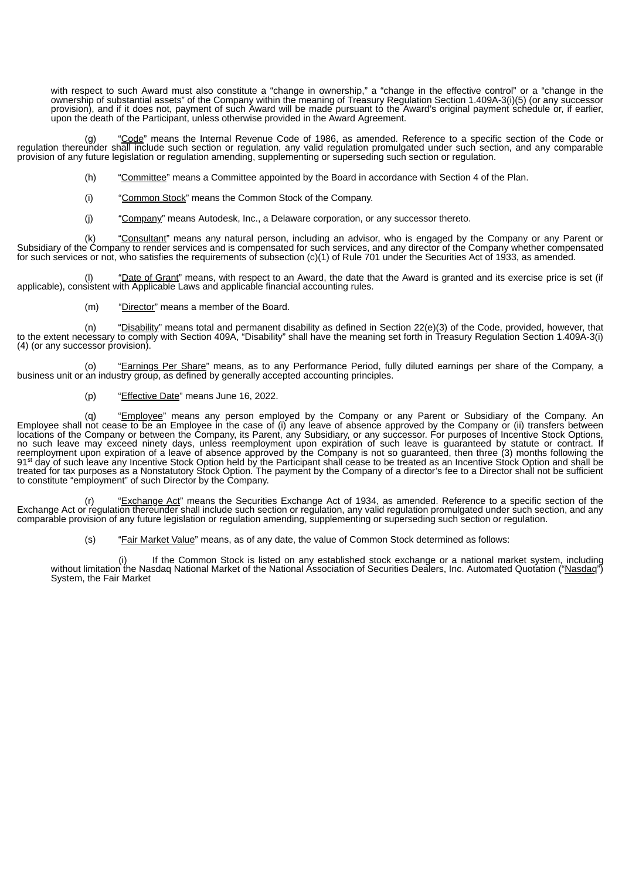with respect to such Award must also constitute a "change in ownership," a "change in the effective control" or a "change in the ownership of substantial assets" of the Company within the meaning of Treasury Regulation Section 1.409A-3(i)(5) (or any successor provision), and if it does not, payment of such Award will be made pursuant to the Award's original payment schedule or, if earlier, upon the death of the Participant, unless otherwise provided in the Award Agreement.

(g) "Code" means the Internal Revenue Code of 1986, as amended. Reference to a specific section of the Code or regulation thereunder shall include such section or regulation, any valid regulation promulgated under such section, and any comparable provision of any future legislation or regulation amending, supplementing or superseding such section or regulation.

(h) "Committee" means a Committee appointed by the Board in accordance with Section 4 of the Plan.

(i) "Common Stock" means the Common Stock of the Company.

(j) "Company" means Autodesk, Inc., a Delaware corporation, or any successor thereto.

(k) "Consultant" means any natural person, including an advisor, who is engaged by the Company or any Parent or Subsidiary of the Company to render services and is compensated for such services, and any director of the Company whether compensated for such services or not, who satisfies the requirements of subsection (c)(1) of Rule 701 under the Securities Act of 1933, as amended.

(l) "Date of Grant" means, with respect to an Award, the date that the Award is granted and its exercise price is set (if applicable), consistent with Applicable Laws and applicable financial accounting rules.

(m) "Director" means a member of the Board.

(n) "Disability" means total and permanent disability as defined in Section 22(e)(3) of the Code, provided, however, that to the extent necessary to comply with Section 409A, "Disability" shall have the meaning set forth in Treasury Regulation Section 1.409A-3(i)(4) (or any successor provision).

(o) "Earnings Per Share" means, as to any Performance Period, fully diluted earnings per share of the Company, a business unit or an industry group, as defined by generally accepted accounting principles.

(p) "Effective Date" means June 16, 2022.

(q) "Employee" means any person employed by the Company or any Parent or Subsidiary of the Company. An Employee shall not cease to be an Employee in the case of (i) any leave of absence approved by the Company or (ii) transfers between locations of the Company or between the Company, its Parent, any Subsidiary, or any successor. For purposes of Incentive Stock Options, no such leave may exceed ninety days, unless reemployment upon expiration of such leave is guaranteed by statute or contract. If reemployment upon expiration of a leave of absence approved by the Company is not so guaranteed, then three (3) months following the 91st day of such leave any Incentive Stock Option held by the Participant shall cease to be treated as an Incentive Stock Option and shall be treated for tax purposes as a Nonstatutory Stock Option. The payment by the Company of a director's fee to a Director shall not be sufficient to constitute "employment" of such Director by the Company.

(r) "Exchange Act" means the Securities Exchange Act of 1934, as amended. Reference to a specific section of the Exchange Act or regulation thereunder shall include such section or regulation, any valid regulation promulgated under such section, and any comparable provision of any future legislation or regulation amending, supplementing or superseding such section or regulation.

(s) "Fair Market Value" means, as of any date, the value of Common Stock determined as follows:

(i) If the Common Stock is listed on any established stock exchange or a national market system, including without limitation the Nasdaq National Market of the National Association of Securities Dealers, Inc. Automated Quotation ("Nasdaq") System, the Fair Market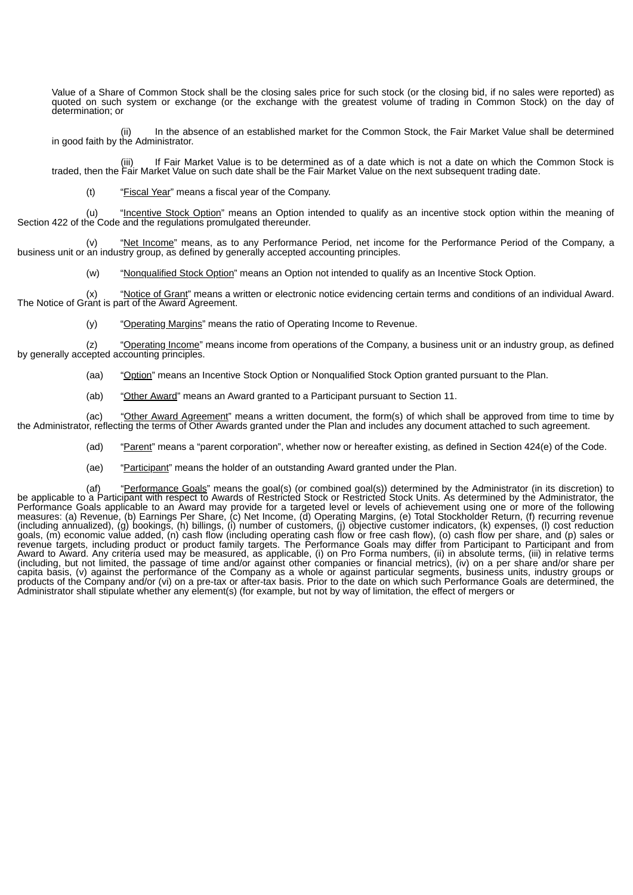Value of a Share of Common Stock shall be the closing sales price for such stock (or the closing bid, if no sales were reported) as quoted on such system or exchange (or the exchange with the greatest volume of trading in Common Stock) on the day of determination; or

(ii) In the absence of an established market for the Common Stock, the Fair Market Value shall be determined in good faith by the Administrator.

(iii) If Fair Market Value is to be determined as of a date which is not a date on which the Common Stock is traded, then the Fair Market Value on such date shall be the Fair Market Value on the next subsequent trading date.

(t) "Fiscal Year" means a fiscal year of the Company.

(u) "Incentive Stock Option" means an Option intended to qualify as an incentive stock option within the meaning of Section 422 of the Code and the regulations promulgated thereunder.

(v) "Net Income" means, as to any Performance Period, net income for the Performance Period of the Company, a business unit or an industry group, as defined by generally accepted accounting principles.

(w) "Nonqualified Stock Option" means an Option not intended to qualify as an Incentive Stock Option.

(x) "Notice of Grant" means a written or electronic notice evidencing certain terms and conditions of an individual Award. The Notice of Grant is part of the Award Agreement.

(y) "Operating Margins" means the ratio of Operating Income to Revenue.

(z) "Operating Income" means income from operations of the Company, a business unit or an industry group, as defined by generally accepted accounting principles.

(aa) "Option" means an Incentive Stock Option or Nonqualified Stock Option granted pursuant to the Plan.

(ab) "Other Award" means an Award granted to a Participant pursuant to Section 11.

(ac) "Other Award Agreement" means a written document, the form(s) of which shall be approved from time to time by the Administrator, reflecting the terms of Other Awards granted under the Plan and includes any document attached to such agreement.

(ad) "Parent" means a "parent corporation", whether now or hereafter existing, as defined in Section 424(e) of the Code.

(ae) "Participant" means the holder of an outstanding Award granted under the Plan.

(af) "Performance Goals" means the goal(s) (or combined goal(s)) determined by the Administrator (in its discretion) to be applicable to a Participant with respect to Awards of Restricted Stock or Restricted Stock Units. As determined by the Administrator, the Performance Goals applicable to an Award may provide for a targeted level or levels of achievement using one or more of the following measures: (a) Revenue, (b) Earnings Per Share, (c) Net Income, (d) Operating Margins, (e) Total Stockholder Return, (f) recurring revenue (including annualized), (g) bookings, (h) billings, (i) number of customers, (j) objective customer indicators, (k) expenses, (l) cost reduction goals, (m) economic value added, (n) cash flow (including operating cash flow or free cash flow), (o) cash flow per share, and (p) sales or revenue targets, including product or product family targets. The Performance Goals may differ from Participant to Participant and from Award to Award. Any criteria used may be measured, as applicable, (i) on Pro Forma numbers, (ii) in absolute terms, (iii) in relative terms (including, but not limited, the passage of time and/or against other companies or financial metrics), (iv) on a per share and/or share per capita basis, (v) against the performance of the Company as a whole or against particular segments, business units, industry groups or products of the Company and/or (vi) on a pre-tax or after-tax basis. Prior to the date on which such Performance Goals are determined, the Administrator shall stipulate whether any element(s) (for example, but not by way of limitation, the effect of mergers or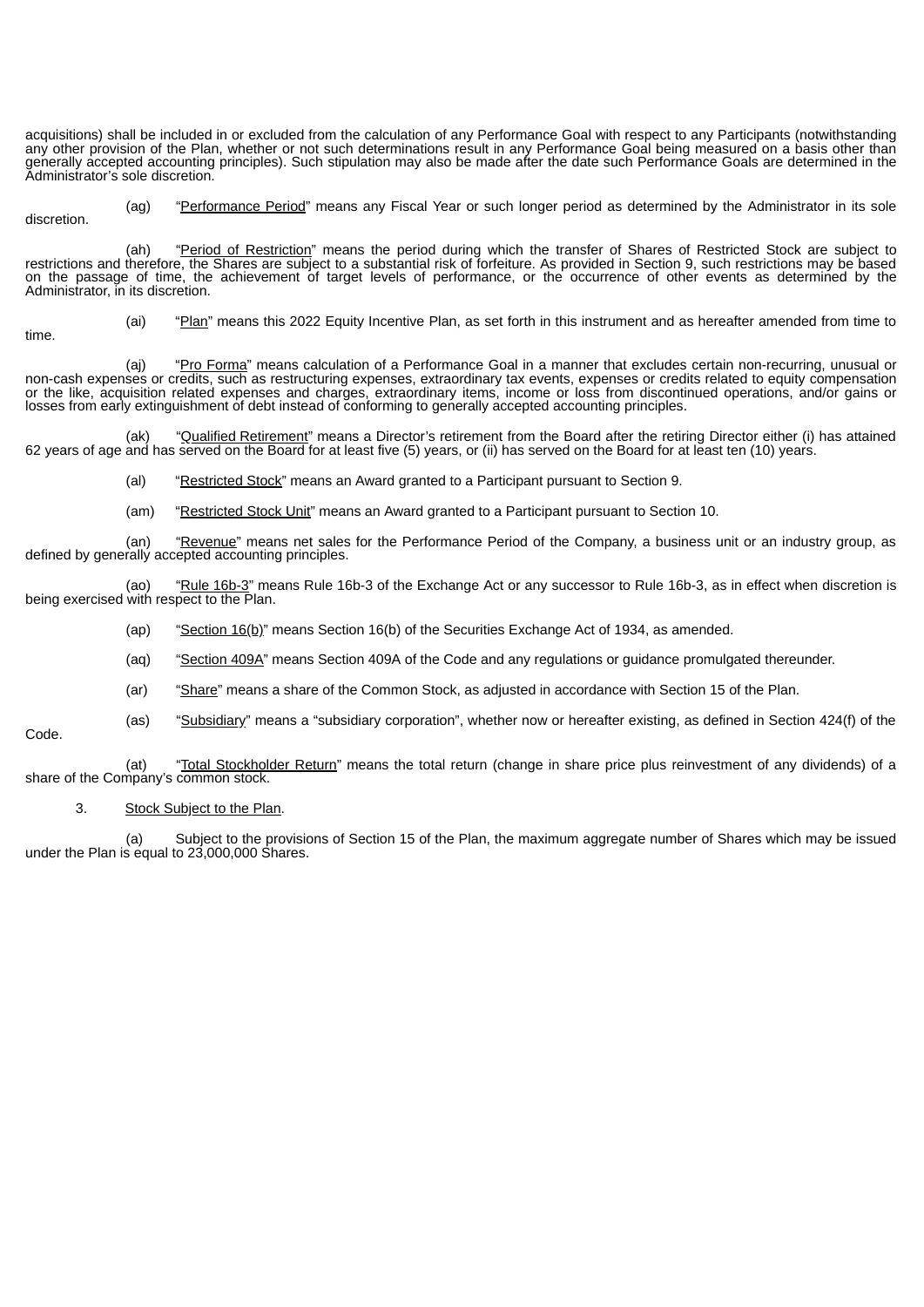acquisitions) shall be included in or excluded from the calculation of any Performance Goal with respect to any Participants (notwithstanding any other provision of the Plan, whether or not such determinations result in any Performance Goal being measured on a basis other than generally accepted accounting principles). Such stipulation may also be made after the date such Performance Goals are determined in the Administrator's sole discretion.

(ag) "Performance Period" means any Fiscal Year or such longer period as determined by the Administrator in its sole discretion.

(ah) "Period of Restriction" means the period during which the transfer of Shares of Restricted Stock are subject to restrictions and therefore, the Shares are subject to a substantial risk of forfeiture. As provided in Section 9, such restrictions may be based on the passage of time, the achievement of target levels of performance, or the occurrence of other events as determined by the Administrator, in its discretion.

(ai) "Plan" means this 2022 Equity Incentive Plan, as set forth in this instrument and as hereafter amended from time to time.

(aj) "Pro Forma" means calculation of a Performance Goal in a manner that excludes certain non-recurring, unusual or non-cash expenses or credits, such as restructuring expenses, extraordinary tax events, expenses or credits related to equity compensation or the like, acquisition related expenses and charges, extraordinary items, income or loss from discontinued operations, and/or gains or losses from early extinguishment of debt instead of conforming to generally accepted accounting principles.

(ak) "Qualified Retirement" means a Director's retirement from the Board after the retiring Director either (i) has attained 62 years of age and has served on the Board for at least five (5) years, or (ii) has served on the Board for at least ten (10) years.

(al) "Restricted Stock" means an Award granted to a Participant pursuant to Section 9.

(am) "Restricted Stock Unit" means an Award granted to a Participant pursuant to Section 10.

(an) "Revenue" means net sales for the Performance Period of the Company, a business unit or an industry group, as defined by generally accepted accounting principles.

(ao) "Rule 16b-3" means Rule 16b-3 of the Exchange Act or any successor to Rule 16b-3, as in effect when discretion is being exercised with respect to the Plan.

(ap) "Section 16(b)" means Section 16(b) of the Securities Exchange Act of 1934, as amended.

(aq) "Section 409A" means Section 409A of the Code and any regulations or guidance promulgated thereunder.

(ar) "Share" means a share of the Common Stock, as adjusted in accordance with Section 15 of the Plan.

(as) "Subsidiary" means a "subsidiary corporation", whether now or hereafter existing, as defined in Section 424(f) of the Code.

(at) "Total Stockholder Return" means the total return (change in share price plus reinvestment of any dividends) of a share of the Company's common stock.

3. Stock Subject to the Plan.

(a) Subject to the provisions of Section 15 of the Plan, the maximum aggregate number of Shares which may be issued under the Plan is equal to 23,000,000 Shares.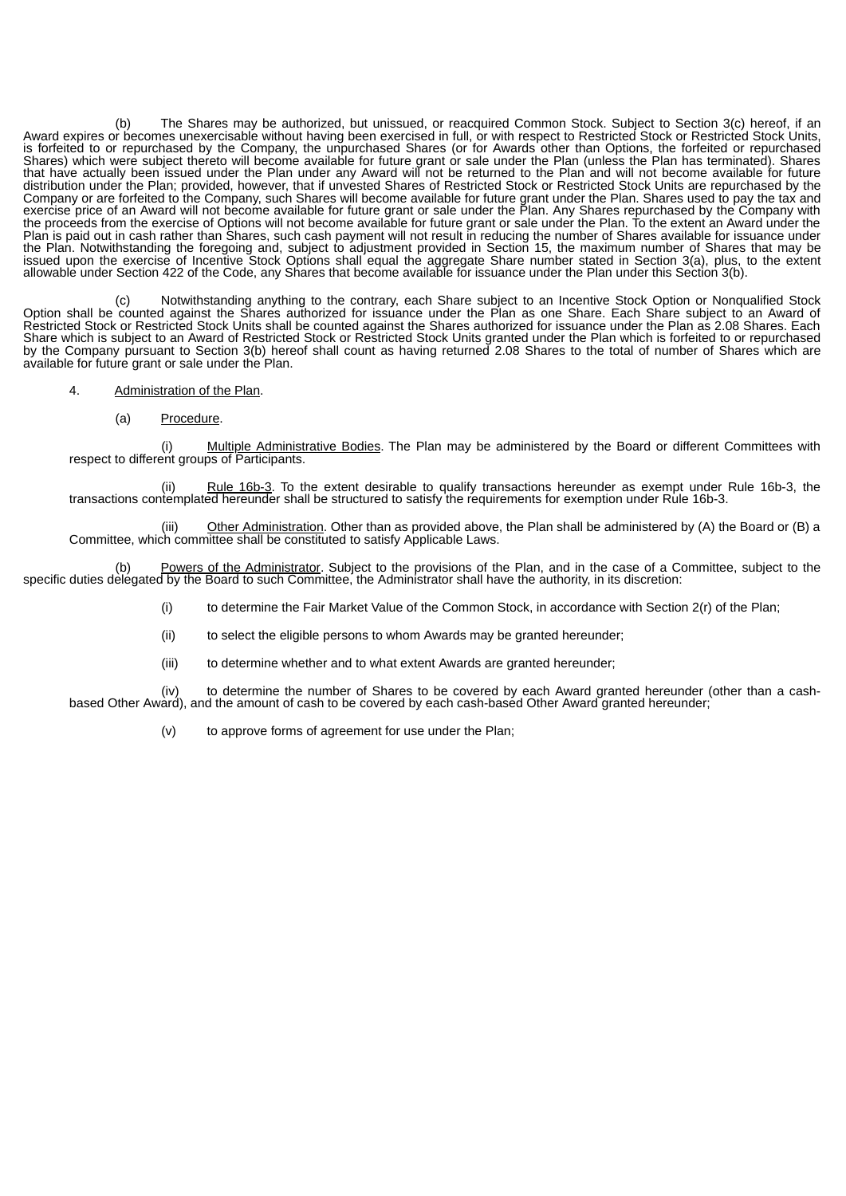(b) The Shares may be authorized, but unissued, or reacquired Common Stock. Subject to Section 3(c) hereof, if an Award expires or becomes unexercisable without having been exercised in full, or with respect to Restricted Stock or Restricted Stock Units, is forfeited to or repurchased by the Company, the unpurchased Shares (or for Awards other than Options, the forfeited or repurchased Shares) which were subject thereto will become available for future grant or sale under the Plan (unless the Plan has terminated). Shares that have actually been issued under the Plan under any Award will not be returned to the Plan and will not become available for future distribution under the Plan; provided, however, that if unvested Shares of Restricted Stock or Restricted Stock Units are repurchased by the Company or are forfeited to the Company, such Shares will become available for future grant under the Plan. Shares used to pay the tax and exercise price of an Award will not become available for future grant or sale under the Plan. Any Shares repurchased by the Company with the proceeds from the exercise of Options will not become available for future grant or sale under the Plan. To the extent an Award under the Plan is paid out in cash rather than Shares, such cash payment will not result in reducing the number of Shares available for issuance under the Plan. Notwithstanding the foregoing and, subject to adjustment provided in Section 15, the maximum number of Shares that may be issued upon the exercise of Incentive Stock Options shall equal the aggregate Share number stated in Section 3(a), plus, to the extent allowable under Section 422 of the Code, any Shares that become available for issuance under the Plan under this Section 3(b).

(c) Notwithstanding anything to the contrary, each Share subject to an Incentive Stock Option or Nonqualified Stock Option shall be counted against the Shares authorized for issuance under the Plan as one Share. Each Share subject to an Award of Restricted Stock or Restricted Stock Units shall be counted against the Shares authorized for issuance under the Plan as 2.08 Shares. Each Share which is subject to an Award of Restricted Stock or Restricted Stock Units granted under the Plan which is forfeited to or repurchased by the Company pursuant to Section 3(b) hereof shall count as having returned 2.08 Shares to the total of number of Shares which are available for future grant or sale under the Plan.

4. Administration of the Plan.

(a) Procedure.

(i) Multiple Administrative Bodies. The Plan may be administered by the Board or different Committees with respect to different groups of Participants.

(ii) Rule 16b-3. To the extent desirable to qualify transactions hereunder as exempt under Rule 16b-3, the transactions contemplated hereunder shall be structured to satisfy the requirements for exemption under Rule 16b-3.

(iii) Other Administration. Other than as provided above, the Plan shall be administered by (A) the Board or (B) a Committee, which committee shall be constituted to satisfy Applicable Laws.

(b) Powers of the Administrator. Subject to the provisions of the Plan, and in the case of a Committee, subject to the specific duties delegated by the Board to such Committee, the Administrator shall have the authority, in its discretion:

(i) to determine the Fair Market Value of the Common Stock, in accordance with Section 2(r) of the Plan;

(ii) to select the eligible persons to whom Awards may be granted hereunder;

(iii) to determine whether and to what extent Awards are granted hereunder;

(iv) to determine the number of Shares to be covered by each Award granted hereunder (other than a cash-based Other Award), and the amount of cash to be covered by each cash-based Other Award granted hereunder;

(v) to approve forms of agreement for use under the Plan;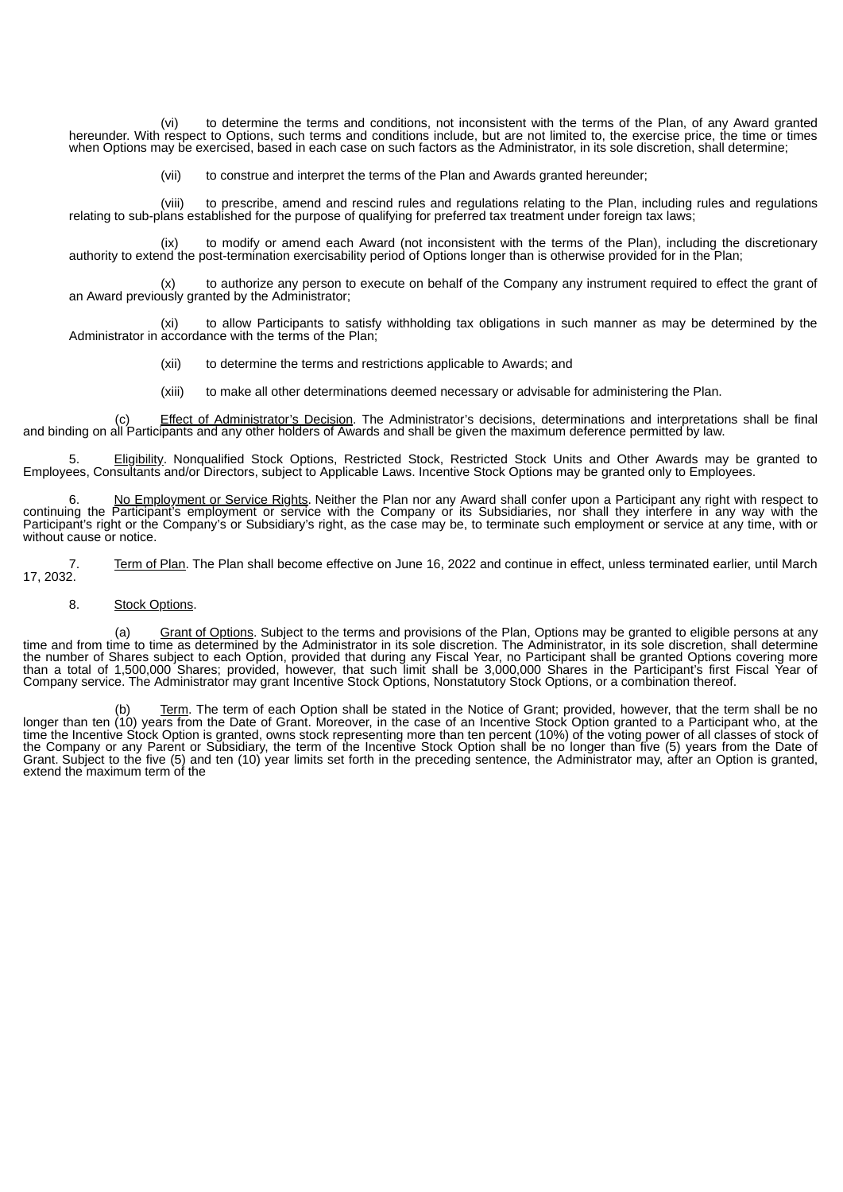(vi) to determine the terms and conditions, not inconsistent with the terms of the Plan, of any Award granted hereunder. With respect to Options, such terms and conditions include, but are not limited to, the exercise price, the time or times when Options may be exercised, based in each case on such factors as the Administrator, in its sole discretion, shall determine;

(vii) to construe and interpret the terms of the Plan and Awards granted hereunder;

(viii) to prescribe, amend and rescind rules and regulations relating to the Plan, including rules and regulations relating to sub-plans established for the purpose of qualifying for preferred tax treatment under foreign tax laws;

(ix) to modify or amend each Award (not inconsistent with the terms of the Plan), including the discretionary authority to extend the post-termination exercisability period of Options longer than is otherwise provided for in the Plan;

(x) to authorize any person to execute on behalf of the Company any instrument required to effect the grant of an Award previously granted by the Administrator;

(xi) to allow Participants to satisfy withholding tax obligations in such manner as may be determined by the Administrator in accordance with the terms of the Plan;

(xii) to determine the terms and restrictions applicable to Awards; and

(xiii) to make all other determinations deemed necessary or advisable for administering the Plan.

(c) Effect of Administrator's Decision. The Administrator's decisions, determinations and interpretations shall be final and binding on all Participants and any other holders of Awards and shall be given the maximum deference permitted by law.

5. Eligibility. Nonqualified Stock Options, Restricted Stock, Restricted Stock Units and Other Awards may be granted to Employees, Consultants and/or Directors, subject to Applicable Laws. Incentive Stock Options may be granted only to Employees.

6. No Employment or Service Rights. Neither the Plan nor any Award shall confer upon a Participant any right with respect to continuing the Participant's employment or service with the Company or its Subsidiaries, nor shall they interfere in any way with the Participant's right or the Company's or Subsidiary's right, as the case may be, to terminate such employment or service at any time, with or without cause or notice.

7. Term of Plan. The Plan shall become effective on June 16, 2022 and continue in effect, unless terminated earlier, until March 17, 2032.

8. Stock Options.

(a) Grant of Options. Subject to the terms and provisions of the Plan, Options may be granted to eligible persons at any time and from time to time as determined by the Administrator in its sole discretion. The Administrator, in its sole discretion, shall determine the number of Shares subject to each Option, provided that during any Fiscal Year, no Participant shall be granted Options covering more than a total of 1,500,000 Shares; provided, however, that such limit shall be 3,000,000 Shares in the Participant's first Fiscal Year of Company service. The Administrator may grant Incentive Stock Options, Nonstatutory Stock Options, or a combination thereof.

(b) Term. The term of each Option shall be stated in the Notice of Grant; provided, however, that the term shall be no longer than ten (10) years from the Date of Grant. Moreover, in the case of an Incentive Stock Option granted to a Participant who, at the time the Incentive Stock Option is granted, owns stock representing more than ten percent (10%) of the voting power of all classes of stock of the Company or any Parent or Subsidiary, the term of the Incentive Stock Option shall be no longer than five (5) years from the Date of Grant. Subject to the five (5) and ten (10) year limits set forth in the preceding sentence, the Administrator may, after an Option is granted, extend the maximum term of the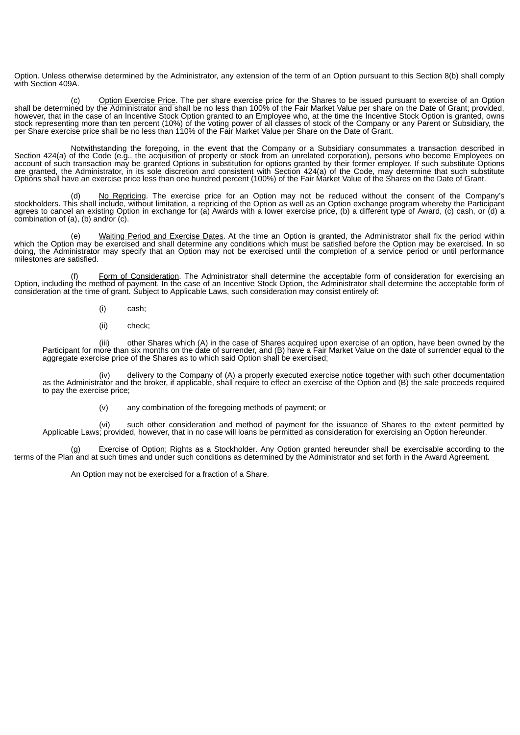Option. Unless otherwise determined by the Administrator, any extension of the term of an Option pursuant to this Section 8(b) shall comply with Section 409A.

(c) Option Exercise Price. The per share exercise price for the Shares to be issued pursuant to exercise of an Option shall be determined by the Administrator and shall be no less than 100% of the Fair Market Value per share on the Date of Grant; provided, however, that in the case of an Incentive Stock Option granted to an Employee who, at the time the Incentive Stock Option is granted, owns stock representing more than ten percent (10%) of the voting power of all classes of stock of the Company or any Parent or Subsidiary, the per Share exercise price shall be no less than 110% of the Fair Market Value per Share on the Date of Grant.

Notwithstanding the foregoing, in the event that the Company or a Subsidiary consummates a transaction described in Section 424(a) of the Code (e.g., the acquisition of property or stock from an unrelated corporation), persons who become Employees on account of such transaction may be granted Options in substitution for options granted by their former employer. If such substitute Options are granted, the Administrator, in its sole discretion and consistent with Section 424(a) of the Code, may determine that such substitute Options shall have an exercise price less than one hundred percent (100%) of the Fair Market Value of the Shares on the Date of Grant.

(d) No Repricing. The exercise price for an Option may not be reduced without the consent of the Company's stockholders. This shall include, without limitation, a repricing of the Option as well as an Option exchange program whereby the Participant agrees to cancel an existing Option in exchange for (a) Awards with a lower exercise price, (b) a different type of Award, (c) cash, or (d) a combination of (a), (b) and/or (c).

(e) Waiting Period and Exercise Dates. At the time an Option is granted, the Administrator shall fix the period within which the Option may be exercised and shall determine any conditions which must be satisfied before the Option may be exercised. In so doing, the Administrator may specify that an Option may not be exercised until the completion of a service period or until performance milestones are satisfied.

(f) Form of Consideration. The Administrator shall determine the acceptable form of consideration for exercising an Option, including the method of payment. In the case of an Incentive Stock Option, the Administrator shall determine the acceptable form of consideration at the time of grant. Subject to Applicable Laws, such consideration may consist entirely of:

(i) cash;

(ii) check;

(iii) other Shares which (A) in the case of Shares acquired upon exercise of an option, have been owned by the Participant for more than six months on the date of surrender, and (B) have a Fair Market Value on the date of surrender equal to the aggregate exercise price of the Shares as to which said Option shall be exercised;

(iv) delivery to the Company of (A) a properly executed exercise notice together with such other documentation as the Administrator and the broker, if applicable, shall require to effect an exercise of the Option and (B) the sale proceeds required to pay the exercise price;

(v) any combination of the foregoing methods of payment; or

(vi) such other consideration and method of payment for the issuance of Shares to the extent permitted by Applicable Laws; provided, however, that in no case will loans be permitted as consideration for exercising an Option hereunder.

(g) Exercise of Option; Rights as a Stockholder. Any Option granted hereunder shall be exercisable according to the terms of the Plan and at such times and under such conditions as determined by the Administrator and set forth in the Award Agreement.

An Option may not be exercised for a fraction of a Share.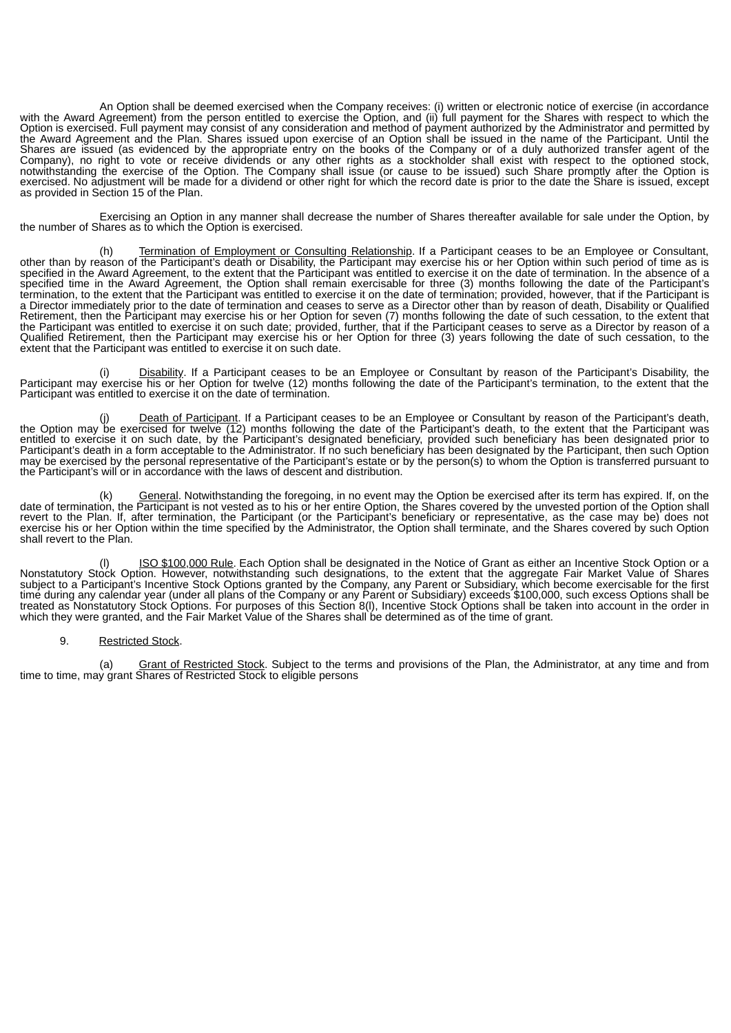An Option shall be deemed exercised when the Company receives: (i) written or electronic notice of exercise (in accordance with the Award Agreement) from the person entitled to exercise the Option, and (ii) full payment for the Shares with respect to which the Option is exercised. Full payment may consist of any consideration and method of payment authorized by the Administrator and permitted by the Award Agreement and the Plan. Shares issued upon exercise of an Option shall be issued in the name of the Participant. Until the Shares are issued (as evidenced by the appropriate entry on the books of the Company or of a duly authorized transfer agent of the Company), no right to vote or receive dividends or any other rights as a stockholder shall exist with respect to the optioned stock, notwithstanding the exercise of the Option. The Company shall issue (or cause to be issued) such Share promptly after the Option is exercised. No adjustment will be made for a dividend or other right for which the record date is prior to the date the Share is issued, except as provided in Section 15 of the Plan.

Exercising an Option in any manner shall decrease the number of Shares thereafter available for sale under the Option, by the number of Shares as to which the Option is exercised.

(h) Termination of Employment or Consulting Relationship. If a Participant ceases to be an Employee or Consultant, other than by reason of the Participant's death or Disability, the Participant may exercise his or her Option within such period of time as is specified in the Award Agreement, to the extent that the Participant was entitled to exercise it on the date of termination. In the absence of a specified time in the Award Agreement, the Option shall remain exercisable for three (3) months following the date of the Participant's termination, to the extent that the Participant was entitled to exercise it on the date of termination; provided, however, that if the Participant is a Director immediately prior to the date of termination and ceases to serve as a Director other than by reason of death, Disability or Qualified Retirement, then the Participant may exercise his or her Option for seven (7) months following the date of such cessation, to the extent that the Participant was entitled to exercise it on such date; provided, further, that if the Participant ceases to serve as a Director by reason of a Qualified Retirement, then the Participant may exercise his or her Option for three (3) years following the date of such cessation, to the extent that the Participant was entitled to exercise it on such date.

(i) Disability. If a Participant ceases to be an Employee or Consultant by reason of the Participant's Disability, the Participant may exercise his or her Option for twelve (12) months following the date of the Participant's termination, to the extent that the Participant was entitled to exercise it on the date of termination.

(j) Death of Participant. If a Participant ceases to be an Employee or Consultant by reason of the Participant's death, the Option may be exercised for twelve (12) months following the date of the Participant's death, to the extent that the Participant was entitled to exercise it on such date, by the Participant's designated beneficiary, provided such beneficiary has been designated prior to Participant's death in a form acceptable to the Administrator. If no such beneficiary has been designated by the Participant, then such Option may be exercised by the personal representative of the Participant's estate or by the person(s) to whom the Option is transferred pursuant to the Participant's will or in accordance with the laws of descent and distribution.

(k) General. Notwithstanding the foregoing, in no event may the Option be exercised after its term has expired. If, on the date of termination, the Participant is not vested as to his or her entire Option, the Shares covered by the unvested portion of the Option shall revert to the Plan. If, after termination, the Participant (or the Participant's beneficiary or representative, as the case may be) does not exercise his or her Option within the time specified by the Administrator, the Option shall terminate, and the Shares covered by such Option shall revert to the Plan.

(l) ISO $100,000 Rule. Each Option shall be designated in the Notice of Grant as either an Incentive Stock Option or a Nonstatutory Stock Option. However, notwithstanding such designations, to the extent that the aggregate Fair Market Value of Shares subject to a Participant's Incentive Stock Options granted by the Company, any Parent or Subsidiary, which become exercisable for the first time during any calendar year (under all plans of the Company or any Parent or Subsidiary) exceeds $100,000, such excess Options shall be treated as Nonstatutory Stock Options. For purposes of this Section 8(l), Incentive Stock Options shall be taken into account in the order in which they were granted, and the Fair Market Value of the Shares shall be determined as of the time of grant.

9. Restricted Stock.

(a) Grant of Restricted Stock. Subject to the terms and provisions of the Plan, the Administrator, at any time and from time to time, may grant Shares of Restricted Stock to eligible persons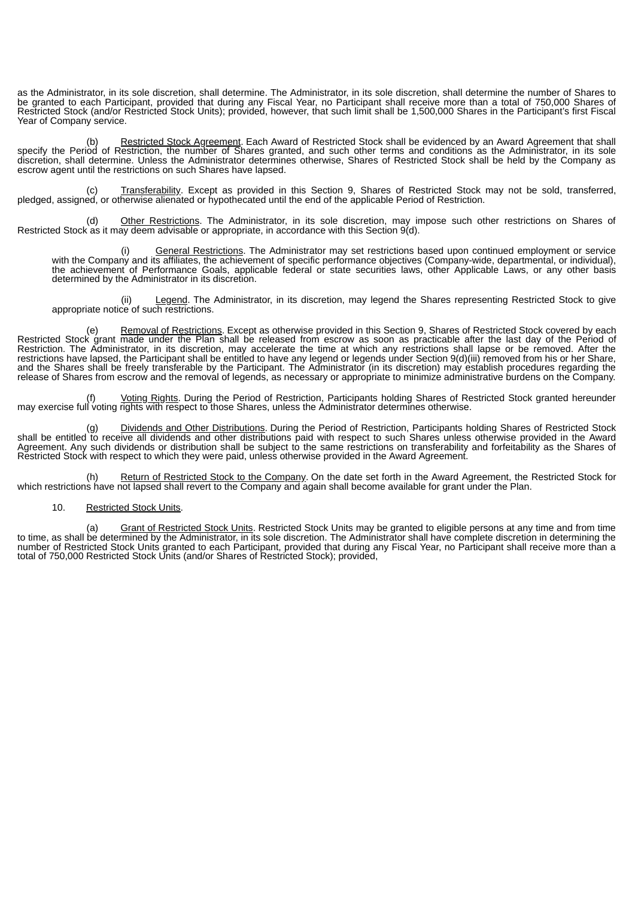as the Administrator, in its sole discretion, shall determine. The Administrator, in its sole discretion, shall determine the number of Shares to be granted to each Participant, provided that during any Fiscal Year, no Participant shall receive more than a total of 750,000 Shares of Restricted Stock (and/or Restricted Stock Units); provided, however, that such limit shall be 1,500,000 Shares in the Participant's first Fiscal Year of Company service.

(b) Restricted Stock Agreement. Each Award of Restricted Stock shall be evidenced by an Award Agreement that shall specify the Period of Restriction, the number of Shares granted, and such other terms and conditions as the Administrator, in its sole discretion, shall determine. Unless the Administrator determines otherwise, Shares of Restricted Stock shall be held by the Company as escrow agent until the restrictions on such Shares have lapsed.

(c) Transferability. Except as provided in this Section 9, Shares of Restricted Stock may not be sold, transferred, pledged, assigned, or otherwise alienated or hypothecated until the end of the applicable Period of Restriction.

(d) Other Restrictions. The Administrator, in its sole discretion, may impose such other restrictions on Shares of Restricted Stock as it may deem advisable or appropriate, in accordance with this Section 9(d).

(i) General Restrictions. The Administrator may set restrictions based upon continued employment or service with the Company and its affiliates, the achievement of specific performance objectives (Company-wide, departmental, or individual), the achievement of Performance Goals, applicable federal or state securities laws, other Applicable Laws, or any other basis determined by the Administrator in its discretion.

(ii) Legend. The Administrator, in its discretion, may legend the Shares representing Restricted Stock to give appropriate notice of such restrictions.

(e) Removal of Restrictions. Except as otherwise provided in this Section 9, Shares of Restricted Stock covered by each Restricted Stock grant made under the Plan shall be released from escrow as soon as practicable after the last day of the Period of Restriction. The Administrator, in its discretion, may accelerate the time at which any restrictions shall lapse or be removed. After the restrictions have lapsed, the Participant shall be entitled to have any legend or legends under Section 9(d)(iii) removed from his or her Share, and the Shares shall be freely transferable by the Participant. The Administrator (in its discretion) may establish procedures regarding the release of Shares from escrow and the removal of legends, as necessary or appropriate to minimize administrative burdens on the Company.

(f) Voting Rights. During the Period of Restriction, Participants holding Shares of Restricted Stock granted hereunder may exercise full voting rights with respect to those Shares, unless the Administrator determines otherwise.

(g) Dividends and Other Distributions. During the Period of Restriction, Participants holding Shares of Restricted Stock shall be entitled to receive all dividends and other distributions paid with respect to such Shares unless otherwise provided in the Award Agreement. Any such dividends or distribution shall be subject to the same restrictions on transferability and forfeitability as the Shares of Restricted Stock with respect to which they were paid, unless otherwise provided in the Award Agreement.

(h) Return of Restricted Stock to the Company. On the date set forth in the Award Agreement, the Restricted Stock for which restrictions have not lapsed shall revert to the Company and again shall become available for grant under the Plan.

10. Restricted Stock Units.

(a) Grant of Restricted Stock Units. Restricted Stock Units may be granted to eligible persons at any time and from time to time, as shall be determined by the Administrator, in its sole discretion. The Administrator shall have complete discretion in determining the number of Restricted Stock Units granted to each Participant, provided that during any Fiscal Year, no Participant shall receive more than a total of 750,000 Restricted Stock Units (and/or Shares of Restricted Stock); provided,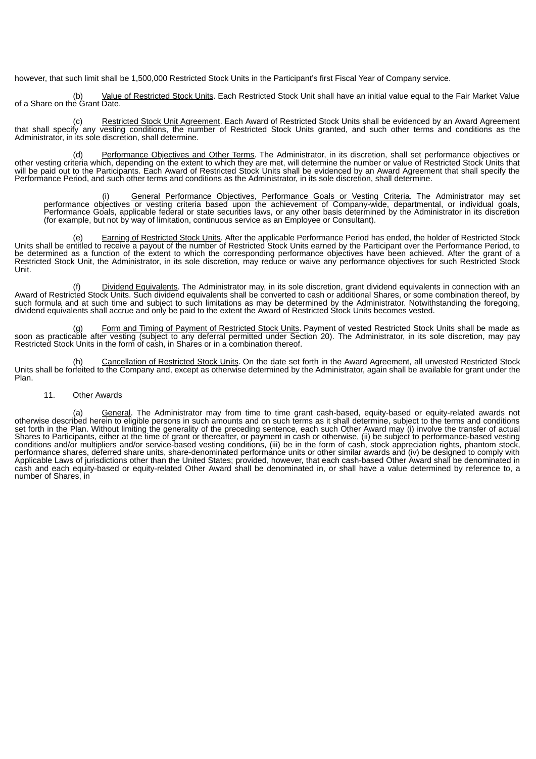however, that such limit shall be 1,500,000 Restricted Stock Units in the Participant's first Fiscal Year of Company service.

(b) Value of Restricted Stock Units. Each Restricted Stock Unit shall have an initial value equal to the Fair Market Value of a Share on the Grant Date.

(c) Restricted Stock Unit Agreement. Each Award of Restricted Stock Units shall be evidenced by an Award Agreement that shall specify any vesting conditions, the number of Restricted Stock Units granted, and such other terms and conditions as the Administrator, in its sole discretion, shall determine.

(d) Performance Objectives and Other Terms. The Administrator, in its discretion, shall set performance objectives or other vesting criteria which, depending on the extent to which they are met, will determine the number or value of Restricted Stock Units that will be paid out to the Participants. Each Award of Restricted Stock Units shall be evidenced by an Award Agreement that shall specify the Performance Period, and such other terms and conditions as the Administrator, in its sole discretion, shall determine.

(i) General Performance Objectives, Performance Goals or Vesting Criteria. The Administrator may set performance objectives or vesting criteria based upon the achievement of Company-wide, departmental, or individual goals, Performance Goals, applicable federal or state securities laws, or any other basis determined by the Administrator in its discretion (for example, but not by way of limitation, continuous service as an Employee or Consultant).

(e) Earning of Restricted Stock Units. After the applicable Performance Period has ended, the holder of Restricted Stock Units shall be entitled to receive a payout of the number of Restricted Stock Units earned by the Participant over the Performance Period, to be determined as a function of the extent to which the corresponding performance objectives have been achieved. After the grant of a Restricted Stock Unit, the Administrator, in its sole discretion, may reduce or waive any performance objectives for such Restricted Stock Unit.

(f) Dividend Equivalents. The Administrator may, in its sole discretion, grant dividend equivalents in connection with an Award of Restricted Stock Units. Such dividend equivalents shall be converted to cash or additional Shares, or some combination thereof, by such formula and at such time and subject to such limitations as may be determined by the Administrator. Notwithstanding the foregoing, dividend equivalents shall accrue and only be paid to the extent the Award of Restricted Stock Units becomes vested.

(g) Form and Timing of Payment of Restricted Stock Units. Payment of vested Restricted Stock Units shall be made as soon as practicable after vesting (subject to any deferral permitted under Section 20). The Administrator, in its sole discretion, may pay Restricted Stock Units in the form of cash, in Shares or in a combination thereof.

(h) Cancellation of Restricted Stock Units. On the date set forth in the Award Agreement, all unvested Restricted Stock Units shall be forfeited to the Company and, except as otherwise determined by the Administrator, again shall be available for grant under the Plan.

11. Other Awards

(a) General. The Administrator may from time to time grant cash-based, equity-based or equity-related awards not otherwise described herein to eligible persons in such amounts and on such terms as it shall determine, subject to the terms and conditions set forth in the Plan. Without limiting the generality of the preceding sentence, each such Other Award may (i) involve the transfer of actual Shares to Participants, either at the time of grant or thereafter, or payment in cash or otherwise, (ii) be subject to performance-based vesting conditions and/or multipliers and/or service-based vesting conditions, (iii) be in the form of cash, stock appreciation rights, phantom stock, performance shares, deferred share units, share-denominated performance units or other similar awards and (iv) be designed to comply with Applicable Laws of jurisdictions other than the United States; provided, however, that each cash-based Other Award shall be denominated in cash and each equity-based or equity-related Other Award shall be denominated in, or shall have a value determined by reference to, a number of Shares, in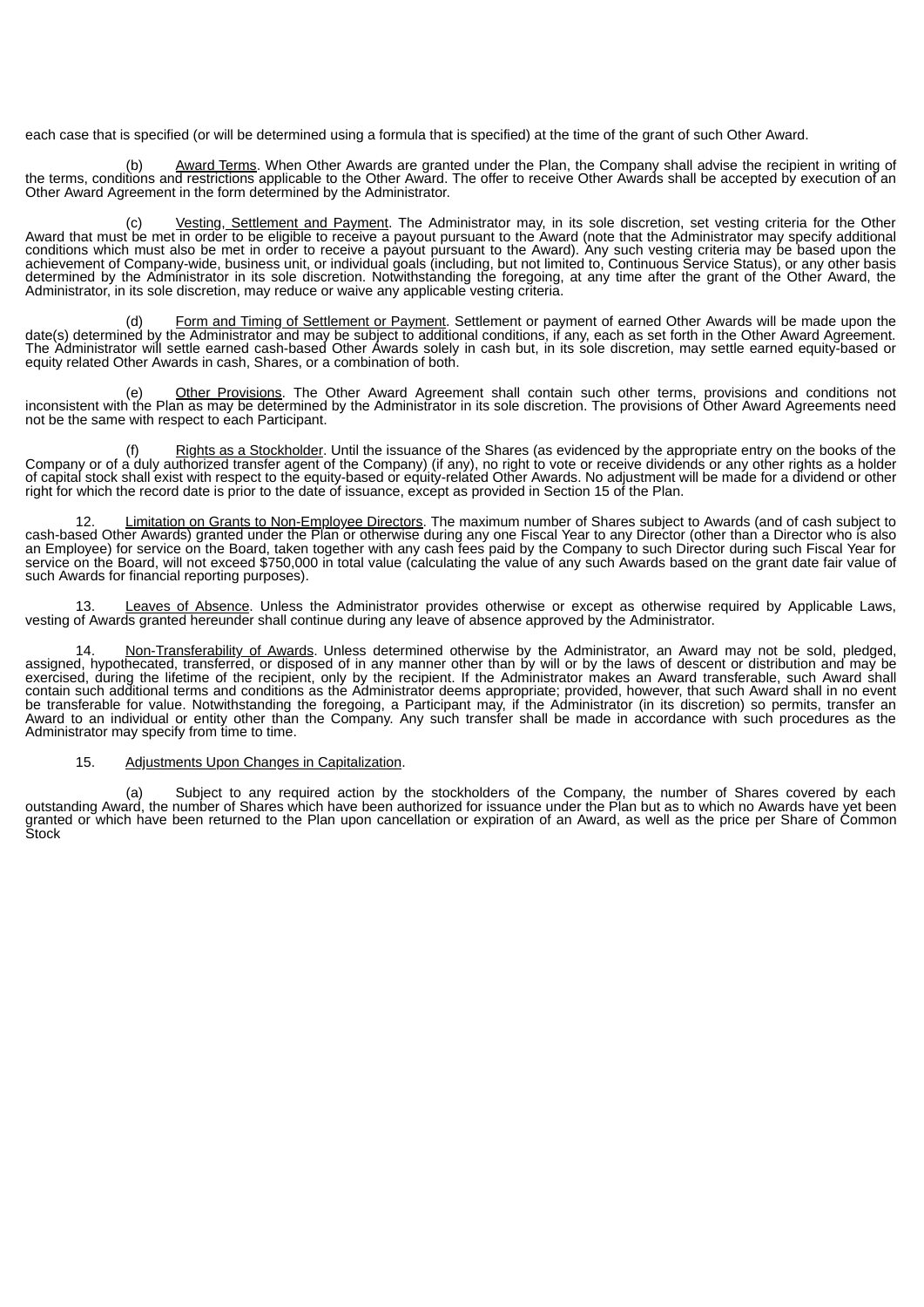each case that is specified (or will be determined using a formula that is specified) at the time of the grant of such Other Award.

(b) Award Terms. When Other Awards are granted under the Plan, the Company shall advise the recipient in writing of the terms, conditions and restrictions applicable to the Other Award. The offer to receive Other Awards shall be accepted by execution of an Other Award Agreement in the form determined by the Administrator.

(c) Vesting, Settlement and Payment. The Administrator may, in its sole discretion, set vesting criteria for the Other Award that must be met in order to be eligible to receive a payout pursuant to the Award (note that the Administrator may specify additional conditions which must also be met in order to receive a payout pursuant to the Award). Any such vesting criteria may be based upon the achievement of Company-wide, business unit, or individual goals (including, but not limited to, Continuous Service Status), or any other basis determined by the Administrator in its sole discretion. Notwithstanding the foregoing, at any time after the grant of the Other Award, the Administrator, in its sole discretion, may reduce or waive any applicable vesting criteria.

(d) Form and Timing of Settlement or Payment. Settlement or payment of earned Other Awards will be made upon the date(s) determined by the Administrator and may be subject to additional conditions, if any, each as set forth in the Other Award Agreement. The Administrator will settle earned cash-based Other Awards solely in cash but, in its sole discretion, may settle earned equity-based or equity related Other Awards in cash, Shares, or a combination of both.

(e) Other Provisions. The Other Award Agreement shall contain such other terms, provisions and conditions not inconsistent with the Plan as may be determined by the Administrator in its sole discretion. The provisions of Other Award Agreements need not be the same with respect to each Participant.

(f) Rights as a Stockholder. Until the issuance of the Shares (as evidenced by the appropriate entry on the books of the Company or of a duly authorized transfer agent of the Company) (if any), no right to vote or receive dividends or any other rights as a holder of capital stock shall exist with respect to the equity-based or equity-related Other Awards. No adjustment will be made for a dividend or other right for which the record date is prior to the date of issuance, except as provided in Section 15 of the Plan.

12. Limitation on Grants to Non-Employee Directors. The maximum number of Shares subject to Awards (and of cash subject to cash-based Other Awards) granted under the Plan or otherwise during any one Fiscal Year to any Director (other than a Director who is also an Employee) for service on the Board, taken together with any cash fees paid by the Company to such Director during such Fiscal Year for service on the Board, will not exceed $750,000 in total value (calculating the value of any such Awards based on the grant date fair value of such Awards for financial reporting purposes).

13. Leaves of Absence. Unless the Administrator provides otherwise or except as otherwise required by Applicable Laws, vesting of Awards granted hereunder shall continue during any leave of absence approved by the Administrator.

14. Non-Transferability of Awards. Unless determined otherwise by the Administrator, an Award may not be sold, pledged, assigned, hypothecated, transferred, or disposed of in any manner other than by will or by the laws of descent or distribution and may be exercised, during the lifetime of the recipient, only by the recipient. If the Administrator makes an Award transferable, such Award shall contain such additional terms and conditions as the Administrator deems appropriate; provided, however, that such Award shall in no event be transferable for value. Notwithstanding the foregoing, a Participant may, if the Administrator (in its discretion) so permits, transfer an Award to an individual or entity other than the Company. Any such transfer shall be made in accordance with such procedures as the Administrator may specify from time to time.

15. Adjustments Upon Changes in Capitalization.

(a) Subject to any required action by the stockholders of the Company, the number of Shares covered by each outstanding Award, the number of Shares which have been authorized for issuance under the Plan but as to which no Awards have yet been granted or which have been returned to the Plan upon cancellation or expiration of an Award, as well as the price per Share of Common Stock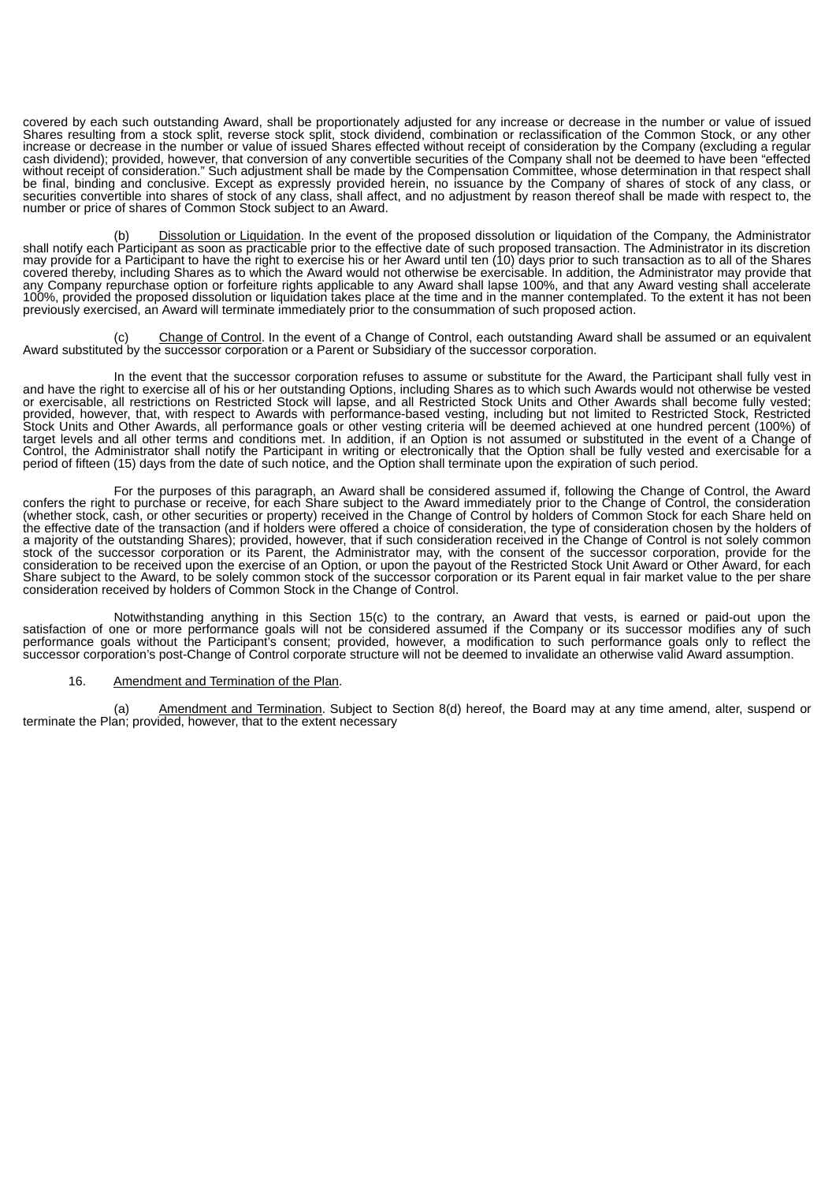covered by each such outstanding Award, shall be proportionately adjusted for any increase or decrease in the number or value of issued Shares resulting from a stock split, reverse stock split, stock dividend, combination or reclassification of the Common Stock, or any other increase or decrease in the number or value of issued Shares effected without receipt of consideration by the Company (excluding a regular cash dividend); provided, however, that conversion of any convertible securities of the Company shall not be deemed to have been "effected without receipt of consideration." Such adjustment shall be made by the Compensation Committee, whose determination in that respect shall be final, binding and conclusive. Except as expressly provided herein, no issuance by the Company of shares of stock of any class, or securities convertible into shares of stock of any class, shall affect, and no adjustment by reason thereof shall be made with respect to, the number or price of shares of Common Stock subject to an Award.

(b) Dissolution or Liquidation. In the event of the proposed dissolution or liquidation of the Company, the Administrator shall notify each Participant as soon as practicable prior to the effective date of such proposed transaction. The Administrator in its discretion may provide for a Participant to have the right to exercise his or her Award until ten (10) days prior to such transaction as to all of the Shares covered thereby, including Shares as to which the Award would not otherwise be exercisable. In addition, the Administrator may provide that any Company repurchase option or forfeiture rights applicable to any Award shall lapse 100%, and that any Award vesting shall accelerate 100%, provided the proposed dissolution or liquidation takes place at the time and in the manner contemplated. To the extent it has not been previously exercised, an Award will terminate immediately prior to the consummation of such proposed action.

(c) Change of Control. In the event of a Change of Control, each outstanding Award shall be assumed or an equivalent Award substituted by the successor corporation or a Parent or Subsidiary of the successor corporation.

In the event that the successor corporation refuses to assume or substitute for the Award, the Participant shall fully vest in and have the right to exercise all of his or her outstanding Options, including Shares as to which such Awards would not otherwise be vested or exercisable, all restrictions on Restricted Stock will lapse, and all Restricted Stock Units and Other Awards shall become fully vested; provided, however, that, with respect to Awards with performance-based vesting, including but not limited to Restricted Stock, Restricted Stock Units and Other Awards, all performance goals or other vesting criteria will be deemed achieved at one hundred percent (100%) of target levels and all other terms and conditions met. In addition, if an Option is not assumed or substituted in the event of a Change of Control, the Administrator shall notify the Participant in writing or electronically that the Option shall be fully vested and exercisable for a period of fifteen (15) days from the date of such notice, and the Option shall terminate upon the expiration of such period.

For the purposes of this paragraph, an Award shall be considered assumed if, following the Change of Control, the Award confers the right to purchase or receive, for each Share subject to the Award immediately prior to the Change of Control, the consideration (whether stock, cash, or other securities or property) received in the Change of Control by holders of Common Stock for each Share held on the effective date of the transaction (and if holders were offered a choice of consideration, the type of consideration chosen by the holders of a majority of the outstanding Shares); provided, however, that if such consideration received in the Change of Control is not solely common stock of the successor corporation or its Parent, the Administrator may, with the consent of the successor corporation, provide for the consideration to be received upon the exercise of an Option, or upon the payout of the Restricted Stock Unit Award or Other Award, for each Share subject to the Award, to be solely common stock of the successor corporation or its Parent equal in fair market value to the per share consideration received by holders of Common Stock in the Change of Control.

Notwithstanding anything in this Section 15(c) to the contrary, an Award that vests, is earned or paid-out upon the satisfaction of one or more performance goals will not be considered assumed if the Company or its successor modifies any of such performance goals without the Participant's consent; provided, however, a modification to such performance goals only to reflect the successor corporation's post-Change of Control corporate structure will not be deemed to invalidate an otherwise valid Award assumption.

16. Amendment and Termination of the Plan.

(a) Amendment and Termination. Subject to Section 8(d) hereof, the Board may at any time amend, alter, suspend or terminate the Plan; provided, however, that to the extent necessary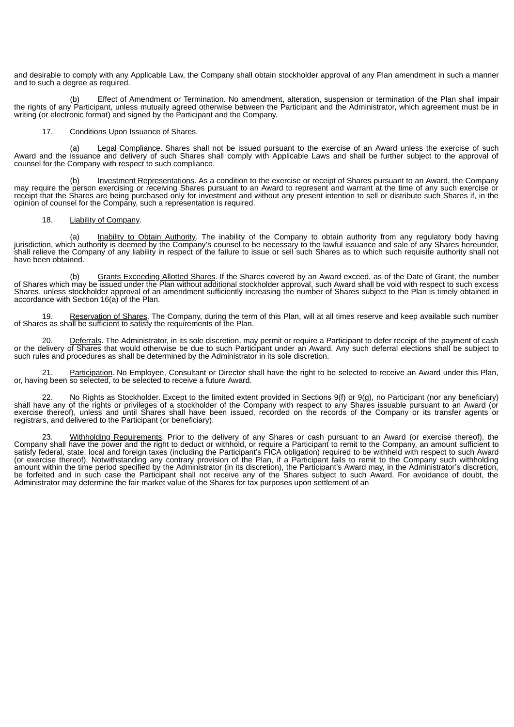and desirable to comply with any Applicable Law, the Company shall obtain stockholder approval of any Plan amendment in such a manner and to such a degree as required.

(b) Effect of Amendment or Termination. No amendment, alteration, suspension or termination of the Plan shall impair the rights of any Participant, unless mutually agreed otherwise between the Participant and the Administrator, which agreement must be in writing (or electronic format) and signed by the Participant and the Company.

17. Conditions Upon Issuance of Shares.

(a) Legal Compliance. Shares shall not be issued pursuant to the exercise of an Award unless the exercise of such Award and the issuance and delivery of such Shares shall comply with Applicable Laws and shall be further subject to the approval of counsel for the Company with respect to such compliance.

(b) Investment Representations. As a condition to the exercise or receipt of Shares pursuant to an Award, the Company may require the person exercising or receiving Shares pursuant to an Award to represent and warrant at the time of any such exercise or receipt that the Shares are being purchased only for investment and without any present intention to sell or distribute such Shares if, in the opinion of counsel for the Company, such a representation is required.

18. Liability of Company.

(a) Inability to Obtain Authority. The inability of the Company to obtain authority from any regulatory body having jurisdiction, which authority is deemed by the Company's counsel to be necessary to the lawful issuance and sale of any Shares hereunder, shall relieve the Company of any liability in respect of the failure to issue or sell such Shares as to which such requisite authority shall not have been obtained.

(b) Grants Exceeding Allotted Shares. If the Shares covered by an Award exceed, as of the Date of Grant, the number of Shares which may be issued under the Plan without additional stockholder approval, such Award shall be void with respect to such excess Shares, unless stockholder approval of an amendment sufficiently increasing the number of Shares subject to the Plan is timely obtained in accordance with Section 16(a) of the Plan.

19. Reservation of Shares. The Company, during the term of this Plan, will at all times reserve and keep available such number of Shares as shall be sufficient to satisfy the requirements of the Plan.

20. Deferrals. The Administrator, in its sole discretion, may permit or require a Participant to defer receipt of the payment of cash or the delivery of Shares that would otherwise be due to such Participant under an Award. Any such deferral elections shall be subject to such rules and procedures as shall be determined by the Administrator in its sole discretion.

21. Participation. No Employee, Consultant or Director shall have the right to be selected to receive an Award under this Plan, or, having been so selected, to be selected to receive a future Award.

22. No Rights as Stockholder. Except to the limited extent provided in Sections 9(f) or 9(g), no Participant (nor any beneficiary) shall have any of the rights or privileges of a stockholder of the Company with respect to any Shares issuable pursuant to an Award (or exercise thereof), unless and until Shares shall have been issued, recorded on the records of the Company or its transfer agents or registrars, and delivered to the Participant (or beneficiary).

23. Withholding Requirements. Prior to the delivery of any Shares or cash pursuant to an Award (or exercise thereof), the Company shall have the power and the right to deduct or withhold, or require a Participant to remit to the Company, an amount sufficient to satisfy federal, state, local and foreign taxes (including the Participant's FICA obligation) required to be withheld with respect to such Award (or exercise thereof). Notwithstanding any contrary provision of the Plan, if a Participant fails to remit to the Company such withholding amount within the time period specified by the Administrator (in its discretion), the Participant's Award may, in the Administrator's discretion, be forfeited and in such case the Participant shall not receive any of the Shares subject to such Award. For avoidance of doubt, the Administrator may determine the fair market value of the Shares for tax purposes upon settlement of an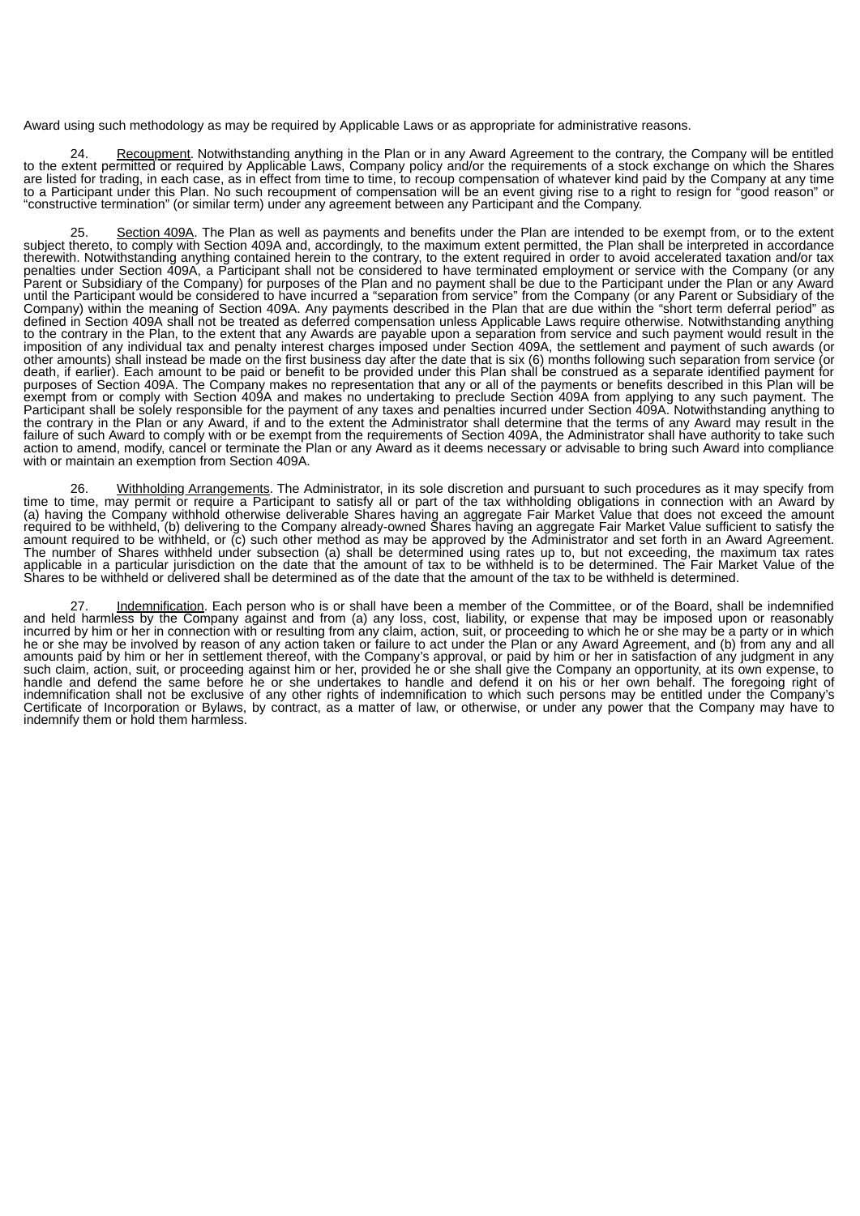Award using such methodology as may be required by Applicable Laws or as appropriate for administrative reasons.

24. Recoupment. Notwithstanding anything in the Plan or in any Award Agreement to the contrary, the Company will be entitled to the extent permitted or required by Applicable Laws, Company policy and/or the requirements of a stock exchange on which the Shares are listed for trading, in each case, as in effect from time to time, to recoup compensation of whatever kind paid by the Company at any time to a Participant under this Plan. No such recoupment of compensation will be an event giving rise to a right to resign for "good reason" or "constructive termination" (or similar term) under any agreement between any Participant and the Company.

25. Section 409A. The Plan as well as payments and benefits under the Plan are intended to be exempt from, or to the extent subject thereto, to comply with Section 409A and, accordingly, to the maximum extent permitted, the Plan shall be interpreted in accordance therewith. Notwithstanding anything contained herein to the contrary, to the extent required in order to avoid accelerated taxation and/or tax penalties under Section 409A, a Participant shall not be considered to have terminated employment or service with the Company (or any Parent or Subsidiary of the Company) for purposes of the Plan and no payment shall be due to the Participant under the Plan or any Award until the Participant would be considered to have incurred a "separation from service" from the Company (or any Parent or Subsidiary of the Company) within the meaning of Section 409A. Any payments described in the Plan that are due within the "short term deferral period" as defined in Section 409A shall not be treated as deferred compensation unless Applicable Laws require otherwise. Notwithstanding anything to the contrary in the Plan, to the extent that any Awards are payable upon a separation from service and such payment would result in the imposition of any individual tax and penalty interest charges imposed under Section 409A, the settlement and payment of such awards (or other amounts) shall instead be made on the first business day after the date that is six (6) months following such separation from service (or death, if earlier). Each amount to be paid or benefit to be provided under this Plan shall be construed as a separate identified payment for purposes of Section 409A. The Company makes no representation that any or all of the payments or benefits described in this Plan will be exempt from or comply with Section 409A and makes no undertaking to preclude Section 409A from applying to any such payment. The Participant shall be solely responsible for the payment of any taxes and penalties incurred under Section 409A. Notwithstanding anything to the contrary in the Plan or any Award, if and to the extent the Administrator shall determine that the terms of any Award may result in the failure of such Award to comply with or be exempt from the requirements of Section 409A, the Administrator shall have authority to take such action to amend, modify, cancel or terminate the Plan or any Award as it deems necessary or advisable to bring such Award into compliance with or maintain an exemption from Section 409A.

26. Withholding Arrangements. The Administrator, in its sole discretion and pursuant to such procedures as it may specify from time to time, may permit or require a Participant to satisfy all or part of the tax withholding obligations in connection with an Award by (a) having the Company withhold otherwise deliverable Shares having an aggregate Fair Market Value that does not exceed the amount required to be withheld, (b) delivering to the Company already-owned Shares having an aggregate Fair Market Value sufficient to satisfy the amount required to be withheld, or (c) such other method as may be approved by the Administrator and set forth in an Award Agreement. The number of Shares withheld under subsection (a) shall be determined using rates up to, but not exceeding, the maximum tax rates applicable in a particular jurisdiction on the date that the amount of tax to be withheld is to be determined. The Fair Market Value of the Shares to be withheld or delivered shall be determined as of the date that the amount of the tax to be withheld is determined.

27. Indemnification. Each person who is or shall have been a member of the Committee, or of the Board, shall be indemnified and held harmless by the Company against and from (a) any loss, cost, liability, or expense that may be imposed upon or reasonably incurred by him or her in connection with or resulting from any claim, action, suit, or proceeding to which he or she may be a party or in which he or she may be involved by reason of any action taken or failure to act under the Plan or any Award Agreement, and (b) from any and all amounts paid by him or her in settlement thereof, with the Company's approval, or paid by him or her in satisfaction of any judgment in any such claim, action, suit, or proceeding against him or her, provided he or she shall give the Company an opportunity, at its own expense, to handle and defend the same before he or she undertakes to handle and defend it on his or her own behalf. The foregoing right of indemnification shall not be exclusive of any other rights of indemnification to which such persons may be entitled under the Company's Certificate of Incorporation or Bylaws, by contract, as a matter of law, or otherwise, or under any power that the Company may have to indemnify them or hold them harmless.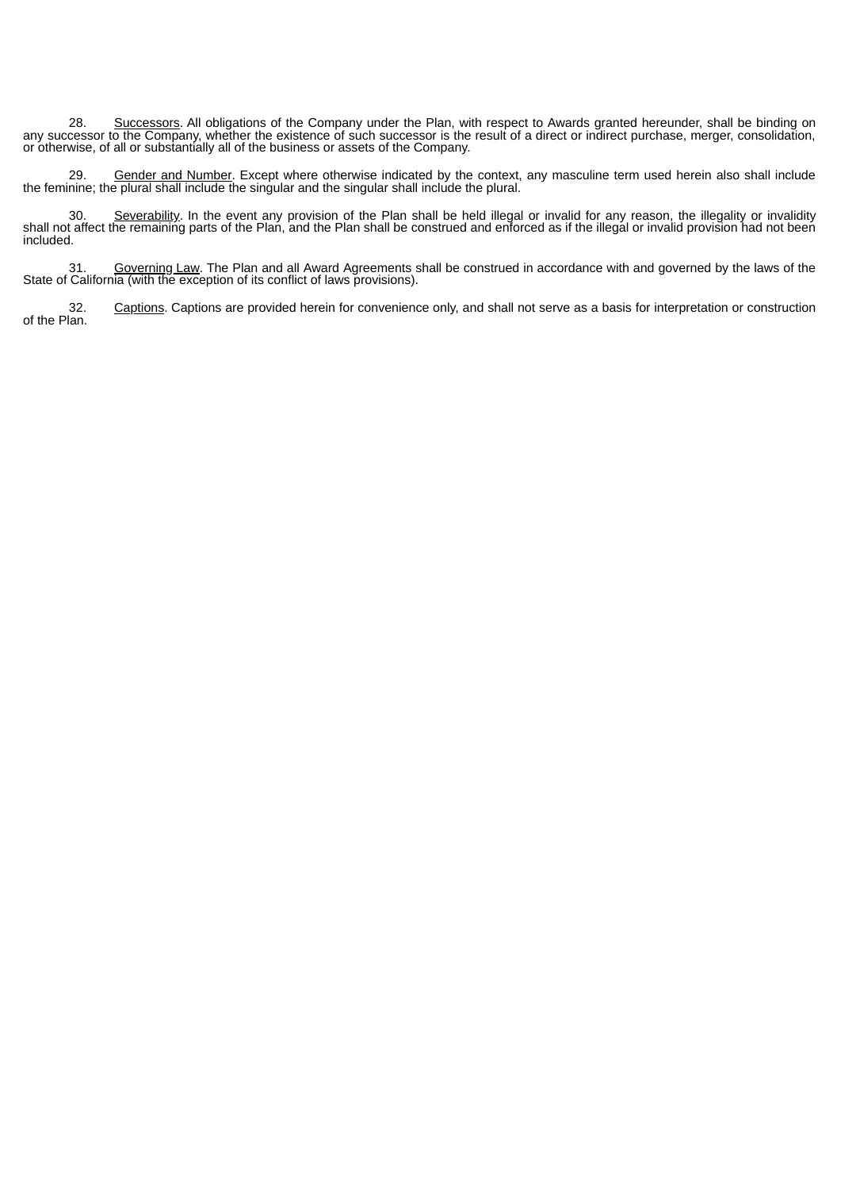28. Successors. All obligations of the Company under the Plan, with respect to Awards granted hereunder, shall be binding on any successor to the Company, whether the existence of such successor is the result of a direct or indirect purchase, merger, consolidation, or otherwise, of all or substantially all of the business or assets of the Company.

29. Gender and Number. Except where otherwise indicated by the context, any masculine term used herein also shall include the feminine; the plural shall include the singular and the singular shall include the plural.

30. Severability. In the event any provision of the Plan shall be held illegal or invalid for any reason, the illegality or invalidity shall not affect the remaining parts of the Plan, and the Plan shall be construed and enforced as if the illegal or invalid provision had not been included.

31. Governing Law. The Plan and all Award Agreements shall be construed in accordance with and governed by the laws of the State of California (with the exception of its conflict of laws provisions).

32. Captions. Captions are provided herein for convenience only, and shall not serve as a basis for interpretation or construction of the Plan.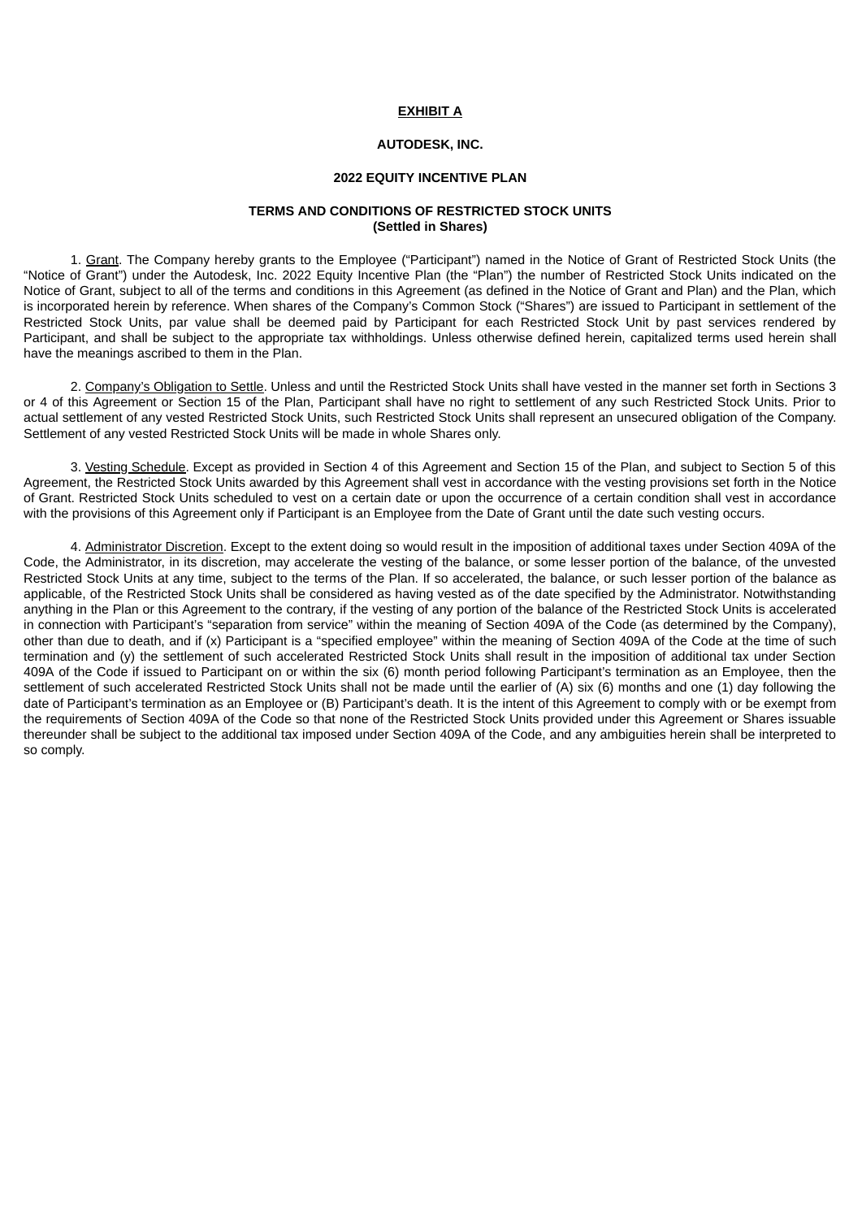**<u>EXHIBIT A</u>**

**AUTODESK, INC.**

**2022 EQUITY INCENTIVE PLAN**

**TERMS AND CONDITIONS OF RESTRICTED STOCK UNITS**
**(Settled in Shares)**

1. <u>Grant</u>. The Company hereby grants to the Employee ("Participant") named in the Notice of Grant of Restricted Stock Units (the "Notice of Grant") under the Autodesk, Inc. 2022 Equity Incentive Plan (the "Plan") the number of Restricted Stock Units indicated on the Notice of Grant, subject to all of the terms and conditions in this Agreement (as defined in the Notice of Grant and Plan) and the Plan, which is incorporated herein by reference. When shares of the Company's Common Stock ("Shares") are issued to Participant in settlement of the Restricted Stock Units, par value shall be deemed paid by Participant for each Restricted Stock Unit by past services rendered by Participant, and shall be subject to the appropriate tax withholdings. Unless otherwise defined herein, capitalized terms used herein shall have the meanings ascribed to them in the Plan.

2. <u>Company's Obligation to Settle</u>. Unless and until the Restricted Stock Units shall have vested in the manner set forth in Sections 3 or 4 of this Agreement or Section 15 of the Plan, Participant shall have no right to settlement of any such Restricted Stock Units. Prior to actual settlement of any vested Restricted Stock Units, such Restricted Stock Units shall represent an unsecured obligation of the Company. Settlement of any vested Restricted Stock Units will be made in whole Shares only.

3. <u>Vesting Schedule</u>. Except as provided in Section 4 of this Agreement and Section 15 of the Plan, and subject to Section 5 of this Agreement, the Restricted Stock Units awarded by this Agreement shall vest in accordance with the vesting provisions set forth in the Notice of Grant. Restricted Stock Units scheduled to vest on a certain date or upon the occurrence of a certain condition shall vest in accordance with the provisions of this Agreement only if Participant is an Employee from the Date of Grant until the date such vesting occurs.

4. <u>Administrator Discretion</u>. Except to the extent doing so would result in the imposition of additional taxes under Section 409A of the Code, the Administrator, in its discretion, may accelerate the vesting of the balance, or some lesser portion of the balance, of the unvested Restricted Stock Units at any time, subject to the terms of the Plan. If so accelerated, the balance, or such lesser portion of the balance as applicable, of the Restricted Stock Units shall be considered as having vested as of the date specified by the Administrator. Notwithstanding anything in the Plan or this Agreement to the contrary, if the vesting of any portion of the balance of the Restricted Stock Units is accelerated in connection with Participant's "separation from service" within the meaning of Section 409A of the Code (as determined by the Company), other than due to death, and if (x) Participant is a "specified employee" within the meaning of Section 409A of the Code at the time of such termination and (y) the settlement of such accelerated Restricted Stock Units shall result in the imposition of additional tax under Section 409A of the Code if issued to Participant on or within the six (6) month period following Participant's termination as an Employee, then the settlement of such accelerated Restricted Stock Units shall not be made until the earlier of (A) six (6) months and one (1) day following the date of Participant's termination as an Employee or (B) Participant's death. It is the intent of this Agreement to comply with or be exempt from the requirements of Section 409A of the Code so that none of the Restricted Stock Units provided under this Agreement or Shares issuable thereunder shall be subject to the additional tax imposed under Section 409A of the Code, and any ambiguities herein shall be interpreted to so comply.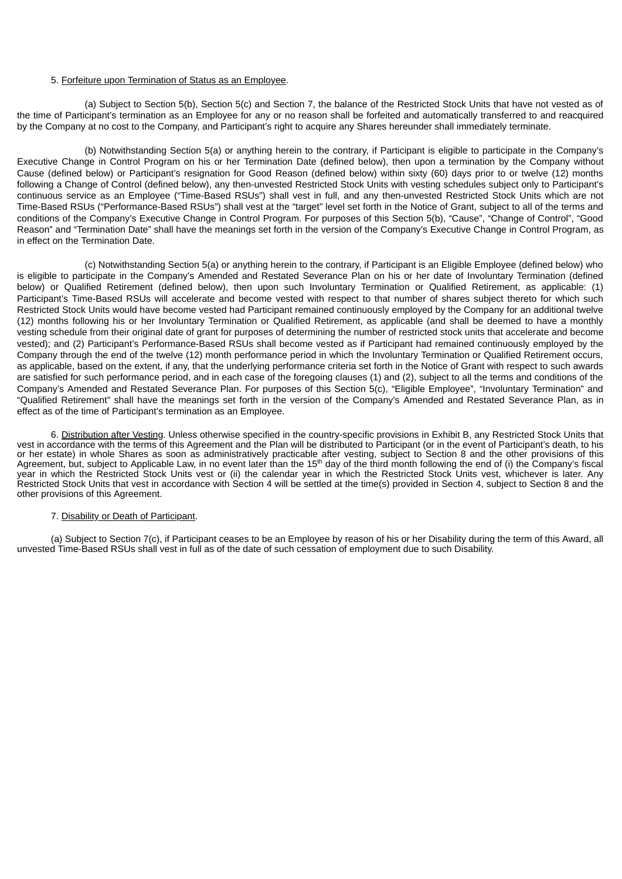5. Forfeiture upon Termination of Status as an Employee.

(a) Subject to Section 5(b), Section 5(c) and Section 7, the balance of the Restricted Stock Units that have not vested as of the time of Participant's termination as an Employee for any or no reason shall be forfeited and automatically transferred to and reacquired by the Company at no cost to the Company, and Participant's right to acquire any Shares hereunder shall immediately terminate.

(b) Notwithstanding Section 5(a) or anything herein to the contrary, if Participant is eligible to participate in the Company's Executive Change in Control Program on his or her Termination Date (defined below), then upon a termination by the Company without Cause (defined below) or Participant's resignation for Good Reason (defined below) within sixty (60) days prior to or twelve (12) months following a Change of Control (defined below), any then-unvested Restricted Stock Units with vesting schedules subject only to Participant's continuous service as an Employee ("Time-Based RSUs") shall vest in full, and any then-unvested Restricted Stock Units which are not Time-Based RSUs ("Performance-Based RSUs") shall vest at the "target" level set forth in the Notice of Grant, subject to all of the terms and conditions of the Company's Executive Change in Control Program. For purposes of this Section 5(b), "Cause", "Change of Control", "Good Reason" and "Termination Date" shall have the meanings set forth in the version of the Company's Executive Change in Control Program, as in effect on the Termination Date.

(c) Notwithstanding Section 5(a) or anything herein to the contrary, if Participant is an Eligible Employee (defined below) who is eligible to participate in the Company's Amended and Restated Severance Plan on his or her date of Involuntary Termination (defined below) or Qualified Retirement (defined below), then upon such Involuntary Termination or Qualified Retirement, as applicable: (1) Participant's Time-Based RSUs will accelerate and become vested with respect to that number of shares subject thereto for which such Restricted Stock Units would have become vested had Participant remained continuously employed by the Company for an additional twelve (12) months following his or her Involuntary Termination or Qualified Retirement, as applicable (and shall be deemed to have a monthly vesting schedule from their original date of grant for purposes of determining the number of restricted stock units that accelerate and become vested); and (2) Participant's Performance-Based RSUs shall become vested as if Participant had remained continuously employed by the Company through the end of the twelve (12) month performance period in which the Involuntary Termination or Qualified Retirement occurs, as applicable, based on the extent, if any, that the underlying performance criteria set forth in the Notice of Grant with respect to such awards are satisfied for such performance period, and in each case of the foregoing clauses (1) and (2), subject to all the terms and conditions of the Company's Amended and Restated Severance Plan. For purposes of this Section 5(c), "Eligible Employee", "Involuntary Termination" and "Qualified Retirement" shall have the meanings set forth in the version of the Company's Amended and Restated Severance Plan, as in effect as of the time of Participant's termination as an Employee.

6. Distribution after Vesting. Unless otherwise specified in the country-specific provisions in Exhibit B, any Restricted Stock Units that vest in accordance with the terms of this Agreement and the Plan will be distributed to Participant (or in the event of Participant's death, to his or her estate) in whole Shares as soon as administratively practicable after vesting, subject to Section 8 and the other provisions of this Agreement, but, subject to Applicable Law, in no event later than the 15th day of the third month following the end of (i) the Company's fiscal year in which the Restricted Stock Units vest or (ii) the calendar year in which the Restricted Stock Units vest, whichever is later. Any Restricted Stock Units that vest in accordance with Section 4 will be settled at the time(s) provided in Section 4, subject to Section 8 and the other provisions of this Agreement.

7. Disability or Death of Participant.

(a) Subject to Section 7(c), if Participant ceases to be an Employee by reason of his or her Disability during the term of this Award, all unvested Time-Based RSUs shall vest in full as of the date of such cessation of employment due to such Disability.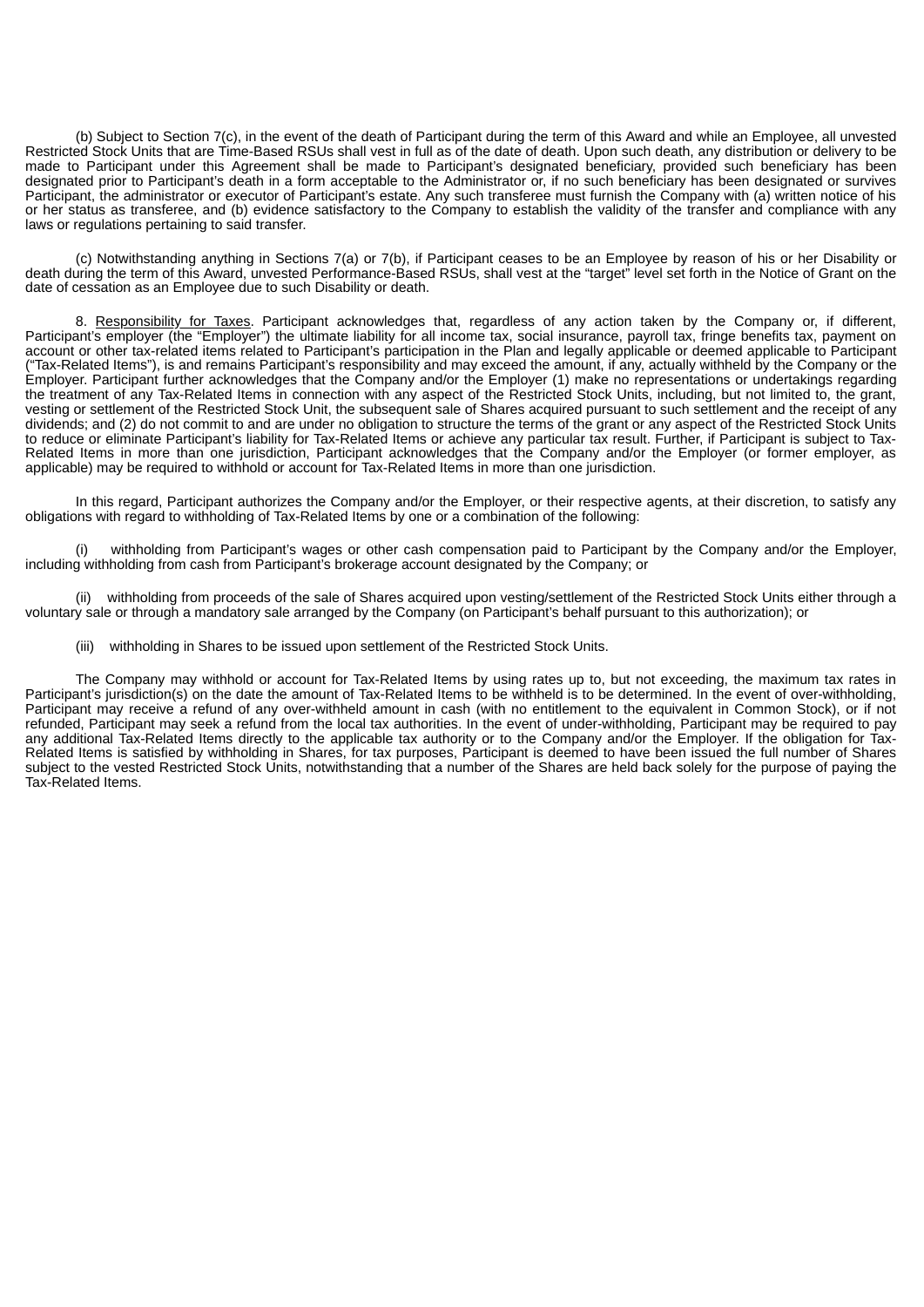(b) Subject to Section 7(c), in the event of the death of Participant during the term of this Award and while an Employee, all unvested Restricted Stock Units that are Time-Based RSUs shall vest in full as of the date of death. Upon such death, any distribution or delivery to be made to Participant under this Agreement shall be made to Participant's designated beneficiary, provided such beneficiary has been designated prior to Participant's death in a form acceptable to the Administrator or, if no such beneficiary has been designated or survives Participant, the administrator or executor of Participant's estate. Any such transferee must furnish the Company with (a) written notice of his or her status as transferee, and (b) evidence satisfactory to the Company to establish the validity of the transfer and compliance with any laws or regulations pertaining to said transfer.

(c) Notwithstanding anything in Sections 7(a) or 7(b), if Participant ceases to be an Employee by reason of his or her Disability or death during the term of this Award, unvested Performance-Based RSUs, shall vest at the "target" level set forth in the Notice of Grant on the date of cessation as an Employee due to such Disability or death.

8. Responsibility for Taxes. Participant acknowledges that, regardless of any action taken by the Company or, if different, Participant's employer (the "Employer") the ultimate liability for all income tax, social insurance, payroll tax, fringe benefits tax, payment on account or other tax-related items related to Participant's participation in the Plan and legally applicable or deemed applicable to Participant ("Tax-Related Items"), is and remains Participant's responsibility and may exceed the amount, if any, actually withheld by the Company or the Employer. Participant further acknowledges that the Company and/or the Employer (1) make no representations or undertakings regarding the treatment of any Tax-Related Items in connection with any aspect of the Restricted Stock Units, including, but not limited to, the grant, vesting or settlement of the Restricted Stock Unit, the subsequent sale of Shares acquired pursuant to such settlement and the receipt of any dividends; and (2) do not commit to and are under no obligation to structure the terms of the grant or any aspect of the Restricted Stock Units to reduce or eliminate Participant's liability for Tax-Related Items or achieve any particular tax result. Further, if Participant is subject to Tax-Related Items in more than one jurisdiction, Participant acknowledges that the Company and/or the Employer (or former employer, as applicable) may be required to withhold or account for Tax-Related Items in more than one jurisdiction.

In this regard, Participant authorizes the Company and/or the Employer, or their respective agents, at their discretion, to satisfy any obligations with regard to withholding of Tax-Related Items by one or a combination of the following:

(i) withholding from Participant's wages or other cash compensation paid to Participant by the Company and/or the Employer, including withholding from cash from Participant's brokerage account designated by the Company; or

(ii) withholding from proceeds of the sale of Shares acquired upon vesting/settlement of the Restricted Stock Units either through a voluntary sale or through a mandatory sale arranged by the Company (on Participant's behalf pursuant to this authorization); or

(iii) withholding in Shares to be issued upon settlement of the Restricted Stock Units.

The Company may withhold or account for Tax-Related Items by using rates up to, but not exceeding, the maximum tax rates in Participant's jurisdiction(s) on the date the amount of Tax-Related Items to be withheld is to be determined. In the event of over-withholding, Participant may receive a refund of any over-withheld amount in cash (with no entitlement to the equivalent in Common Stock), or if not refunded, Participant may seek a refund from the local tax authorities. In the event of under-withholding, Participant may be required to pay any additional Tax-Related Items directly to the applicable tax authority or to the Company and/or the Employer. If the obligation for Tax-Related Items is satisfied by withholding in Shares, for tax purposes, Participant is deemed to have been issued the full number of Shares subject to the vested Restricted Stock Units, notwithstanding that a number of the Shares are held back solely for the purpose of paying the Tax-Related Items.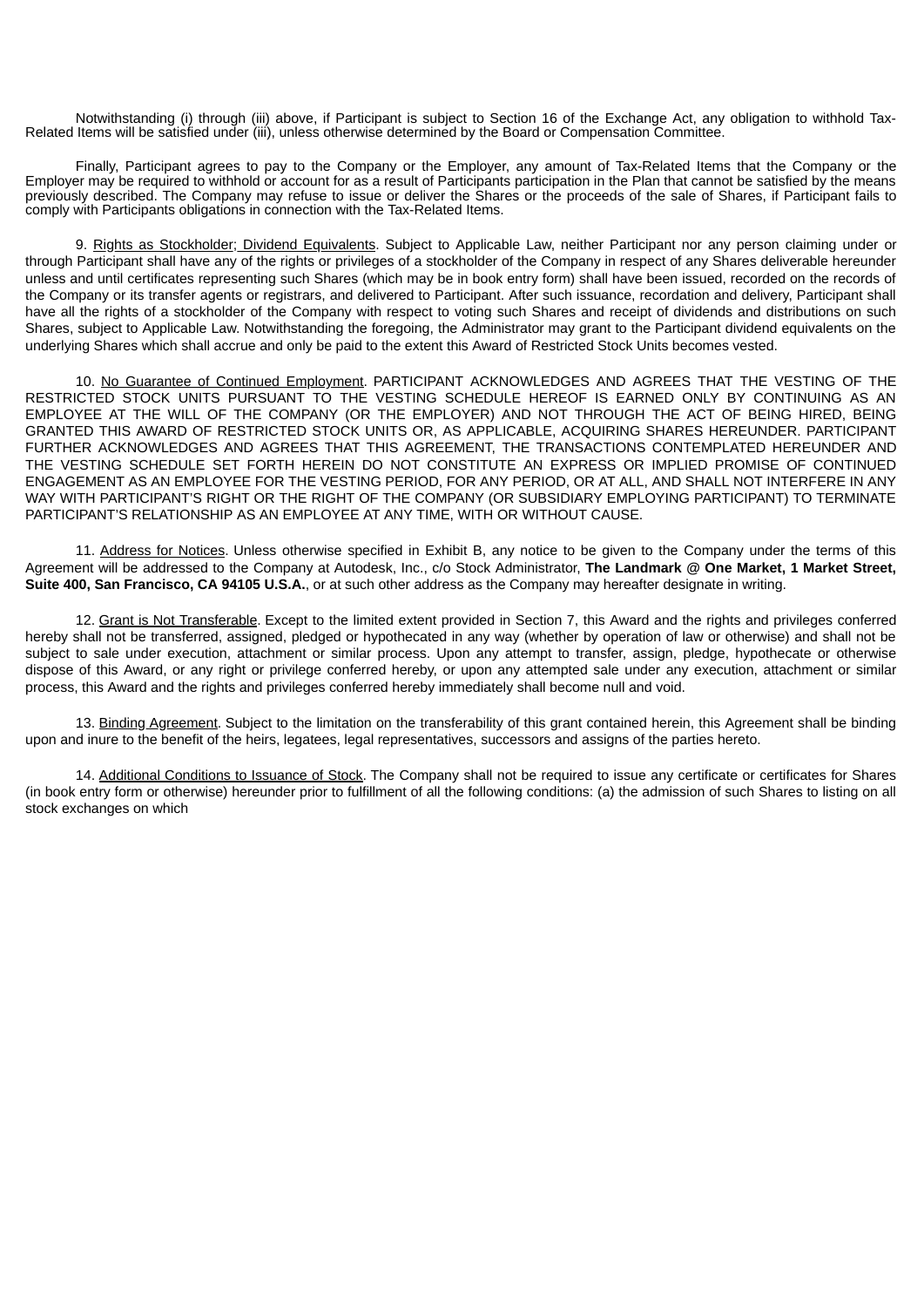Notwithstanding (i) through (iii) above, if Participant is subject to Section 16 of the Exchange Act, any obligation to withhold Tax-Related Items will be satisfied under (iii), unless otherwise determined by the Board or Compensation Committee.

Finally, Participant agrees to pay to the Company or the Employer, any amount of Tax-Related Items that the Company or the Employer may be required to withhold or account for as a result of Participants participation in the Plan that cannot be satisfied by the means previously described. The Company may refuse to issue or deliver the Shares or the proceeds of the sale of Shares, if Participant fails to comply with Participants obligations in connection with the Tax-Related Items.

9. Rights as Stockholder; Dividend Equivalents. Subject to Applicable Law, neither Participant nor any person claiming under or through Participant shall have any of the rights or privileges of a stockholder of the Company in respect of any Shares deliverable hereunder unless and until certificates representing such Shares (which may be in book entry form) shall have been issued, recorded on the records of the Company or its transfer agents or registrars, and delivered to Participant. After such issuance, recordation and delivery, Participant shall have all the rights of a stockholder of the Company with respect to voting such Shares and receipt of dividends and distributions on such Shares, subject to Applicable Law. Notwithstanding the foregoing, the Administrator may grant to the Participant dividend equivalents on the underlying Shares which shall accrue and only be paid to the extent this Award of Restricted Stock Units becomes vested.

10. No Guarantee of Continued Employment. PARTICIPANT ACKNOWLEDGES AND AGREES THAT THE VESTING OF THE RESTRICTED STOCK UNITS PURSUANT TO THE VESTING SCHEDULE HEREOF IS EARNED ONLY BY CONTINUING AS AN EMPLOYEE AT THE WILL OF THE COMPANY (OR THE EMPLOYER) AND NOT THROUGH THE ACT OF BEING HIRED, BEING GRANTED THIS AWARD OF RESTRICTED STOCK UNITS OR, AS APPLICABLE, ACQUIRING SHARES HEREUNDER. PARTICIPANT FURTHER ACKNOWLEDGES AND AGREES THAT THIS AGREEMENT, THE TRANSACTIONS CONTEMPLATED HEREUNDER AND THE VESTING SCHEDULE SET FORTH HEREIN DO NOT CONSTITUTE AN EXPRESS OR IMPLIED PROMISE OF CONTINUED ENGAGEMENT AS AN EMPLOYEE FOR THE VESTING PERIOD, FOR ANY PERIOD, OR AT ALL, AND SHALL NOT INTERFERE IN ANY WAY WITH PARTICIPANT'S RIGHT OR THE RIGHT OF THE COMPANY (OR SUBSIDIARY EMPLOYING PARTICIPANT) TO TERMINATE PARTICIPANT'S RELATIONSHIP AS AN EMPLOYEE AT ANY TIME, WITH OR WITHOUT CAUSE.

11. Address for Notices. Unless otherwise specified in Exhibit B, any notice to be given to the Company under the terms of this Agreement will be addressed to the Company at Autodesk, Inc., c/o Stock Administrator, **The Landmark @ One Market, 1 Market Street, Suite 400, San Francisco, CA 94105 U.S.A.**, or at such other address as the Company may hereafter designate in writing.

12. Grant is Not Transferable. Except to the limited extent provided in Section 7, this Award and the rights and privileges conferred hereby shall not be transferred, assigned, pledged or hypothecated in any way (whether by operation of law or otherwise) and shall not be subject to sale under execution, attachment or similar process. Upon any attempt to transfer, assign, pledge, hypothecate or otherwise dispose of this Award, or any right or privilege conferred hereby, or upon any attempted sale under any execution, attachment or similar process, this Award and the rights and privileges conferred hereby immediately shall become null and void.

13. Binding Agreement. Subject to the limitation on the transferability of this grant contained herein, this Agreement shall be binding upon and inure to the benefit of the heirs, legatees, legal representatives, successors and assigns of the parties hereto.

14. Additional Conditions to Issuance of Stock. The Company shall not be required to issue any certificate or certificates for Shares (in book entry form or otherwise) hereunder prior to fulfillment of all the following conditions: (a) the admission of such Shares to listing on all stock exchanges on which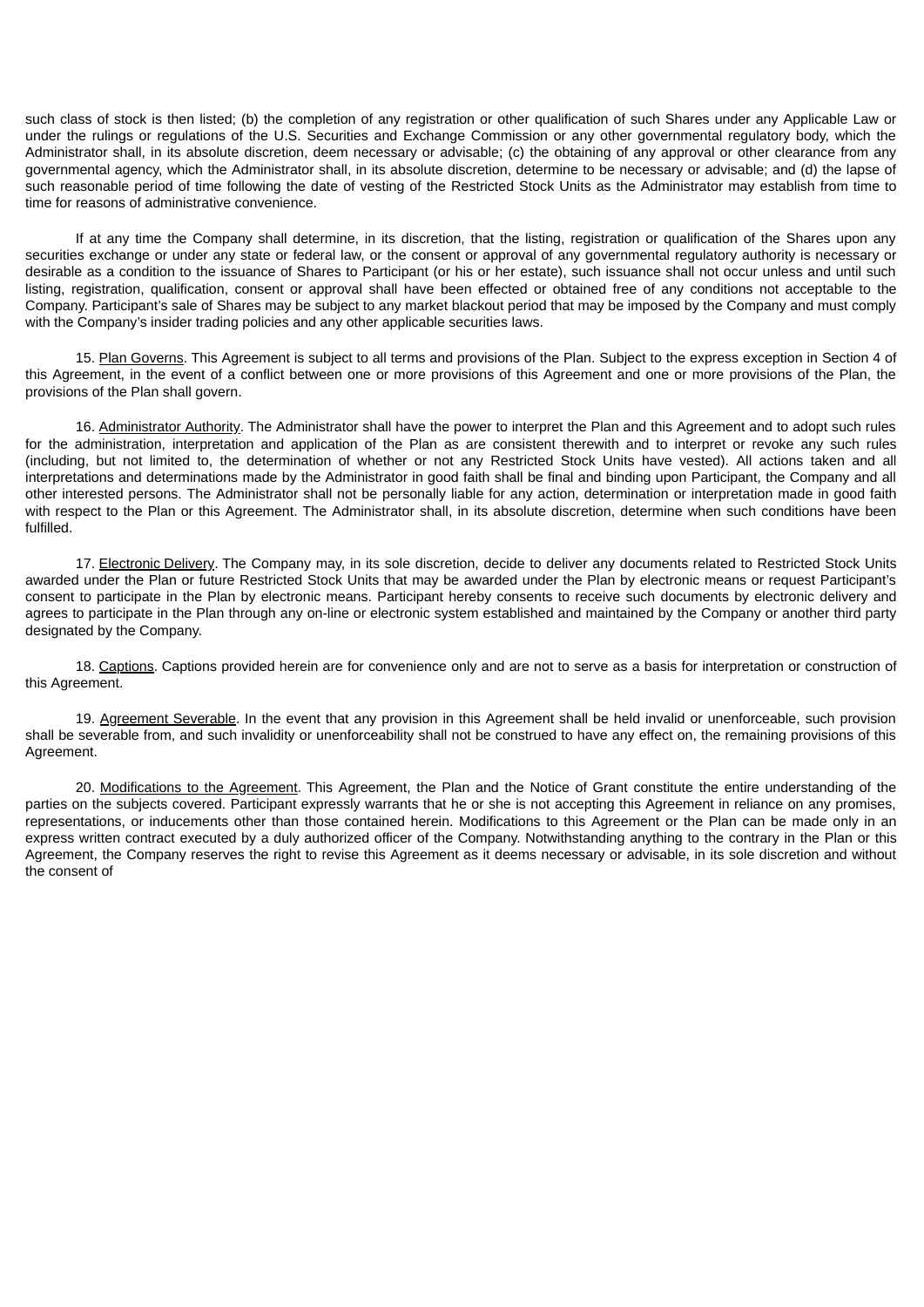such class of stock is then listed; (b) the completion of any registration or other qualification of such Shares under any Applicable Law or under the rulings or regulations of the U.S. Securities and Exchange Commission or any other governmental regulatory body, which the Administrator shall, in its absolute discretion, deem necessary or advisable; (c) the obtaining of any approval or other clearance from any governmental agency, which the Administrator shall, in its absolute discretion, determine to be necessary or advisable; and (d) the lapse of such reasonable period of time following the date of vesting of the Restricted Stock Units as the Administrator may establish from time to time for reasons of administrative convenience.

If at any time the Company shall determine, in its discretion, that the listing, registration or qualification of the Shares upon any securities exchange or under any state or federal law, or the consent or approval of any governmental regulatory authority is necessary or desirable as a condition to the issuance of Shares to Participant (or his or her estate), such issuance shall not occur unless and until such listing, registration, qualification, consent or approval shall have been effected or obtained free of any conditions not acceptable to the Company. Participant's sale of Shares may be subject to any market blackout period that may be imposed by the Company and must comply with the Company's insider trading policies and any other applicable securities laws.

15. Plan Governs. This Agreement is subject to all terms and provisions of the Plan. Subject to the express exception in Section 4 of this Agreement, in the event of a conflict between one or more provisions of this Agreement and one or more provisions of the Plan, the provisions of the Plan shall govern.

16. Administrator Authority. The Administrator shall have the power to interpret the Plan and this Agreement and to adopt such rules for the administration, interpretation and application of the Plan as are consistent therewith and to interpret or revoke any such rules (including, but not limited to, the determination of whether or not any Restricted Stock Units have vested). All actions taken and all interpretations and determinations made by the Administrator in good faith shall be final and binding upon Participant, the Company and all other interested persons. The Administrator shall not be personally liable for any action, determination or interpretation made in good faith with respect to the Plan or this Agreement. The Administrator shall, in its absolute discretion, determine when such conditions have been fulfilled.

17. Electronic Delivery. The Company may, in its sole discretion, decide to deliver any documents related to Restricted Stock Units awarded under the Plan or future Restricted Stock Units that may be awarded under the Plan by electronic means or request Participant's consent to participate in the Plan by electronic means. Participant hereby consents to receive such documents by electronic delivery and agrees to participate in the Plan through any on-line or electronic system established and maintained by the Company or another third party designated by the Company.

18. Captions. Captions provided herein are for convenience only and are not to serve as a basis for interpretation or construction of this Agreement.

19. Agreement Severable. In the event that any provision in this Agreement shall be held invalid or unenforceable, such provision shall be severable from, and such invalidity or unenforceability shall not be construed to have any effect on, the remaining provisions of this Agreement.

20. Modifications to the Agreement. This Agreement, the Plan and the Notice of Grant constitute the entire understanding of the parties on the subjects covered. Participant expressly warrants that he or she is not accepting this Agreement in reliance on any promises, representations, or inducements other than those contained herein. Modifications to this Agreement or the Plan can be made only in an express written contract executed by a duly authorized officer of the Company. Notwithstanding anything to the contrary in the Plan or this Agreement, the Company reserves the right to revise this Agreement as it deems necessary or advisable, in its sole discretion and without the consent of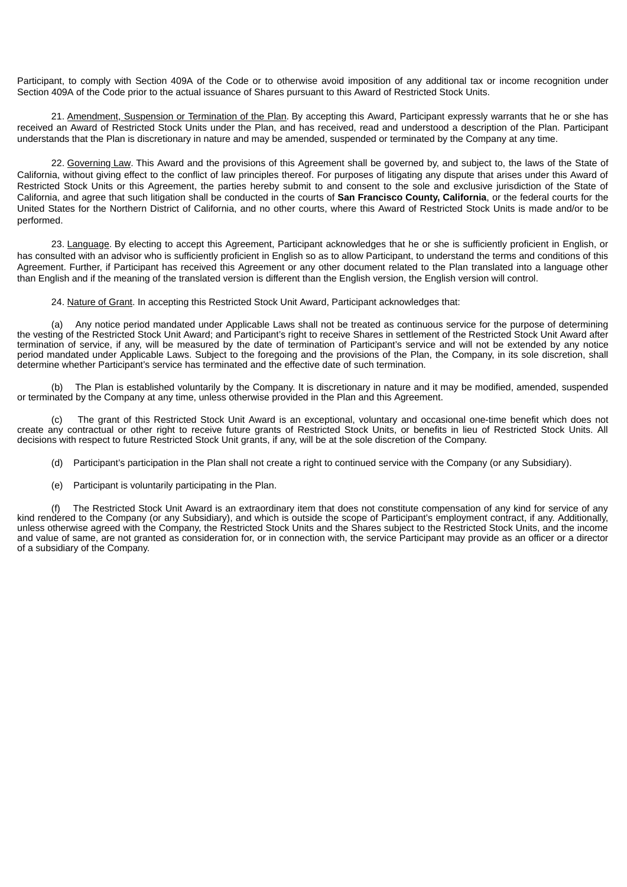Participant, to comply with Section 409A of the Code or to otherwise avoid imposition of any additional tax or income recognition under Section 409A of the Code prior to the actual issuance of Shares pursuant to this Award of Restricted Stock Units.

21. Amendment, Suspension or Termination of the Plan. By accepting this Award, Participant expressly warrants that he or she has received an Award of Restricted Stock Units under the Plan, and has received, read and understood a description of the Plan. Participant understands that the Plan is discretionary in nature and may be amended, suspended or terminated by the Company at any time.

22. Governing Law. This Award and the provisions of this Agreement shall be governed by, and subject to, the laws of the State of California, without giving effect to the conflict of law principles thereof. For purposes of litigating any dispute that arises under this Award of Restricted Stock Units or this Agreement, the parties hereby submit to and consent to the sole and exclusive jurisdiction of the State of California, and agree that such litigation shall be conducted in the courts of **San Francisco County, California**, or the federal courts for the United States for the Northern District of California, and no other courts, where this Award of Restricted Stock Units is made and/or to be performed.

23. Language. By electing to accept this Agreement, Participant acknowledges that he or she is sufficiently proficient in English, or has consulted with an advisor who is sufficiently proficient in English so as to allow Participant, to understand the terms and conditions of this Agreement. Further, if Participant has received this Agreement or any other document related to the Plan translated into a language other than English and if the meaning of the translated version is different than the English version, the English version will control.

24. Nature of Grant. In accepting this Restricted Stock Unit Award, Participant acknowledges that:

(a) Any notice period mandated under Applicable Laws shall not be treated as continuous service for the purpose of determining the vesting of the Restricted Stock Unit Award; and Participant's right to receive Shares in settlement of the Restricted Stock Unit Award after termination of service, if any, will be measured by the date of termination of Participant's service and will not be extended by any notice period mandated under Applicable Laws. Subject to the foregoing and the provisions of the Plan, the Company, in its sole discretion, shall determine whether Participant's service has terminated and the effective date of such termination.

(b) The Plan is established voluntarily by the Company. It is discretionary in nature and it may be modified, amended, suspended or terminated by the Company at any time, unless otherwise provided in the Plan and this Agreement.

(c) The grant of this Restricted Stock Unit Award is an exceptional, voluntary and occasional one-time benefit which does not create any contractual or other right to receive future grants of Restricted Stock Units, or benefits in lieu of Restricted Stock Units. All decisions with respect to future Restricted Stock Unit grants, if any, will be at the sole discretion of the Company.

(d) Participant's participation in the Plan shall not create a right to continued service with the Company (or any Subsidiary).

(e) Participant is voluntarily participating in the Plan.

(f) The Restricted Stock Unit Award is an extraordinary item that does not constitute compensation of any kind for service of any kind rendered to the Company (or any Subsidiary), and which is outside the scope of Participant's employment contract, if any. Additionally, unless otherwise agreed with the Company, the Restricted Stock Units and the Shares subject to the Restricted Stock Units, and the income and value of same, are not granted as consideration for, or in connection with, the service Participant may provide as an officer or a director of a subsidiary of the Company.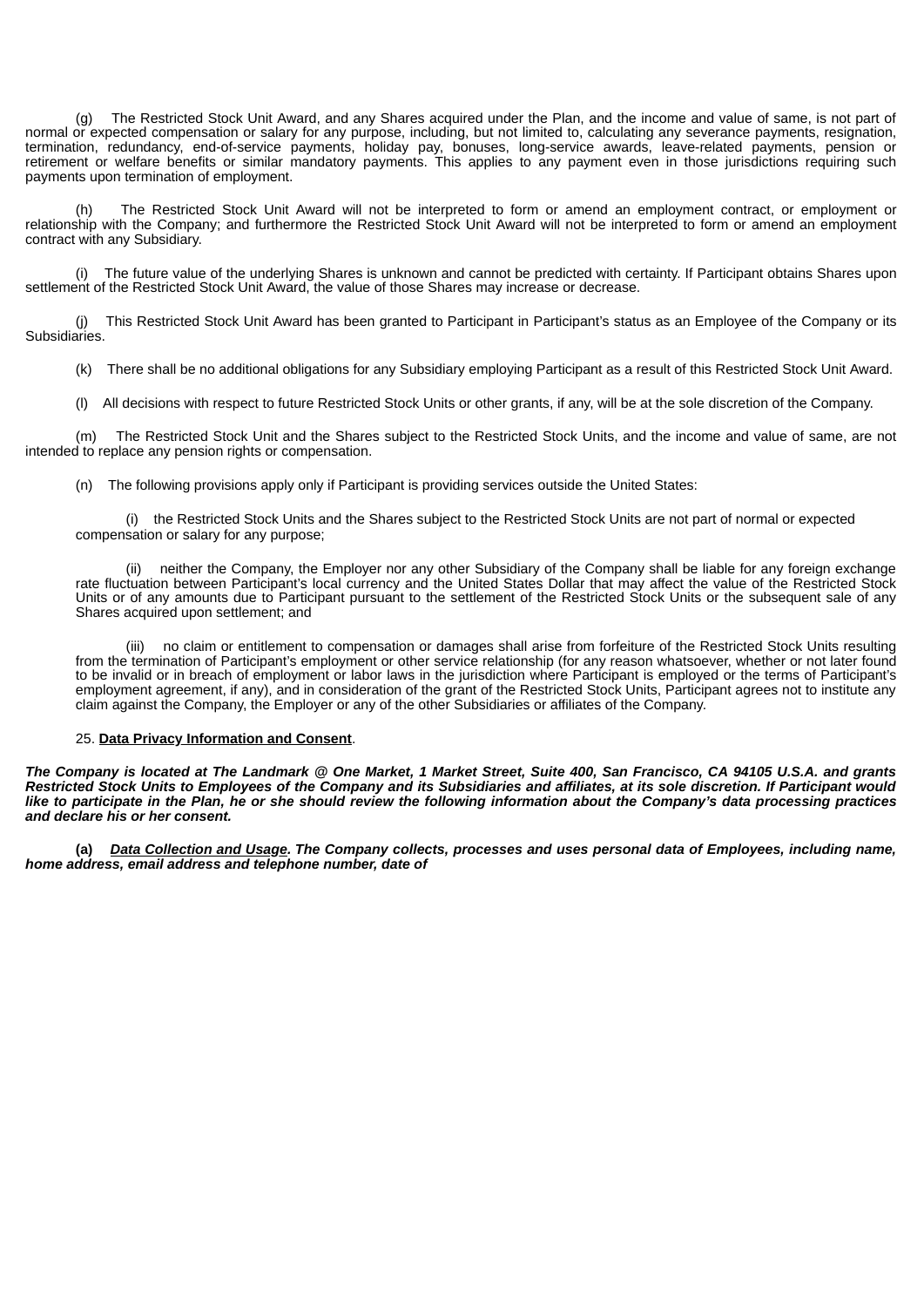(g) The Restricted Stock Unit Award, and any Shares acquired under the Plan, and the income and value of same, is not part of normal or expected compensation or salary for any purpose, including, but not limited to, calculating any severance payments, resignation, termination, redundancy, end-of-service payments, holiday pay, bonuses, long-service awards, leave-related payments, pension or retirement or welfare benefits or similar mandatory payments. This applies to any payment even in those jurisdictions requiring such payments upon termination of employment.

(h) The Restricted Stock Unit Award will not be interpreted to form or amend an employment contract, or employment or relationship with the Company; and furthermore the Restricted Stock Unit Award will not be interpreted to form or amend an employment contract with any Subsidiary.

(i) The future value of the underlying Shares is unknown and cannot be predicted with certainty. If Participant obtains Shares upon settlement of the Restricted Stock Unit Award, the value of those Shares may increase or decrease.

(j) This Restricted Stock Unit Award has been granted to Participant in Participant's status as an Employee of the Company or its Subsidiaries.

(k) There shall be no additional obligations for any Subsidiary employing Participant as a result of this Restricted Stock Unit Award.

(l) All decisions with respect to future Restricted Stock Units or other grants, if any, will be at the sole discretion of the Company.

(m) The Restricted Stock Unit and the Shares subject to the Restricted Stock Units, and the income and value of same, are not intended to replace any pension rights or compensation.

(n) The following provisions apply only if Participant is providing services outside the United States:

(i) the Restricted Stock Units and the Shares subject to the Restricted Stock Units are not part of normal or expected compensation or salary for any purpose;

(ii) neither the Company, the Employer nor any other Subsidiary of the Company shall be liable for any foreign exchange rate fluctuation between Participant's local currency and the United States Dollar that may affect the value of the Restricted Stock Units or of any amounts due to Participant pursuant to the settlement of the Restricted Stock Units or the subsequent sale of any Shares acquired upon settlement; and

(iii) no claim or entitlement to compensation or damages shall arise from forfeiture of the Restricted Stock Units resulting from the termination of Participant's employment or other service relationship (for any reason whatsoever, whether or not later found to be invalid or in breach of employment or labor laws in the jurisdiction where Participant is employed or the terms of Participant's employment agreement, if any), and in consideration of the grant of the Restricted Stock Units, Participant agrees not to institute any claim against the Company, the Employer or any of the other Subsidiaries or affiliates of the Company.

25. **Data Privacy Information and Consent**.

***The Company is located at The Landmark @ One Market, 1 Market Street, Suite 400, San Francisco, CA 94105 U.S.A. and grants Restricted Stock Units to Employees of the Company and its Subsidiaries and affiliates, at its sole discretion. If Participant would like to participate in the Plan, he or she should review the following information about the Company's data processing practices and declare his or her consent.***

**(a)** ***Data Collection and Usage. The Company collects, processes and uses personal data of Employees, including name, home address, email address and telephone number, date of***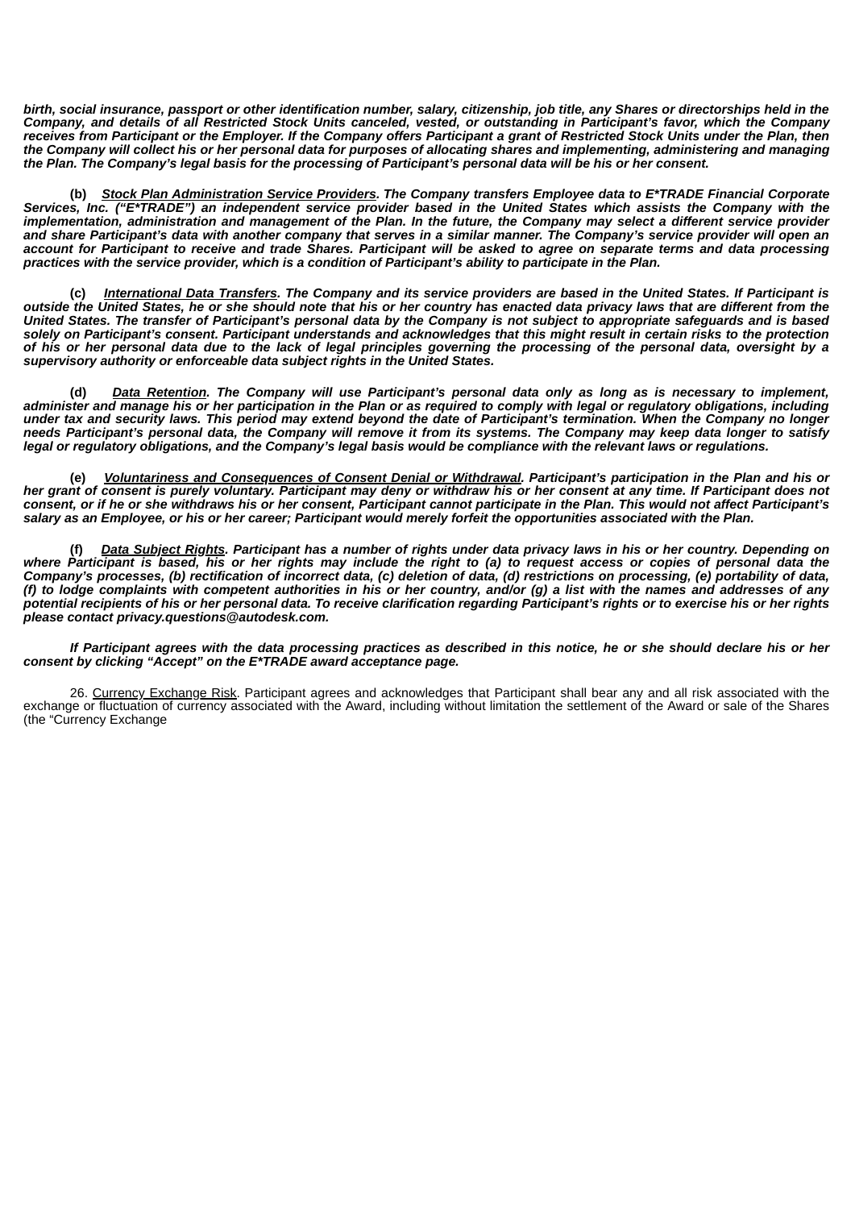***birth, social insurance, passport or other identification number, salary, citizenship, job title, any Shares or directorships held in the Company, and details of all Restricted Stock Units canceled, vested, or outstanding in Participant's favor, which the Company receives from Participant or the Employer. If the Company offers Participant a grant of Restricted Stock Units under the Plan, then the Company will collect his or her personal data for purposes of allocating shares and implementing, administering and managing the Plan. The Company's legal basis for the processing of Participant's personal data will be his or her consent.***

**(b)** ***<u>Stock Plan Administration Service Providers</u>. The Company transfers Employee data to E*TRADE Financial Corporate Services, Inc. ("E*TRADE") an independent service provider based in the United States which assists the Company with the implementation, administration and management of the Plan. In the future, the Company may select a different service provider and share Participant's data with another company that serves in a similar manner. The Company's service provider will open an account for Participant to receive and trade Shares. Participant will be asked to agree on separate terms and data processing practices with the service provider, which is a condition of Participant's ability to participate in the Plan.***

**(c)** ***<u>International Data Transfers</u>. The Company and its service providers are based in the United States. If Participant is outside the United States, he or she should note that his or her country has enacted data privacy laws that are different from the United States. The transfer of Participant's personal data by the Company is not subject to appropriate safeguards and is based solely on Participant's consent. Participant understands and acknowledges that this might result in certain risks to the protection of his or her personal data due to the lack of legal principles governing the processing of the personal data, oversight by a supervisory authority or enforceable data subject rights in the United States.***

**(d)** ***<u>Data Retention</u>. The Company will use Participant's personal data only as long as is necessary to implement, administer and manage his or her participation in the Plan or as required to comply with legal or regulatory obligations, including under tax and security laws. This period may extend beyond the date of Participant's termination. When the Company no longer needs Participant's personal data, the Company will remove it from its systems. The Company may keep data longer to satisfy legal or regulatory obligations, and the Company's legal basis would be compliance with the relevant laws or regulations.***

**(e)** ***<u>Voluntariness and Consequences of Consent Denial or Withdrawal</u>. Participant's participation in the Plan and his or her grant of consent is purely voluntary. Participant may deny or withdraw his or her consent at any time. If Participant does not consent, or if he or she withdraws his or her consent, Participant cannot participate in the Plan. This would not affect Participant's salary as an Employee, or his or her career; Participant would merely forfeit the opportunities associated with the Plan.***

**(f)** ***<u>Data Subject Rights</u>. Participant has a number of rights under data privacy laws in his or her country. Depending on where Participant is based, his or her rights may include the right to (a) to request access or copies of personal data the Company's processes, (b) rectification of incorrect data, (c) deletion of data, (d) restrictions on processing, (e) portability of data, (f) to lodge complaints with competent authorities in his or her country, and/or (g) a list with the names and addresses of any potential recipients of his or her personal data. To receive clarification regarding Participant's rights or to exercise his or her rights please contact privacy.questions@autodesk.com.***

***If Participant agrees with the data processing practices as described in this notice, he or she should declare his or her consent by clicking "Accept" on the E*TRADE award acceptance page.***

26. <u>Currency Exchange Risk</u>. Participant agrees and acknowledges that Participant shall bear any and all risk associated with the exchange or fluctuation of currency associated with the Award, including without limitation the settlement of the Award or sale of the Shares (the "Currency Exchange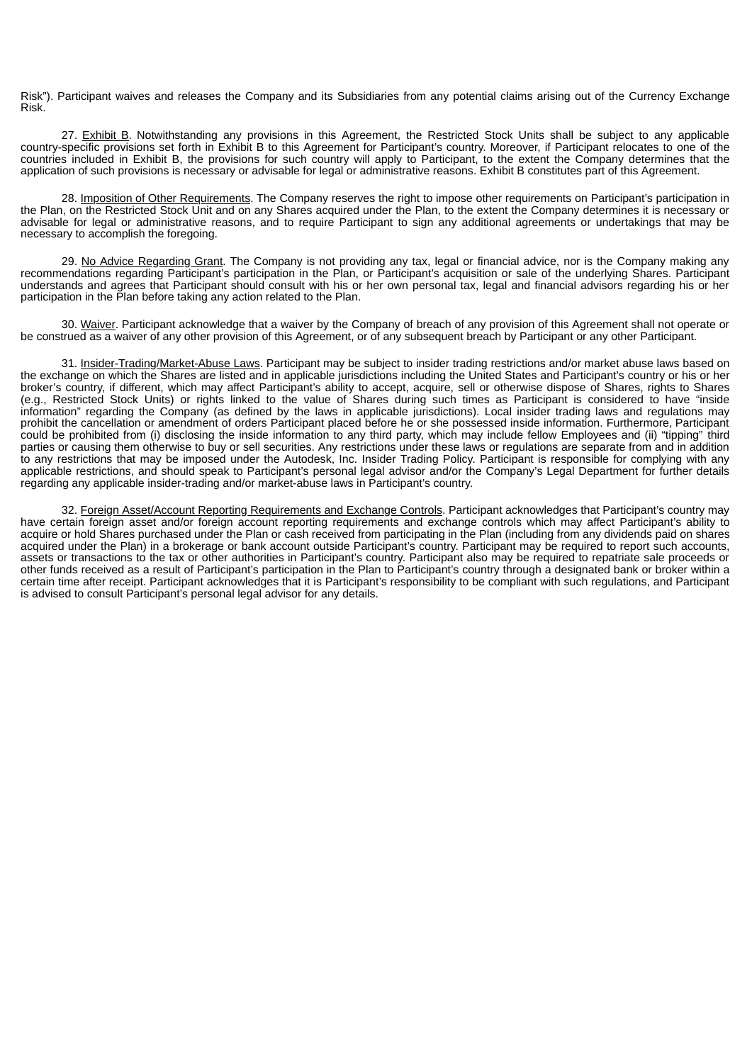Risk”). Participant waives and releases the Company and its Subsidiaries from any potential claims arising out of the Currency Exchange Risk.

27. Exhibit B. Notwithstanding any provisions in this Agreement, the Restricted Stock Units shall be subject to any applicable country-specific provisions set forth in Exhibit B to this Agreement for Participant’s country. Moreover, if Participant relocates to one of the countries included in Exhibit B, the provisions for such country will apply to Participant, to the extent the Company determines that the application of such provisions is necessary or advisable for legal or administrative reasons. Exhibit B constitutes part of this Agreement.

28. Imposition of Other Requirements. The Company reserves the right to impose other requirements on Participant’s participation in the Plan, on the Restricted Stock Unit and on any Shares acquired under the Plan, to the extent the Company determines it is necessary or advisable for legal or administrative reasons, and to require Participant to sign any additional agreements or undertakings that may be necessary to accomplish the foregoing.

29. No Advice Regarding Grant. The Company is not providing any tax, legal or financial advice, nor is the Company making any recommendations regarding Participant’s participation in the Plan, or Participant’s acquisition or sale of the underlying Shares. Participant understands and agrees that Participant should consult with his or her own personal tax, legal and financial advisors regarding his or her participation in the Plan before taking any action related to the Plan.

30. Waiver. Participant acknowledge that a waiver by the Company of breach of any provision of this Agreement shall not operate or be construed as a waiver of any other provision of this Agreement, or of any subsequent breach by Participant or any other Participant.

31. Insider-Trading/Market-Abuse Laws. Participant may be subject to insider trading restrictions and/or market abuse laws based on the exchange on which the Shares are listed and in applicable jurisdictions including the United States and Participant’s country or his or her broker’s country, if different, which may affect Participant’s ability to accept, acquire, sell or otherwise dispose of Shares, rights to Shares (e.g., Restricted Stock Units) or rights linked to the value of Shares during such times as Participant is considered to have “inside information” regarding the Company (as defined by the laws in applicable jurisdictions). Local insider trading laws and regulations may prohibit the cancellation or amendment of orders Participant placed before he or she possessed inside information. Furthermore, Participant could be prohibited from (i) disclosing the inside information to any third party, which may include fellow Employees and (ii) “tipping” third parties or causing them otherwise to buy or sell securities. Any restrictions under these laws or regulations are separate from and in addition to any restrictions that may be imposed under the Autodesk, Inc. Insider Trading Policy. Participant is responsible for complying with any applicable restrictions, and should speak to Participant’s personal legal advisor and/or the Company’s Legal Department for further details regarding any applicable insider-trading and/or market-abuse laws in Participant’s country.

32. Foreign Asset/Account Reporting Requirements and Exchange Controls. Participant acknowledges that Participant’s country may have certain foreign asset and/or foreign account reporting requirements and exchange controls which may affect Participant’s ability to acquire or hold Shares purchased under the Plan or cash received from participating in the Plan (including from any dividends paid on shares acquired under the Plan) in a brokerage or bank account outside Participant’s country. Participant may be required to report such accounts, assets or transactions to the tax or other authorities in Participant’s country. Participant also may be required to repatriate sale proceeds or other funds received as a result of Participant’s participation in the Plan to Participant’s country through a designated bank or broker within a certain time after receipt. Participant acknowledges that it is Participant’s responsibility to be compliant with such regulations, and Participant is advised to consult Participant’s personal legal advisor for any details.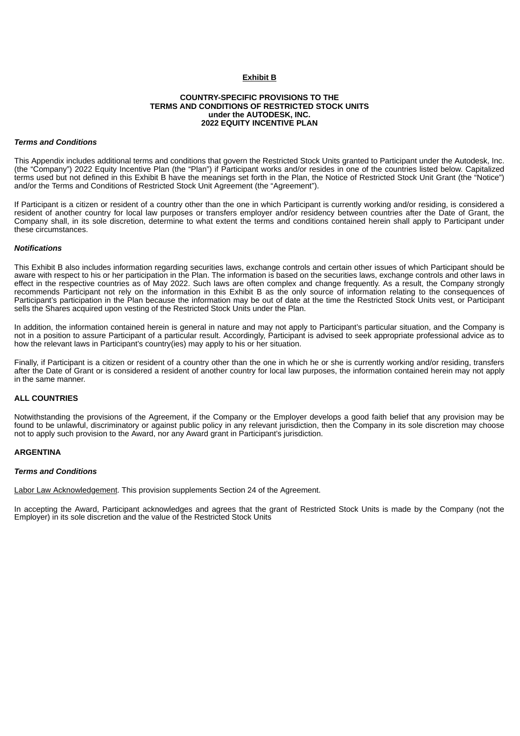**Exhibit B**

**COUNTRY-SPECIFIC PROVISIONS TO THE TERMS AND CONDITIONS OF RESTRICTED STOCK UNITS under the AUTODESK, INC. 2022 EQUITY INCENTIVE PLAN**

***Terms and Conditions***

This Appendix includes additional terms and conditions that govern the Restricted Stock Units granted to Participant under the Autodesk, Inc. (the "Company") 2022 Equity Incentive Plan (the "Plan") if Participant works and/or resides in one of the countries listed below. Capitalized terms used but not defined in this Exhibit B have the meanings set forth in the Plan, the Notice of Restricted Stock Unit Grant (the "Notice") and/or the Terms and Conditions of Restricted Stock Unit Agreement (the "Agreement").

If Participant is a citizen or resident of a country other than the one in which Participant is currently working and/or residing, is considered a resident of another country for local law purposes or transfers employer and/or residency between countries after the Date of Grant, the Company shall, in its sole discretion, determine to what extent the terms and conditions contained herein shall apply to Participant under these circumstances.

***Notifications***

This Exhibit B also includes information regarding securities laws, exchange controls and certain other issues of which Participant should be aware with respect to his or her participation in the Plan. The information is based on the securities laws, exchange controls and other laws in effect in the respective countries as of May 2022. Such laws are often complex and change frequently. As a result, the Company strongly recommends Participant not rely on the information in this Exhibit B as the only source of information relating to the consequences of Participant's participation in the Plan because the information may be out of date at the time the Restricted Stock Units vest, or Participant sells the Shares acquired upon vesting of the Restricted Stock Units under the Plan.

In addition, the information contained herein is general in nature and may not apply to Participant's particular situation, and the Company is not in a position to assure Participant of a particular result. Accordingly, Participant is advised to seek appropriate professional advice as to how the relevant laws in Participant's country(ies) may apply to his or her situation.

Finally, if Participant is a citizen or resident of a country other than the one in which he or she is currently working and/or residing, transfers after the Date of Grant or is considered a resident of another country for local law purposes, the information contained herein may not apply in the same manner.

**ALL COUNTRIES**

Notwithstanding the provisions of the Agreement, if the Company or the Employer develops a good faith belief that any provision may be found to be unlawful, discriminatory or against public policy in any relevant jurisdiction, then the Company in its sole discretion may choose not to apply such provision to the Award, nor any Award grant in Participant's jurisdiction.

**ARGENTINA**

***Terms and Conditions***

Labor Law Acknowledgement. This provision supplements Section 24 of the Agreement.

In accepting the Award, Participant acknowledges and agrees that the grant of Restricted Stock Units is made by the Company (not the Employer) in its sole discretion and the value of the Restricted Stock Units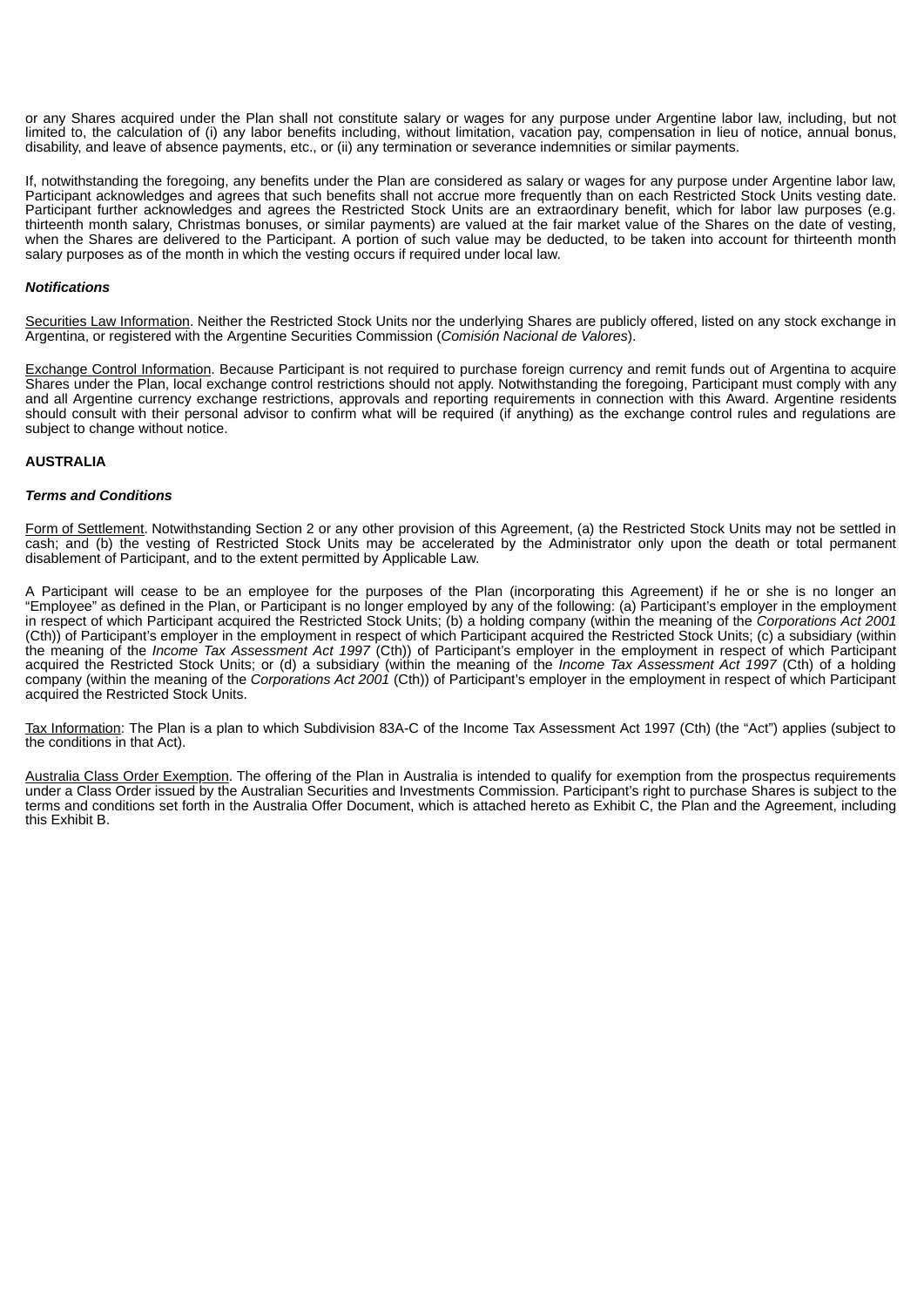or any Shares acquired under the Plan shall not constitute salary or wages for any purpose under Argentine labor law, including, but not limited to, the calculation of (i) any labor benefits including, without limitation, vacation pay, compensation in lieu of notice, annual bonus, disability, and leave of absence payments, etc., or (ii) any termination or severance indemnities or similar payments.

If, notwithstanding the foregoing, any benefits under the Plan are considered as salary or wages for any purpose under Argentine labor law, Participant acknowledges and agrees that such benefits shall not accrue more frequently than on each Restricted Stock Units vesting date. Participant further acknowledges and agrees the Restricted Stock Units are an extraordinary benefit, which for labor law purposes (e.g. thirteenth month salary, Christmas bonuses, or similar payments) are valued at the fair market value of the Shares on the date of vesting, when the Shares are delivered to the Participant. A portion of such value may be deducted, to be taken into account for thirteenth month salary purposes as of the month in which the vesting occurs if required under local law.

***Notifications***

Securities Law Information. Neither the Restricted Stock Units nor the underlying Shares are publicly offered, listed on any stock exchange in Argentina, or registered with the Argentine Securities Commission (*Comisión Nacional de Valores*).

Exchange Control Information. Because Participant is not required to purchase foreign currency and remit funds out of Argentina to acquire Shares under the Plan, local exchange control restrictions should not apply. Notwithstanding the foregoing, Participant must comply with any and all Argentine currency exchange restrictions, approvals and reporting requirements in connection with this Award. Argentine residents should consult with their personal advisor to confirm what will be required (if anything) as the exchange control rules and regulations are subject to change without notice.

**AUSTRALIA**

***Terms and Conditions***

Form of Settlement. Notwithstanding Section 2 or any other provision of this Agreement, (a) the Restricted Stock Units may not be settled in cash; and (b) the vesting of Restricted Stock Units may be accelerated by the Administrator only upon the death or total permanent disablement of Participant, and to the extent permitted by Applicable Law.

A Participant will cease to be an employee for the purposes of the Plan (incorporating this Agreement) if he or she is no longer an "Employee" as defined in the Plan, or Participant is no longer employed by any of the following: (a) Participant's employer in the employment in respect of which Participant acquired the Restricted Stock Units; (b) a holding company (within the meaning of the *Corporations Act 2001* (Cth)) of Participant's employer in the employment in respect of which Participant acquired the Restricted Stock Units; (c) a subsidiary (within the meaning of the *Income Tax Assessment Act 1997* (Cth)) of Participant's employer in the employment in respect of which Participant acquired the Restricted Stock Units; or (d) a subsidiary (within the meaning of the *Income Tax Assessment Act 1997* (Cth) of a holding company (within the meaning of the *Corporations Act 2001* (Cth)) of Participant's employer in the employment in respect of which Participant acquired the Restricted Stock Units.

Tax Information: The Plan is a plan to which Subdivision 83A-C of the Income Tax Assessment Act 1997 (Cth) (the "Act") applies (subject to the conditions in that Act).

Australia Class Order Exemption. The offering of the Plan in Australia is intended to qualify for exemption from the prospectus requirements under a Class Order issued by the Australian Securities and Investments Commission. Participant's right to purchase Shares is subject to the terms and conditions set forth in the Australia Offer Document, which is attached hereto as Exhibit C, the Plan and the Agreement, including this Exhibit B.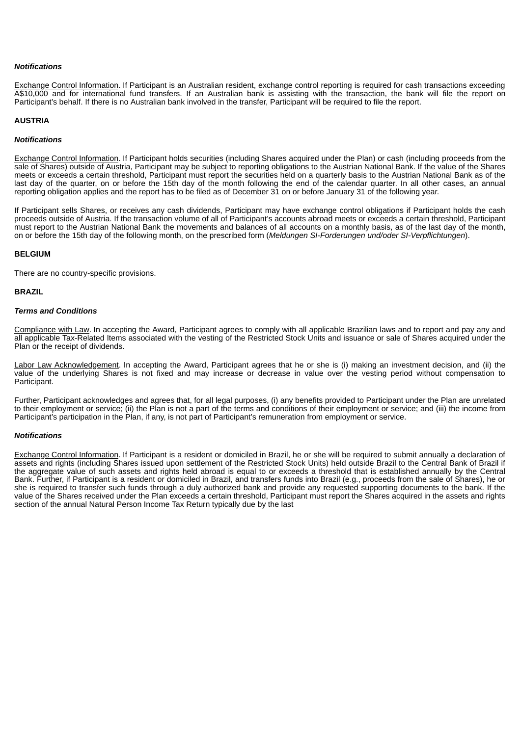***Notifications***

Exchange Control Information. If Participant is an Australian resident, exchange control reporting is required for cash transactions exceeding A$10,000 and for international fund transfers. If an Australian bank is assisting with the transaction, the bank will file the report on Participant's behalf. If there is no Australian bank involved in the transfer, Participant will be required to file the report.

**AUSTRIA**

***Notifications***

Exchange Control Information. If Participant holds securities (including Shares acquired under the Plan) or cash (including proceeds from the sale of Shares) outside of Austria, Participant may be subject to reporting obligations to the Austrian National Bank. If the value of the Shares meets or exceeds a certain threshold, Participant must report the securities held on a quarterly basis to the Austrian National Bank as of the last day of the quarter, on or before the 15th day of the month following the end of the calendar quarter. In all other cases, an annual reporting obligation applies and the report has to be filed as of December 31 on or before January 31 of the following year.

If Participant sells Shares, or receives any cash dividends, Participant may have exchange control obligations if Participant holds the cash proceeds outside of Austria. If the transaction volume of all of Participant's accounts abroad meets or exceeds a certain threshold, Participant must report to the Austrian National Bank the movements and balances of all accounts on a monthly basis, as of the last day of the month, on or before the 15th day of the following month, on the prescribed form (*Meldungen SI-Forderungen und/oder SI-Verpflichtungen*).

**BELGIUM**

There are no country-specific provisions.

**BRAZIL**

***Terms and Conditions***

Compliance with Law. In accepting the Award, Participant agrees to comply with all applicable Brazilian laws and to report and pay any and all applicable Tax-Related Items associated with the vesting of the Restricted Stock Units and issuance or sale of Shares acquired under the Plan or the receipt of dividends.

Labor Law Acknowledgement. In accepting the Award, Participant agrees that he or she is (i) making an investment decision, and (ii) the value of the underlying Shares is not fixed and may increase or decrease in value over the vesting period without compensation to Participant.

Further, Participant acknowledges and agrees that, for all legal purposes, (i) any benefits provided to Participant under the Plan are unrelated to their employment or service; (ii) the Plan is not a part of the terms and conditions of their employment or service; and (iii) the income from Participant's participation in the Plan, if any, is not part of Participant's remuneration from employment or service.

***Notifications***

Exchange Control Information. If Participant is a resident or domiciled in Brazil, he or she will be required to submit annually a declaration of assets and rights (including Shares issued upon settlement of the Restricted Stock Units) held outside Brazil to the Central Bank of Brazil if the aggregate value of such assets and rights held abroad is equal to or exceeds a threshold that is established annually by the Central Bank. Further, if Participant is a resident or domiciled in Brazil, and transfers funds into Brazil (e.g., proceeds from the sale of Shares), he or she is required to transfer such funds through a duly authorized bank and provide any requested supporting documents to the bank. If the value of the Shares received under the Plan exceeds a certain threshold, Participant must report the Shares acquired in the assets and rights section of the annual Natural Person Income Tax Return typically due by the last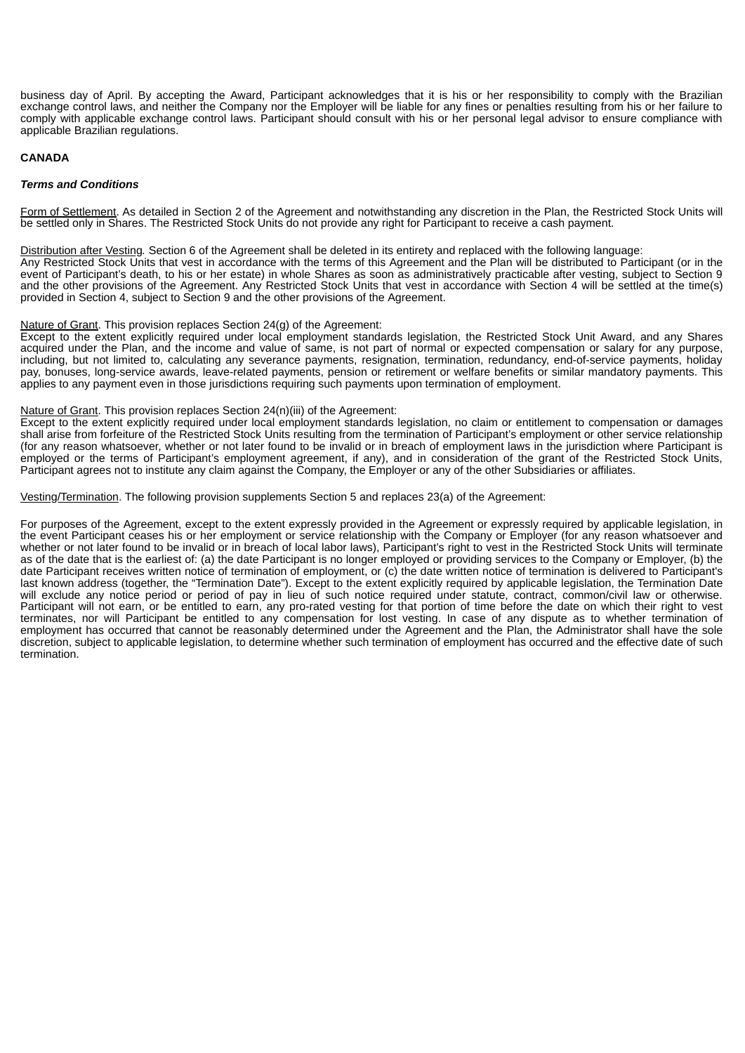business day of April. By accepting the Award, Participant acknowledges that it is his or her responsibility to comply with the Brazilian exchange control laws, and neither the Company nor the Employer will be liable for any fines or penalties resulting from his or her failure to comply with applicable exchange control laws. Participant should consult with his or her personal legal advisor to ensure compliance with applicable Brazilian regulations.

**CANADA**

***Terms and Conditions***

Form of Settlement. As detailed in Section 2 of the Agreement and notwithstanding any discretion in the Plan, the Restricted Stock Units will be settled only in Shares. The Restricted Stock Units do not provide any right for Participant to receive a cash payment.

Distribution after Vesting. Section 6 of the Agreement shall be deleted in its entirety and replaced with the following language:
Any Restricted Stock Units that vest in accordance with the terms of this Agreement and the Plan will be distributed to Participant (or in the event of Participant's death, to his or her estate) in whole Shares as soon as administratively practicable after vesting, subject to Section 9 and the other provisions of the Agreement. Any Restricted Stock Units that vest in accordance with Section 4 will be settled at the time(s) provided in Section 4, subject to Section 9 and the other provisions of the Agreement.

Nature of Grant. This provision replaces Section 24(g) of the Agreement:
Except to the extent explicitly required under local employment standards legislation, the Restricted Stock Unit Award, and any Shares acquired under the Plan, and the income and value of same, is not part of normal or expected compensation or salary for any purpose, including, but not limited to, calculating any severance payments, resignation, termination, redundancy, end-of-service payments, holiday pay, bonuses, long-service awards, leave-related payments, pension or retirement or welfare benefits or similar mandatory payments. This applies to any payment even in those jurisdictions requiring such payments upon termination of employment.

Nature of Grant. This provision replaces Section 24(n)(iii) of the Agreement:
Except to the extent explicitly required under local employment standards legislation, no claim or entitlement to compensation or damages shall arise from forfeiture of the Restricted Stock Units resulting from the termination of Participant's employment or other service relationship (for any reason whatsoever, whether or not later found to be invalid or in breach of employment laws in the jurisdiction where Participant is employed or the terms of Participant's employment agreement, if any), and in consideration of the grant of the Restricted Stock Units, Participant agrees not to institute any claim against the Company, the Employer or any of the other Subsidiaries or affiliates.

Vesting/Termination. The following provision supplements Section 5 and replaces 23(a) of the Agreement:

For purposes of the Agreement, except to the extent expressly provided in the Agreement or expressly required by applicable legislation, in the event Participant ceases his or her employment or service relationship with the Company or Employer (for any reason whatsoever and whether or not later found to be invalid or in breach of local labor laws), Participant's right to vest in the Restricted Stock Units will terminate as of the date that is the earliest of: (a) the date Participant is no longer employed or providing services to the Company or Employer, (b) the date Participant receives written notice of termination of employment, or (c) the date written notice of termination is delivered to Participant's last known address (together, the "Termination Date"). Except to the extent explicitly required by applicable legislation, the Termination Date will exclude any notice period or period of pay in lieu of such notice required under statute, contract, common/civil law or otherwise. Participant will not earn, or be entitled to earn, any pro-rated vesting for that portion of time before the date on which their right to vest terminates, nor will Participant be entitled to any compensation for lost vesting. In case of any dispute as to whether termination of employment has occurred that cannot be reasonably determined under the Agreement and the Plan, the Administrator shall have the sole discretion, subject to applicable legislation, to determine whether such termination of employment has occurred and the effective date of such termination.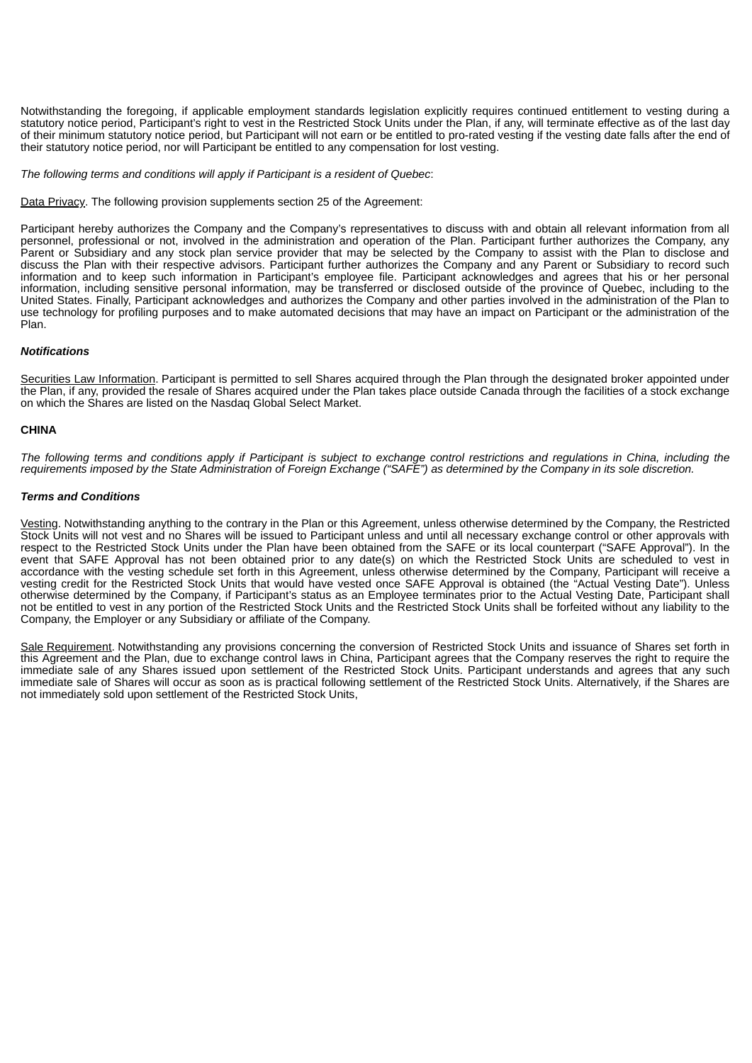Notwithstanding the foregoing, if applicable employment standards legislation explicitly requires continued entitlement to vesting during a statutory notice period, Participant's right to vest in the Restricted Stock Units under the Plan, if any, will terminate effective as of the last day of their minimum statutory notice period, but Participant will not earn or be entitled to pro-rated vesting if the vesting date falls after the end of their statutory notice period, nor will Participant be entitled to any compensation for lost vesting.

*The following terms and conditions will apply if Participant is a resident of Quebec*:

Data Privacy. The following provision supplements section 25 of the Agreement:

Participant hereby authorizes the Company and the Company's representatives to discuss with and obtain all relevant information from all personnel, professional or not, involved in the administration and operation of the Plan. Participant further authorizes the Company, any Parent or Subsidiary and any stock plan service provider that may be selected by the Company to assist with the Plan to disclose and discuss the Plan with their respective advisors. Participant further authorizes the Company and any Parent or Subsidiary to record such information and to keep such information in Participant's employee file. Participant acknowledges and agrees that his or her personal information, including sensitive personal information, may be transferred or disclosed outside of the province of Quebec, including to the United States. Finally, Participant acknowledges and authorizes the Company and other parties involved in the administration of the Plan to use technology for profiling purposes and to make automated decisions that may have an impact on Participant or the administration of the Plan.

***Notifications***

Securities Law Information. Participant is permitted to sell Shares acquired through the Plan through the designated broker appointed under the Plan, if any, provided the resale of Shares acquired under the Plan takes place outside Canada through the facilities of a stock exchange on which the Shares are listed on the Nasdaq Global Select Market.

**CHINA**

*The following terms and conditions apply if Participant is subject to exchange control restrictions and regulations in China, including the requirements imposed by the State Administration of Foreign Exchange ("SAFE") as determined by the Company in its sole discretion.*

***Terms and Conditions***

Vesting. Notwithstanding anything to the contrary in the Plan or this Agreement, unless otherwise determined by the Company, the Restricted Stock Units will not vest and no Shares will be issued to Participant unless and until all necessary exchange control or other approvals with respect to the Restricted Stock Units under the Plan have been obtained from the SAFE or its local counterpart ("SAFE Approval"). In the event that SAFE Approval has not been obtained prior to any date(s) on which the Restricted Stock Units are scheduled to vest in accordance with the vesting schedule set forth in this Agreement, unless otherwise determined by the Company, Participant will receive a vesting credit for the Restricted Stock Units that would have vested once SAFE Approval is obtained (the "Actual Vesting Date"). Unless otherwise determined by the Company, if Participant's status as an Employee terminates prior to the Actual Vesting Date, Participant shall not be entitled to vest in any portion of the Restricted Stock Units and the Restricted Stock Units shall be forfeited without any liability to the Company, the Employer or any Subsidiary or affiliate of the Company.

Sale Requirement. Notwithstanding any provisions concerning the conversion of Restricted Stock Units and issuance of Shares set forth in this Agreement and the Plan, due to exchange control laws in China, Participant agrees that the Company reserves the right to require the immediate sale of any Shares issued upon settlement of the Restricted Stock Units. Participant understands and agrees that any such immediate sale of Shares will occur as soon as is practical following settlement of the Restricted Stock Units. Alternatively, if the Shares are not immediately sold upon settlement of the Restricted Stock Units,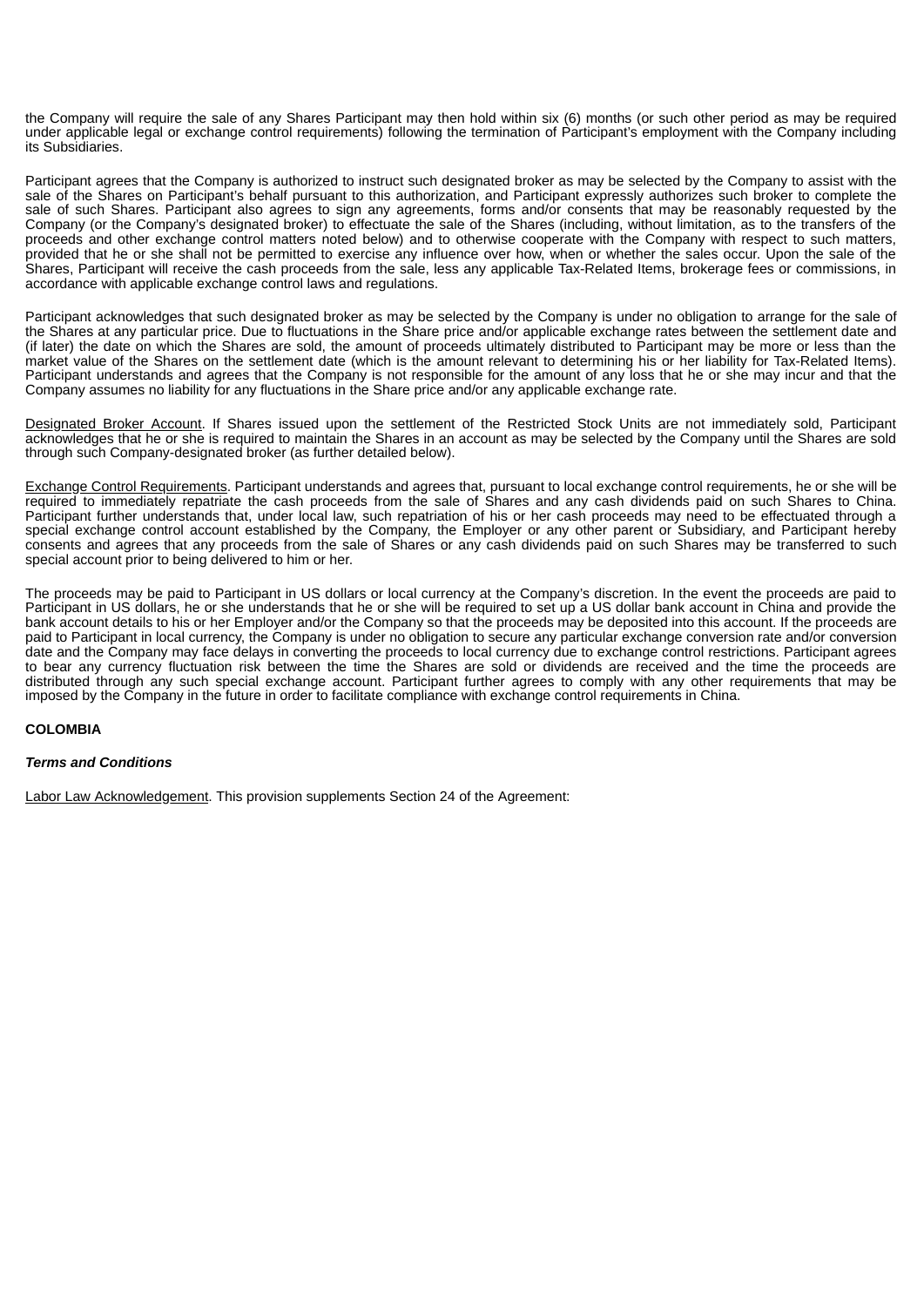the Company will require the sale of any Shares Participant may then hold within six (6) months (or such other period as may be required under applicable legal or exchange control requirements) following the termination of Participant's employment with the Company including its Subsidiaries.

Participant agrees that the Company is authorized to instruct such designated broker as may be selected by the Company to assist with the sale of the Shares on Participant's behalf pursuant to this authorization, and Participant expressly authorizes such broker to complete the sale of such Shares. Participant also agrees to sign any agreements, forms and/or consents that may be reasonably requested by the Company (or the Company's designated broker) to effectuate the sale of the Shares (including, without limitation, as to the transfers of the proceeds and other exchange control matters noted below) and to otherwise cooperate with the Company with respect to such matters, provided that he or she shall not be permitted to exercise any influence over how, when or whether the sales occur. Upon the sale of the Shares, Participant will receive the cash proceeds from the sale, less any applicable Tax-Related Items, brokerage fees or commissions, in accordance with applicable exchange control laws and regulations.

Participant acknowledges that such designated broker as may be selected by the Company is under no obligation to arrange for the sale of the Shares at any particular price. Due to fluctuations in the Share price and/or applicable exchange rates between the settlement date and (if later) the date on which the Shares are sold, the amount of proceeds ultimately distributed to Participant may be more or less than the market value of the Shares on the settlement date (which is the amount relevant to determining his or her liability for Tax-Related Items). Participant understands and agrees that the Company is not responsible for the amount of any loss that he or she may incur and that the Company assumes no liability for any fluctuations in the Share price and/or any applicable exchange rate.

Designated Broker Account. If Shares issued upon the settlement of the Restricted Stock Units are not immediately sold, Participant acknowledges that he or she is required to maintain the Shares in an account as may be selected by the Company until the Shares are sold through such Company-designated broker (as further detailed below).

Exchange Control Requirements. Participant understands and agrees that, pursuant to local exchange control requirements, he or she will be required to immediately repatriate the cash proceeds from the sale of Shares and any cash dividends paid on such Shares to China. Participant further understands that, under local law, such repatriation of his or her cash proceeds may need to be effectuated through a special exchange control account established by the Company, the Employer or any other parent or Subsidiary, and Participant hereby consents and agrees that any proceeds from the sale of Shares or any cash dividends paid on such Shares may be transferred to such special account prior to being delivered to him or her.

The proceeds may be paid to Participant in US dollars or local currency at the Company's discretion. In the event the proceeds are paid to Participant in US dollars, he or she understands that he or she will be required to set up a US dollar bank account in China and provide the bank account details to his or her Employer and/or the Company so that the proceeds may be deposited into this account. If the proceeds are paid to Participant in local currency, the Company is under no obligation to secure any particular exchange conversion rate and/or conversion date and the Company may face delays in converting the proceeds to local currency due to exchange control restrictions. Participant agrees to bear any currency fluctuation risk between the time the Shares are sold or dividends are received and the time the proceeds are distributed through any such special exchange account. Participant further agrees to comply with any other requirements that may be imposed by the Company in the future in order to facilitate compliance with exchange control requirements in China.

**COLOMBIA**

***Terms and Conditions***

Labor Law Acknowledgement. This provision supplements Section 24 of the Agreement: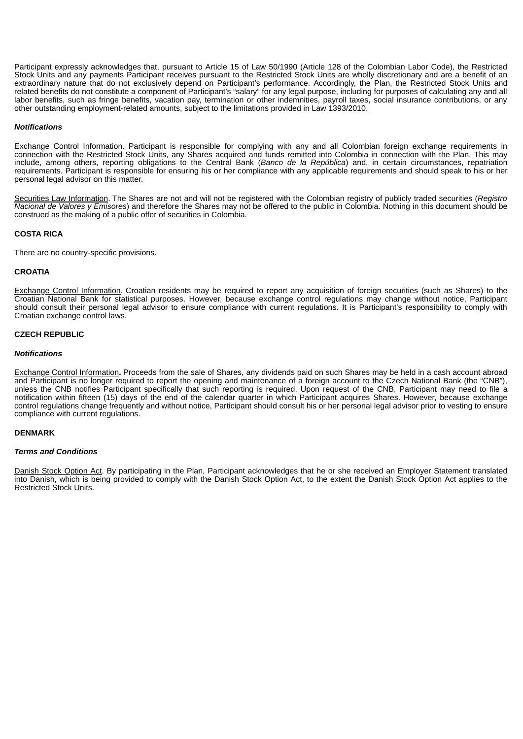Participant expressly acknowledges that, pursuant to Article 15 of Law 50/1990 (Article 128 of the Colombian Labor Code), the Restricted Stock Units and any payments Participant receives pursuant to the Restricted Stock Units are wholly discretionary and are a benefit of an extraordinary nature that do not exclusively depend on Participant's performance. Accordingly, the Plan, the Restricted Stock Units and related benefits do not constitute a component of Participant's "salary" for any legal purpose, including for purposes of calculating any and all labor benefits, such as fringe benefits, vacation pay, termination or other indemnities, payroll taxes, social insurance contributions, or any other outstanding employment-related amounts, subject to the limitations provided in Law 1393/2010.

***Notifications***

<u>Exchange Control Information</u>. Participant is responsible for complying with any and all Colombian foreign exchange requirements in connection with the Restricted Stock Units, any Shares acquired and funds remitted into Colombia in connection with the Plan. This may include, among others, reporting obligations to the Central Bank (*Banco de la República*) and, in certain circumstances, repatriation requirements. Participant is responsible for ensuring his or her compliance with any applicable requirements and should speak to his or her personal legal advisor on this matter.

<u>Securities Law Information</u>. The Shares are not and will not be registered with the Colombian registry of publicly traded securities (*Registro Nacional de Valores y Emisores*) and therefore the Shares may not be offered to the public in Colombia. Nothing in this document should be construed as the making of a public offer of securities in Colombia.

**COSTA RICA**

There are no country-specific provisions.

**CROATIA**

<u>Exchange Control Information</u>. Croatian residents may be required to report any acquisition of foreign securities (such as Shares) to the Croatian National Bank for statistical purposes. However, because exchange control regulations may change without notice, Participant should consult their personal legal advisor to ensure compliance with current regulations. It is Participant's responsibility to comply with Croatian exchange control laws.

**CZECH REPUBLIC**

***Notifications***

<u>Exchange Control Information</u>**.** Proceeds from the sale of Shares, any dividends paid on such Shares may be held in a cash account abroad and Participant is no longer required to report the opening and maintenance of a foreign account to the Czech National Bank (the "CNB"), unless the CNB notifies Participant specifically that such reporting is required. Upon request of the CNB, Participant may need to file a notification within fifteen (15) days of the end of the calendar quarter in which Participant acquires Shares. However, because exchange control regulations change frequently and without notice, Participant should consult his or her personal legal advisor prior to vesting to ensure compliance with current regulations.

**DENMARK**

***Terms and Conditions***

<u>Danish Stock Option Act</u>. By participating in the Plan, Participant acknowledges that he or she received an Employer Statement translated into Danish, which is being provided to comply with the Danish Stock Option Act, to the extent the Danish Stock Option Act applies to the Restricted Stock Units.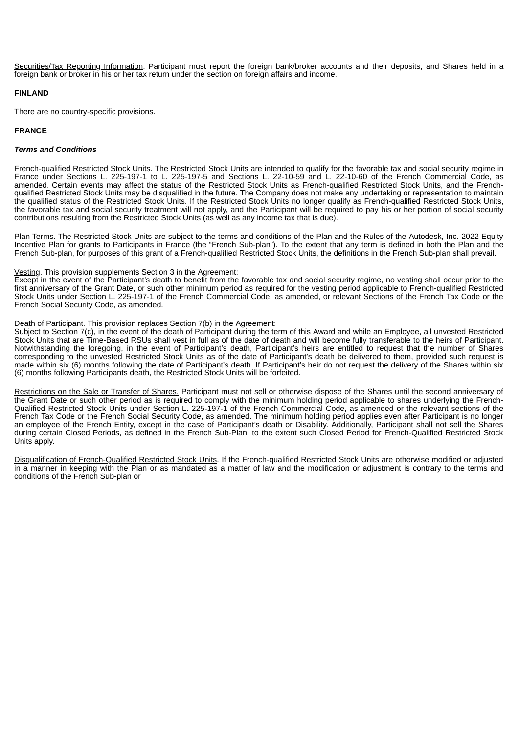Securities/Tax Reporting Information. Participant must report the foreign bank/broker accounts and their deposits, and Shares held in a foreign bank or broker in his or her tax return under the section on foreign affairs and income.

**FINLAND**

There are no country-specific provisions.

**FRANCE**

***Terms and Conditions***

French-qualified Restricted Stock Units. The Restricted Stock Units are intended to qualify for the favorable tax and social security regime in France under Sections L. 225-197-1 to L. 225-197-5 and Sections L. 22-10-59 and L. 22-10-60 of the French Commercial Code, as amended. Certain events may affect the status of the Restricted Stock Units as French-qualified Restricted Stock Units, and the French-qualified Restricted Stock Units may be disqualified in the future. The Company does not make any undertaking or representation to maintain the qualified status of the Restricted Stock Units. If the Restricted Stock Units no longer qualify as French-qualified Restricted Stock Units, the favorable tax and social security treatment will not apply, and the Participant will be required to pay his or her portion of social security contributions resulting from the Restricted Stock Units (as well as any income tax that is due).

Plan Terms. The Restricted Stock Units are subject to the terms and conditions of the Plan and the Rules of the Autodesk, Inc. 2022 Equity Incentive Plan for grants to Participants in France (the "French Sub-plan"). To the extent that any term is defined in both the Plan and the French Sub-plan, for purposes of this grant of a French-qualified Restricted Stock Units, the definitions in the French Sub-plan shall prevail.

Vesting. This provision supplements Section 3 in the Agreement:
Except in the event of the Participant's death to benefit from the favorable tax and social security regime, no vesting shall occur prior to the first anniversary of the Grant Date, or such other minimum period as required for the vesting period applicable to French-qualified Restricted Stock Units under Section L. 225-197-1 of the French Commercial Code, as amended, or relevant Sections of the French Tax Code or the French Social Security Code, as amended.

Death of Participant. This provision replaces Section 7(b) in the Agreement:
Subject to Section 7(c), in the event of the death of Participant during the term of this Award and while an Employee, all unvested Restricted Stock Units that are Time-Based RSUs shall vest in full as of the date of death and will become fully transferable to the heirs of Participant. Notwithstanding the foregoing, in the event of Participant's death, Participant's heirs are entitled to request that the number of Shares corresponding to the unvested Restricted Stock Units as of the date of Participant's death be delivered to them, provided such request is made within six (6) months following the date of Participant's death. If Participant's heir do not request the delivery of the Shares within six (6) months following Participants death, the Restricted Stock Units will be forfeited.

Restrictions on the Sale or Transfer of Shares. Participant must not sell or otherwise dispose of the Shares until the second anniversary of the Grant Date or such other period as is required to comply with the minimum holding period applicable to shares underlying the French-Qualified Restricted Stock Units under Section L. 225-197-1 of the French Commercial Code, as amended or the relevant sections of the French Tax Code or the French Social Security Code, as amended. The minimum holding period applies even after Participant is no longer an employee of the French Entity, except in the case of Participant's death or Disability. Additionally, Participant shall not sell the Shares during certain Closed Periods, as defined in the French Sub-Plan, to the extent such Closed Period for French-Qualified Restricted Stock Units apply.

Disqualification of French-Qualified Restricted Stock Units. If the French-qualified Restricted Stock Units are otherwise modified or adjusted in a manner in keeping with the Plan or as mandated as a matter of law and the modification or adjustment is contrary to the terms and conditions of the French Sub-plan or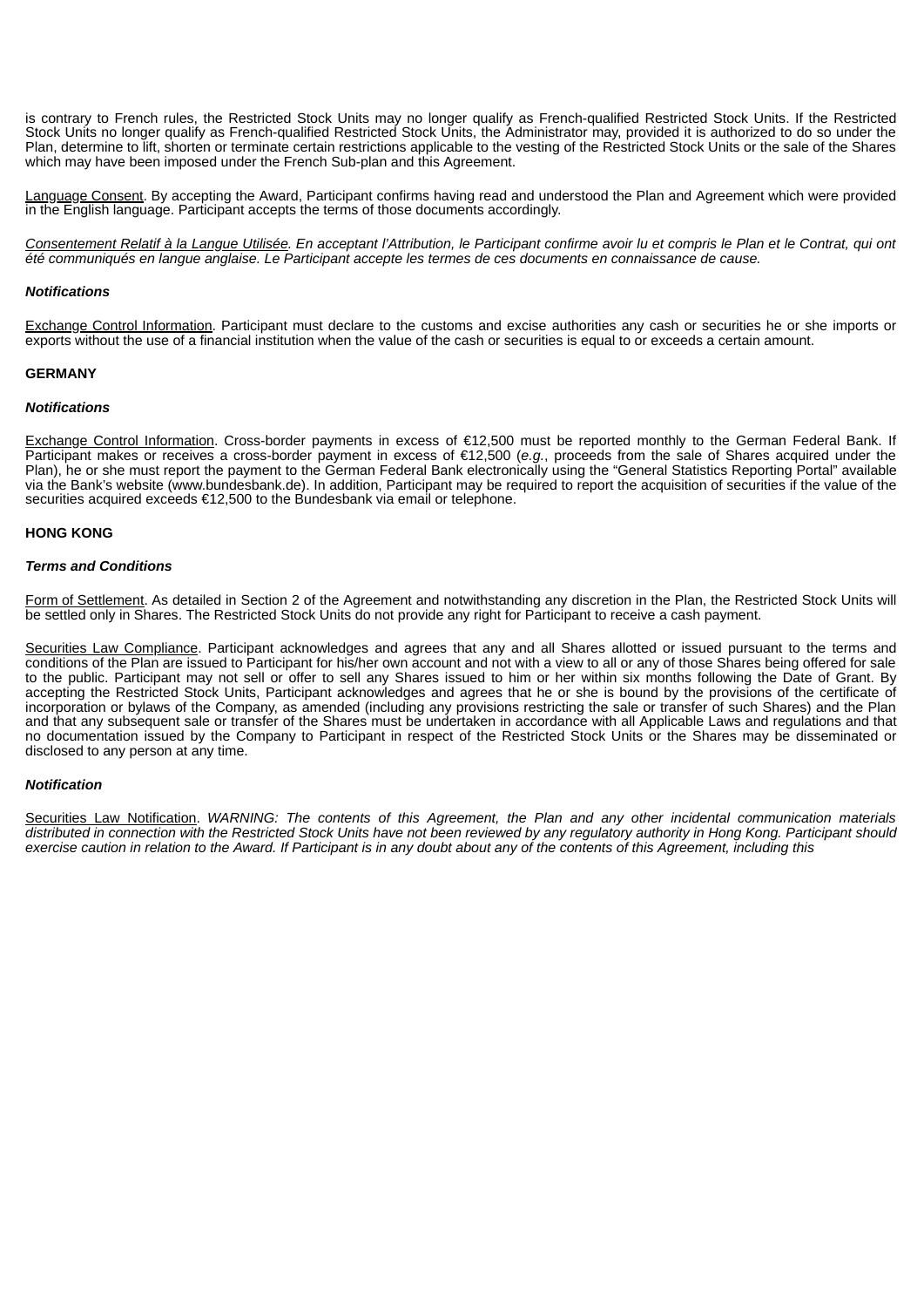is contrary to French rules, the Restricted Stock Units may no longer qualify as French-qualified Restricted Stock Units. If the Restricted Stock Units no longer qualify as French-qualified Restricted Stock Units, the Administrator may, provided it is authorized to do so under the Plan, determine to lift, shorten or terminate certain restrictions applicable to the vesting of the Restricted Stock Units or the sale of the Shares which may have been imposed under the French Sub-plan and this Agreement.

Language Consent. By accepting the Award, Participant confirms having read and understood the Plan and Agreement which were provided in the English language. Participant accepts the terms of those documents accordingly.

*Consentement Relatif à la Langue Utilisée. En acceptant l'Attribution, le Participant confirme avoir lu et compris le Plan et le Contrat, qui ont été communiqués en langue anglaise. Le Participant accepte les termes de ces documents en connaissance de cause.*

***Notifications***

Exchange Control Information. Participant must declare to the customs and excise authorities any cash or securities he or she imports or exports without the use of a financial institution when the value of the cash or securities is equal to or exceeds a certain amount.

**GERMANY**

***Notifications***

Exchange Control Information. Cross-border payments in excess of €12,500 must be reported monthly to the German Federal Bank. If Participant makes or receives a cross-border payment in excess of €12,500 (*e.g.*, proceeds from the sale of Shares acquired under the Plan), he or she must report the payment to the German Federal Bank electronically using the "General Statistics Reporting Portal" available via the Bank's website (www.bundesbank.de). In addition, Participant may be required to report the acquisition of securities if the value of the securities acquired exceeds €12,500 to the Bundesbank via email or telephone.

**HONG KONG**

***Terms and Conditions***

Form of Settlement. As detailed in Section 2 of the Agreement and notwithstanding any discretion in the Plan, the Restricted Stock Units will be settled only in Shares. The Restricted Stock Units do not provide any right for Participant to receive a cash payment.

Securities Law Compliance. Participant acknowledges and agrees that any and all Shares allotted or issued pursuant to the terms and conditions of the Plan are issued to Participant for his/her own account and not with a view to all or any of those Shares being offered for sale to the public. Participant may not sell or offer to sell any Shares issued to him or her within six months following the Date of Grant. By accepting the Restricted Stock Units, Participant acknowledges and agrees that he or she is bound by the provisions of the certificate of incorporation or bylaws of the Company, as amended (including any provisions restricting the sale or transfer of such Shares) and the Plan and that any subsequent sale or transfer of the Shares must be undertaken in accordance with all Applicable Laws and regulations and that no documentation issued by the Company to Participant in respect of the Restricted Stock Units or the Shares may be disseminated or disclosed to any person at any time.

***Notification***

Securities Law Notification. *WARNING: The contents of this Agreement, the Plan and any other incidental communication materials distributed in connection with the Restricted Stock Units have not been reviewed by any regulatory authority in Hong Kong. Participant should exercise caution in relation to the Award. If Participant is in any doubt about any of the contents of this Agreement, including this*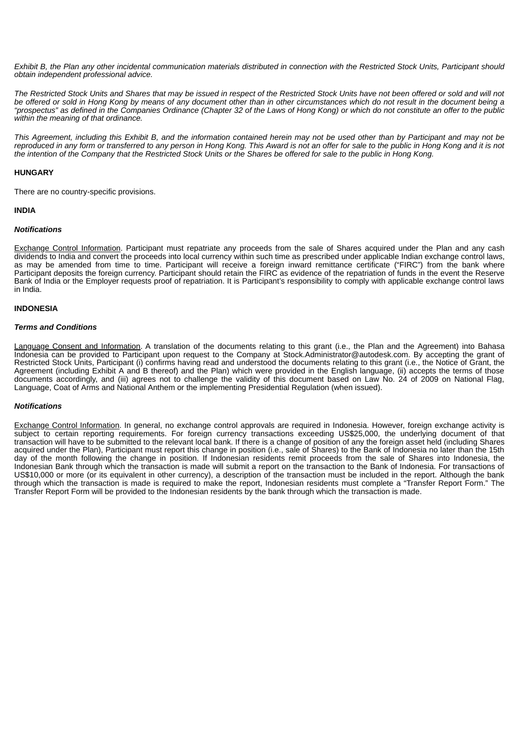*Exhibit B, the Plan any other incidental communication materials distributed in connection with the Restricted Stock Units, Participant should obtain independent professional advice.*

*The Restricted Stock Units and Shares that may be issued in respect of the Restricted Stock Units have not been offered or sold and will not be offered or sold in Hong Kong by means of any document other than in other circumstances which do not result in the document being a "prospectus" as defined in the Companies Ordinance (Chapter 32 of the Laws of Hong Kong) or which do not constitute an offer to the public within the meaning of that ordinance.*

*This Agreement, including this Exhibit B, and the information contained herein may not be used other than by Participant and may not be reproduced in any form or transferred to any person in Hong Kong. This Award is not an offer for sale to the public in Hong Kong and it is not the intention of the Company that the Restricted Stock Units or the Shares be offered for sale to the public in Hong Kong.*

**HUNGARY**

There are no country-specific provisions.

**INDIA**

***Notifications***

Exchange Control Information. Participant must repatriate any proceeds from the sale of Shares acquired under the Plan and any cash dividends to India and convert the proceeds into local currency within such time as prescribed under applicable Indian exchange control laws, as may be amended from time to time. Participant will receive a foreign inward remittance certificate ("FIRC") from the bank where Participant deposits the foreign currency. Participant should retain the FIRC as evidence of the repatriation of funds in the event the Reserve Bank of India or the Employer requests proof of repatriation. It is Participant's responsibility to comply with applicable exchange control laws in India.

**INDONESIA**

***Terms and Conditions***

Language Consent and Information. A translation of the documents relating to this grant (i.e., the Plan and the Agreement) into Bahasa Indonesia can be provided to Participant upon request to the Company at Stock.Administrator@autodesk.com. By accepting the grant of Restricted Stock Units, Participant (i) confirms having read and understood the documents relating to this grant (i.e., the Notice of Grant, the Agreement (including Exhibit A and B thereof) and the Plan) which were provided in the English language, (ii) accepts the terms of those documents accordingly, and (iii) agrees not to challenge the validity of this document based on Law No. 24 of 2009 on National Flag, Language, Coat of Arms and National Anthem or the implementing Presidential Regulation (when issued).

***Notifications***

Exchange Control Information. In general, no exchange control approvals are required in Indonesia. However, foreign exchange activity is subject to certain reporting requirements. For foreign currency transactions exceeding US$25,000, the underlying document of that transaction will have to be submitted to the relevant local bank. If there is a change of position of any the foreign asset held (including Shares acquired under the Plan), Participant must report this change in position (i.e., sale of Shares) to the Bank of Indonesia no later than the 15th day of the month following the change in position. If Indonesian residents remit proceeds from the sale of Shares into Indonesia, the Indonesian Bank through which the transaction is made will submit a report on the transaction to the Bank of Indonesia. For transactions of US$10,000 or more (or its equivalent in other currency), a description of the transaction must be included in the report. Although the bank through which the transaction is made is required to make the report, Indonesian residents must complete a "Transfer Report Form." The Transfer Report Form will be provided to the Indonesian residents by the bank through which the transaction is made.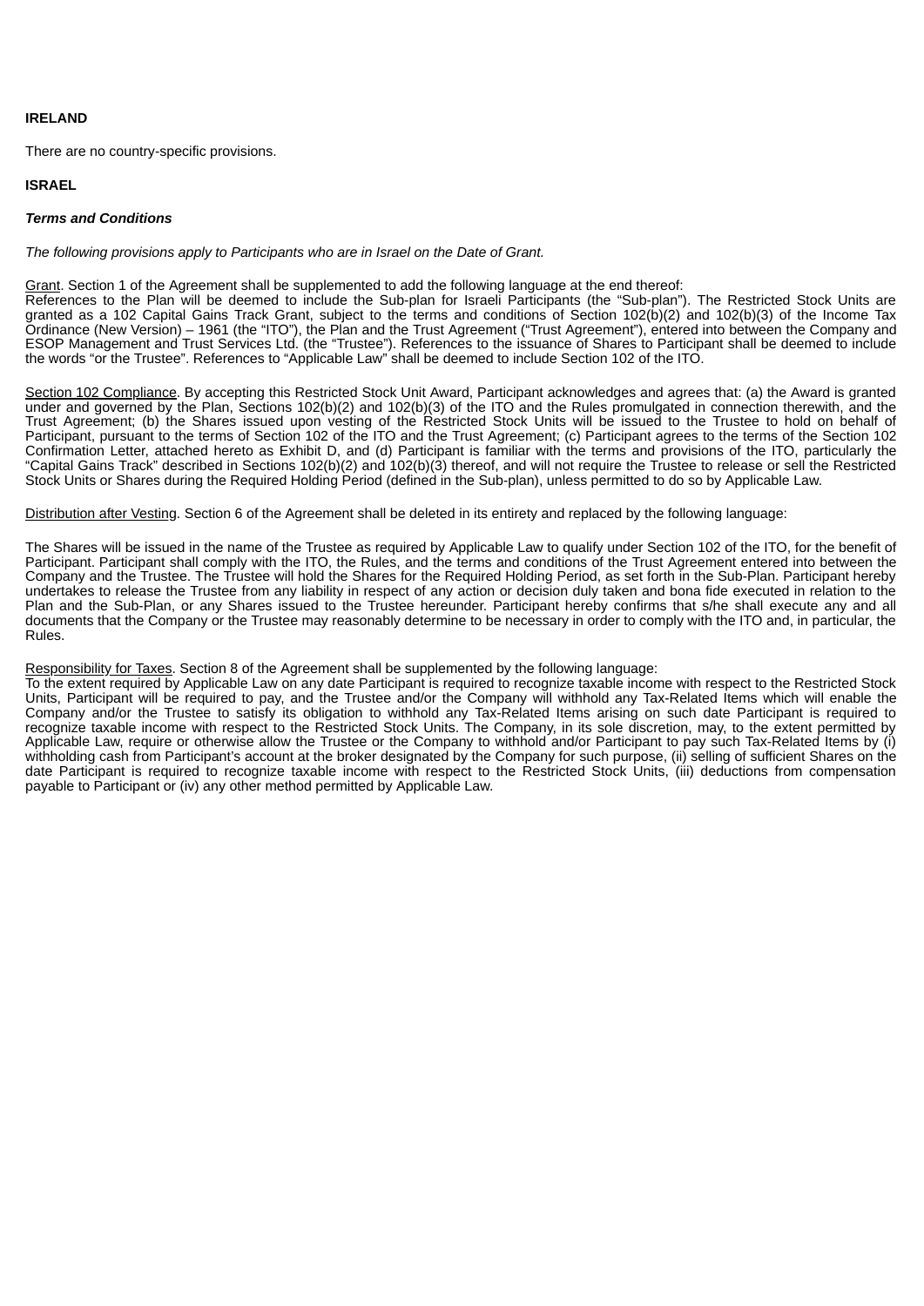**IRELAND**

There are no country-specific provisions.

**ISRAEL**

***Terms and Conditions***

*The following provisions apply to Participants who are in Israel on the Date of Grant.*

Grant. Section 1 of the Agreement shall be supplemented to add the following language at the end thereof:
References to the Plan will be deemed to include the Sub-plan for Israeli Participants (the "Sub-plan"). The Restricted Stock Units are granted as a 102 Capital Gains Track Grant, subject to the terms and conditions of Section 102(b)(2) and 102(b)(3) of the Income Tax Ordinance (New Version) – 1961 (the "ITO"), the Plan and the Trust Agreement ("Trust Agreement"), entered into between the Company and ESOP Management and Trust Services Ltd. (the "Trustee"). References to the issuance of Shares to Participant shall be deemed to include the words "or the Trustee". References to "Applicable Law" shall be deemed to include Section 102 of the ITO.

Section 102 Compliance. By accepting this Restricted Stock Unit Award, Participant acknowledges and agrees that: (a) the Award is granted under and governed by the Plan, Sections 102(b)(2) and 102(b)(3) of the ITO and the Rules promulgated in connection therewith, and the Trust Agreement; (b) the Shares issued upon vesting of the Restricted Stock Units will be issued to the Trustee to hold on behalf of Participant, pursuant to the terms of Section 102 of the ITO and the Trust Agreement; (c) Participant agrees to the terms of the Section 102 Confirmation Letter, attached hereto as Exhibit D, and (d) Participant is familiar with the terms and provisions of the ITO, particularly the "Capital Gains Track" described in Sections 102(b)(2) and 102(b)(3) thereof, and will not require the Trustee to release or sell the Restricted Stock Units or Shares during the Required Holding Period (defined in the Sub-plan), unless permitted to do so by Applicable Law.

Distribution after Vesting. Section 6 of the Agreement shall be deleted in its entirety and replaced by the following language:

The Shares will be issued in the name of the Trustee as required by Applicable Law to qualify under Section 102 of the ITO, for the benefit of Participant. Participant shall comply with the ITO, the Rules, and the terms and conditions of the Trust Agreement entered into between the Company and the Trustee. The Trustee will hold the Shares for the Required Holding Period, as set forth in the Sub-Plan. Participant hereby undertakes to release the Trustee from any liability in respect of any action or decision duly taken and bona fide executed in relation to the Plan and the Sub-Plan, or any Shares issued to the Trustee hereunder. Participant hereby confirms that s/he shall execute any and all documents that the Company or the Trustee may reasonably determine to be necessary in order to comply with the ITO and, in particular, the Rules.

Responsibility for Taxes. Section 8 of the Agreement shall be supplemented by the following language:
To the extent required by Applicable Law on any date Participant is required to recognize taxable income with respect to the Restricted Stock Units, Participant will be required to pay, and the Trustee and/or the Company will withhold any Tax-Related Items which will enable the Company and/or the Trustee to satisfy its obligation to withhold any Tax-Related Items arising on such date Participant is required to recognize taxable income with respect to the Restricted Stock Units. The Company, in its sole discretion, may, to the extent permitted by Applicable Law, require or otherwise allow the Trustee or the Company to withhold and/or Participant to pay such Tax-Related Items by (i) withholding cash from Participant's account at the broker designated by the Company for such purpose, (ii) selling of sufficient Shares on the date Participant is required to recognize taxable income with respect to the Restricted Stock Units, (iii) deductions from compensation payable to Participant or (iv) any other method permitted by Applicable Law.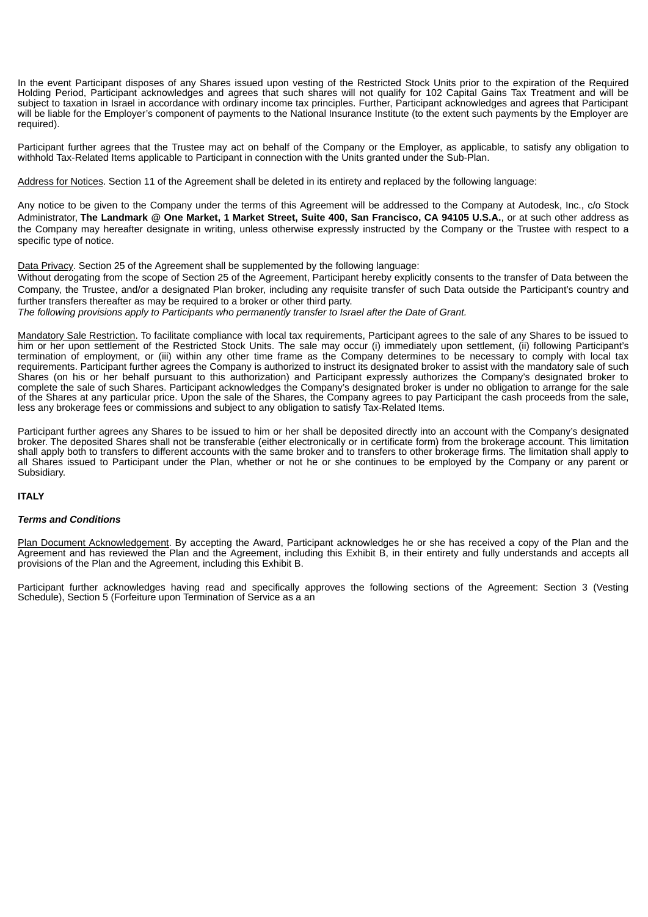In the event Participant disposes of any Shares issued upon vesting of the Restricted Stock Units prior to the expiration of the Required Holding Period, Participant acknowledges and agrees that such shares will not qualify for 102 Capital Gains Tax Treatment and will be subject to taxation in Israel in accordance with ordinary income tax principles. Further, Participant acknowledges and agrees that Participant will be liable for the Employer's component of payments to the National Insurance Institute (to the extent such payments by the Employer are required).

Participant further agrees that the Trustee may act on behalf of the Company or the Employer, as applicable, to satisfy any obligation to withhold Tax-Related Items applicable to Participant in connection with the Units granted under the Sub-Plan.

<u>Address for Notices</u>. Section 11 of the Agreement shall be deleted in its entirety and replaced by the following language:

Any notice to be given to the Company under the terms of this Agreement will be addressed to the Company at Autodesk, Inc., c/o Stock Administrator, **The Landmark @ One Market, 1 Market Street, Suite 400, San Francisco, CA 94105 U.S.A.**, or at such other address as the Company may hereafter designate in writing, unless otherwise expressly instructed by the Company or the Trustee with respect to a specific type of notice.

<u>Data Privacy</u>. Section 25 of the Agreement shall be supplemented by the following language:
Without derogating from the scope of Section 25 of the Agreement, Participant hereby explicitly consents to the transfer of Data between the Company, the Trustee, and/or a designated Plan broker, including any requisite transfer of such Data outside the Participant's country and further transfers thereafter as may be required to a broker or other third party.
*The following provisions apply to Participants who permanently transfer to Israel after the Date of Grant.*

<u>Mandatory Sale Restriction</u>. To facilitate compliance with local tax requirements, Participant agrees to the sale of any Shares to be issued to him or her upon settlement of the Restricted Stock Units. The sale may occur (i) immediately upon settlement, (ii) following Participant's termination of employment, or (iii) within any other time frame as the Company determines to be necessary to comply with local tax requirements. Participant further agrees the Company is authorized to instruct its designated broker to assist with the mandatory sale of such Shares (on his or her behalf pursuant to this authorization) and Participant expressly authorizes the Company's designated broker to complete the sale of such Shares. Participant acknowledges the Company's designated broker is under no obligation to arrange for the sale of the Shares at any particular price. Upon the sale of the Shares, the Company agrees to pay Participant the cash proceeds from the sale, less any brokerage fees or commissions and subject to any obligation to satisfy Tax-Related Items.

Participant further agrees any Shares to be issued to him or her shall be deposited directly into an account with the Company's designated broker. The deposited Shares shall not be transferable (either electronically or in certificate form) from the brokerage account. This limitation shall apply both to transfers to different accounts with the same broker and to transfers to other brokerage firms. The limitation shall apply to all Shares issued to Participant under the Plan, whether or not he or she continues to be employed by the Company or any parent or Subsidiary.

**ITALY**

***Terms and Conditions***

<u>Plan Document Acknowledgement</u>. By accepting the Award, Participant acknowledges he or she has received a copy of the Plan and the Agreement and has reviewed the Plan and the Agreement, including this Exhibit B, in their entirety and fully understands and accepts all provisions of the Plan and the Agreement, including this Exhibit B.

Participant further acknowledges having read and specifically approves the following sections of the Agreement: Section 3 (Vesting Schedule), Section 5 (Forfeiture upon Termination of Service as a an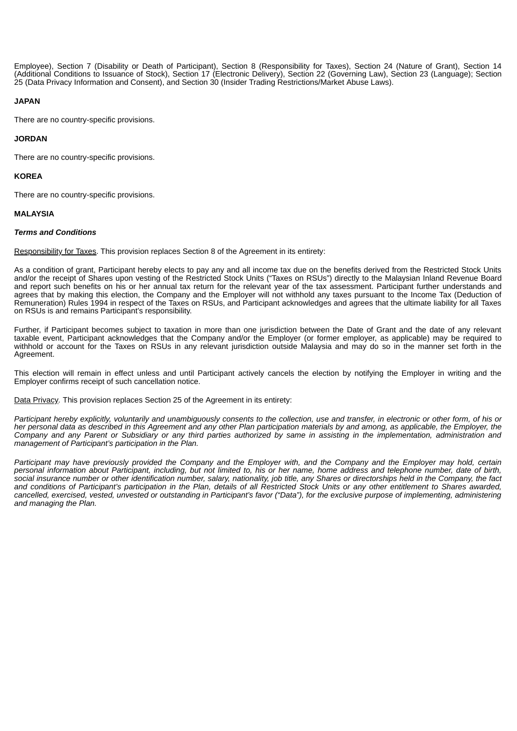Employee), Section 7 (Disability or Death of Participant), Section 8 (Responsibility for Taxes), Section 24 (Nature of Grant), Section 14 (Additional Conditions to Issuance of Stock), Section 17 (Electronic Delivery), Section 22 (Governing Law), Section 23 (Language); Section 25 (Data Privacy Information and Consent), and Section 30 (Insider Trading Restrictions/Market Abuse Laws).

**JAPAN**

There are no country-specific provisions.

**JORDAN**

There are no country-specific provisions.

**KOREA**

There are no country-specific provisions.

**MALAYSIA**

***Terms and Conditions***

Responsibility for Taxes. This provision replaces Section 8 of the Agreement in its entirety:

As a condition of grant, Participant hereby elects to pay any and all income tax due on the benefits derived from the Restricted Stock Units and/or the receipt of Shares upon vesting of the Restricted Stock Units ("Taxes on RSUs") directly to the Malaysian Inland Revenue Board and report such benefits on his or her annual tax return for the relevant year of the tax assessment. Participant further understands and agrees that by making this election, the Company and the Employer will not withhold any taxes pursuant to the Income Tax (Deduction of Remuneration) Rules 1994 in respect of the Taxes on RSUs, and Participant acknowledges and agrees that the ultimate liability for all Taxes on RSUs is and remains Participant's responsibility.

Further, if Participant becomes subject to taxation in more than one jurisdiction between the Date of Grant and the date of any relevant taxable event, Participant acknowledges that the Company and/or the Employer (or former employer, as applicable) may be required to withhold or account for the Taxes on RSUs in any relevant jurisdiction outside Malaysia and may do so in the manner set forth in the Agreement.

This election will remain in effect unless and until Participant actively cancels the election by notifying the Employer in writing and the Employer confirms receipt of such cancellation notice.

Data Privacy. This provision replaces Section 25 of the Agreement in its entirety:

*Participant hereby explicitly, voluntarily and unambiguously consents to the collection, use and transfer, in electronic or other form, of his or her personal data as described in this Agreement and any other Plan participation materials by and among, as applicable, the Employer, the Company and any Parent or Subsidiary or any third parties authorized by same in assisting in the implementation, administration and management of Participant's participation in the Plan.*

*Participant may have previously provided the Company and the Employer with, and the Company and the Employer may hold, certain personal information about Participant, including, but not limited to, his or her name, home address and telephone number, date of birth, social insurance number or other identification number, salary, nationality, job title, any Shares or directorships held in the Company, the fact and conditions of Participant's participation in the Plan, details of all Restricted Stock Units or any other entitlement to Shares awarded, cancelled, exercised, vested, unvested or outstanding in Participant's favor ("Data"), for the exclusive purpose of implementing, administering and managing the Plan.*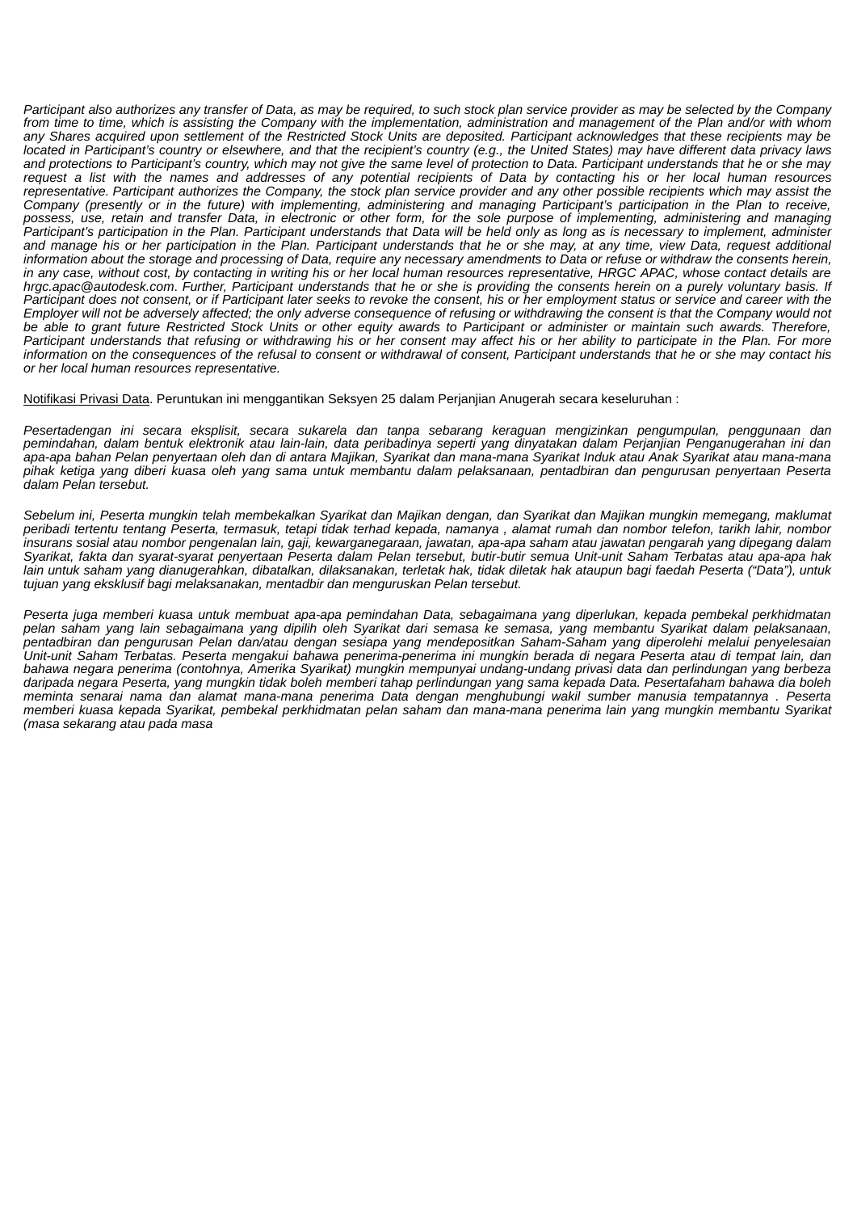*Participant also authorizes any transfer of Data, as may be required, to such stock plan service provider as may be selected by the Company from time to time, which is assisting the Company with the implementation, administration and management of the Plan and/or with whom any Shares acquired upon settlement of the Restricted Stock Units are deposited. Participant acknowledges that these recipients may be located in Participant's country or elsewhere, and that the recipient's country (e.g., the United States) may have different data privacy laws and protections to Participant's country, which may not give the same level of protection to Data. Participant understands that he or she may request a list with the names and addresses of any potential recipients of Data by contacting his or her local human resources representative. Participant authorizes the Company, the stock plan service provider and any other possible recipients which may assist the Company (presently or in the future) with implementing, administering and managing Participant's participation in the Plan to receive, possess, use, retain and transfer Data, in electronic or other form, for the sole purpose of implementing, administering and managing Participant's participation in the Plan. Participant understands that Data will be held only as long as is necessary to implement, administer and manage his or her participation in the Plan. Participant understands that he or she may, at any time, view Data, request additional information about the storage and processing of Data, require any necessary amendments to Data or refuse or withdraw the consents herein, in any case, without cost, by contacting in writing his or her local human resources representative, HRGC APAC, whose contact details are hrgc.apac@autodesk.com. Further, Participant understands that he or she is providing the consents herein on a purely voluntary basis. If Participant does not consent, or if Participant later seeks to revoke the consent, his or her employment status or service and career with the Employer will not be adversely affected; the only adverse consequence of refusing or withdrawing the consent is that the Company would not be able to grant future Restricted Stock Units or other equity awards to Participant or administer or maintain such awards. Therefore, Participant understands that refusing or withdrawing his or her consent may affect his or her ability to participate in the Plan. For more information on the consequences of the refusal to consent or withdrawal of consent, Participant understands that he or she may contact his or her local human resources representative.*

Notifikasi Privasi Data. Peruntukan ini menggantikan Seksyen 25 dalam Perjanjian Anugerah secara keseluruhan :

*Pesertadengan ini secara eksplisit, secara sukarela dan tanpa sebarang keraguan mengizinkan pengumpulan, penggunaan dan pemindahan, dalam bentuk elektronik atau lain-lain, data peribadinya seperti yang dinyatakan dalam Perjanjian Penganugerahan ini dan apa-apa bahan Pelan penyertaan oleh dan di antara Majikan, Syarikat dan mana-mana Syarikat Induk atau Anak Syarikat atau mana-mana pihak ketiga yang diberi kuasa oleh yang sama untuk membantu dalam pelaksanaan, pentadbiran dan pengurusan penyertaan Peserta dalam Pelan tersebut.*

*Sebelum ini, Peserta mungkin telah membekalkan Syarikat dan Majikan dengan, dan Syarikat dan Majikan mungkin memegang, maklumat peribadi tertentu tentang Peserta, termasuk, tetapi tidak terhad kepada, namanya , alamat rumah dan nombor telefon, tarikh lahir, nombor insurans sosial atau nombor pengenalan lain, gaji, kewarganegaraan, jawatan, apa-apa saham atau jawatan pengarah yang dipegang dalam Syarikat, fakta dan syarat-syarat penyertaan Peserta dalam Pelan tersebut, butir-butir semua Unit-unit Saham Terbatas atau apa-apa hak lain untuk saham yang dianugerahkan, dibatalkan, dilaksanakan, terletak hak, tidak diletak hak ataupun bagi faedah Peserta ("Data"), untuk tujuan yang eksklusif bagi melaksanakan, mentadbir dan menguruskan Pelan tersebut.*

*Peserta juga memberi kuasa untuk membuat apa-apa pemindahan Data, sebagaimana yang diperlukan, kepada pembekal perkhidmatan pelan saham yang lain sebagaimana yang dipilih oleh Syarikat dari semasa ke semasa, yang membantu Syarikat dalam pelaksanaan, pentadbiran dan pengurusan Pelan dan/atau dengan sesiapa yang mendepositkan Saham-Saham yang diperolehi melalui penyelesaian Unit-unit Saham Terbatas. Peserta mengakui bahawa penerima-penerima ini mungkin berada di negara Peserta atau di tempat lain, dan bahawa negara penerima (contohnya, Amerika Syarikat) mungkin mempunyai undang-undang privasi data dan perlindungan yang berbeza daripada negara Peserta, yang mungkin tidak boleh memberi tahap perlindungan yang sama kepada Data. Pesertafaham bahawa dia boleh meminta senarai nama dan alamat mana-mana penerima Data dengan menghubungi wakil sumber manusia tempatannya . Peserta memberi kuasa kepada Syarikat, pembekal perkhidmatan pelan saham dan mana-mana penerima lain yang mungkin membantu Syarikat (masa sekarang atau pada masa*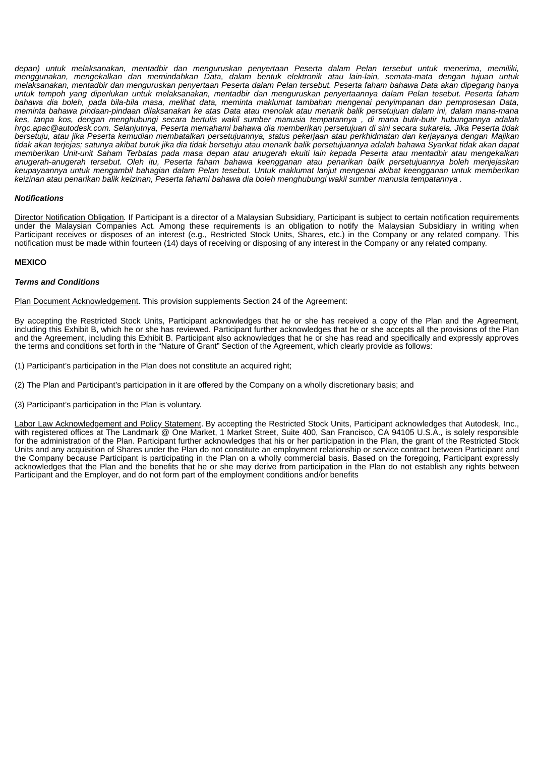*depan) untuk melaksanakan, mentadbir dan menguruskan penyertaan Peserta dalam Pelan tersebut untuk menerima, memiliki, menggunakan, mengekalkan dan memindahkan Data, dalam bentuk elektronik atau lain-lain, semata-mata dengan tujuan untuk melaksanakan, mentadbir dan menguruskan penyertaan Peserta dalam Pelan tersebut. Peserta faham bahawa Data akan dipegang hanya untuk tempoh yang diperlukan untuk melaksanakan, mentadbir dan menguruskan penyertaannya dalam Pelan tesebut. Peserta faham bahawa dia boleh, pada bila-bila masa, melihat data, meminta maklumat tambahan mengenai penyimpanan dan pemprosesan Data, meminta bahawa pindaan-pindaan dilaksanakan ke atas Data atau menolak atau menarik balik persetujuan dalam ini, dalam mana-mana kes, tanpa kos, dengan menghubungi secara bertulis wakil sumber manusia tempatannya , di mana butir-butir hubungannya adalah hrgc.apac@autodesk.com. Selanjutnya, Peserta memahami bahawa dia memberikan persetujuan di sini secara sukarela. Jika Peserta tidak bersetuju, atau jika Peserta kemudian membatalkan persetujuannya, status pekerjaan atau perkhidmatan dan kerjayanya dengan Majikan tidak akan terjejas; satunya akibat buruk jika dia tidak bersetuju atau menarik balik persetujuannya adalah bahawa Syarikat tidak akan dapat memberikan Unit-unit Saham Terbatas pada masa depan atau anugerah ekuiti lain kepada Peserta atau mentadbir atau mengekalkan anugerah-anugerah tersebut. Oleh itu, Peserta faham bahawa keengganan atau penarikan balik persetujuannya boleh menjejaskan keupayaannya untuk mengambil bahagian dalam Pelan tesebut. Untuk maklumat lanjut mengenai akibat keengganan untuk memberikan keizinan atau penarikan balik keizinan, Peserta fahami bahawa dia boleh menghubungi wakil sumber manusia tempatannya .*

***Notifications***

Director Notification Obligation*.* If Participant is a director of a Malaysian Subsidiary, Participant is subject to certain notification requirements under the Malaysian Companies Act. Among these requirements is an obligation to notify the Malaysian Subsidiary in writing when Participant receives or disposes of an interest (e.g., Restricted Stock Units, Shares, etc.) in the Company or any related company. This notification must be made within fourteen (14) days of receiving or disposing of any interest in the Company or any related company.

**MEXICO**

***Terms and Conditions***

Plan Document Acknowledgement. This provision supplements Section 24 of the Agreement:

By accepting the Restricted Stock Units, Participant acknowledges that he or she has received a copy of the Plan and the Agreement, including this Exhibit B, which he or she has reviewed. Participant further acknowledges that he or she accepts all the provisions of the Plan and the Agreement, including this Exhibit B. Participant also acknowledges that he or she has read and specifically and expressly approves the terms and conditions set forth in the “Nature of Grant” Section of the Agreement, which clearly provide as follows:

(1) Participant’s participation in the Plan does not constitute an acquired right;

(2) The Plan and Participant’s participation in it are offered by the Company on a wholly discretionary basis; and

(3) Participant’s participation in the Plan is voluntary.

Labor Law Acknowledgement and Policy Statement. By accepting the Restricted Stock Units, Participant acknowledges that Autodesk, Inc., with registered offices at The Landmark @ One Market, 1 Market Street, Suite 400, San Francisco, CA 94105 U.S.A., is solely responsible for the administration of the Plan. Participant further acknowledges that his or her participation in the Plan, the grant of the Restricted Stock Units and any acquisition of Shares under the Plan do not constitute an employment relationship or service contract between Participant and the Company because Participant is participating in the Plan on a wholly commercial basis. Based on the foregoing, Participant expressly acknowledges that the Plan and the benefits that he or she may derive from participation in the Plan do not establish any rights between Participant and the Employer, and do not form part of the employment conditions and/or benefits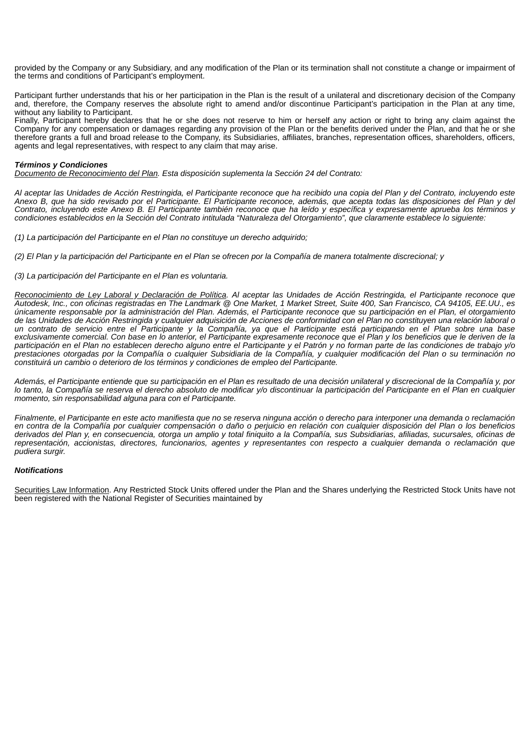provided by the Company or any Subsidiary, and any modification of the Plan or its termination shall not constitute a change or impairment of the terms and conditions of Participant's employment.

Participant further understands that his or her participation in the Plan is the result of a unilateral and discretionary decision of the Company and, therefore, the Company reserves the absolute right to amend and/or discontinue Participant's participation in the Plan at any time, without any liability to Participant.
Finally, Participant hereby declares that he or she does not reserve to him or herself any action or right to bring any claim against the Company for any compensation or damages regarding any provision of the Plan or the benefits derived under the Plan, and that he or she therefore grants a full and broad release to the Company, its Subsidiaries, affiliates, branches, representation offices, shareholders, officers, agents and legal representatives, with respect to any claim that may arise.

***Términos y Condiciones***
*Documento de Reconocimiento del Plan. Esta disposición suplementa la Sección 24 del Contrato:*

*Al aceptar las Unidades de Acción Restringida, el Participante reconoce que ha recibido una copia del Plan y del Contrato, incluyendo este Anexo B, que ha sido revisado por el Participante. El Participante reconoce, además, que acepta todas las disposiciones del Plan y del Contrato, incluyendo este Anexo B. El Participante también reconoce que ha leído y específica y expresamente aprueba los términos y condiciones establecidos en la Sección del Contrato intitulada "Naturaleza del Otorgamiento", que claramente establece lo siguiente:*

*(1) La participación del Participante en el Plan no constituye un derecho adquirido;*

*(2) El Plan y la participación del Participante en el Plan se ofrecen por la Compañía de manera totalmente discrecional; y*

*(3) La participación del Participante en el Plan es voluntaria.*

*Reconocimiento de Ley Laboral y Declaración de Política. Al aceptar las Unidades de Acción Restringida, el Participante reconoce que Autodesk, Inc., con oficinas registradas en The Landmark @ One Market, 1 Market Street, Suite 400, San Francisco, CA 94105, EE.UU., es únicamente responsable por la administración del Plan. Además, el Participante reconoce que su participación en el Plan, el otorgamiento de las Unidades de Acción Restringida y cualquier adquisición de Acciones de conformidad con el Plan no constituyen una relación laboral o un contrato de servicio entre el Participante y la Compañía, ya que el Participante está participando en el Plan sobre una base exclusivamente comercial. Con base en lo anterior, el Participante expresamente reconoce que el Plan y los beneficios que le deriven de la participación en el Plan no establecen derecho alguno entre el Participante y el Patrón y no forman parte de las condiciones de trabajo y/o prestaciones otorgadas por la Compañía o cualquier Subsidiaria de la Compañía, y cualquier modificación del Plan o su terminación no constituirá un cambio o deterioro de los términos y condiciones de empleo del Participante.*

*Además, el Participante entiende que su participación en el Plan es resultado de una decisión unilateral y discrecional de la Compañía y, por lo tanto, la Compañía se reserva el derecho absoluto de modificar y/o discontinuar la participación del Participante en el Plan en cualquier momento, sin responsabilidad alguna para con el Participante.*

*Finalmente, el Participante en este acto manifiesta que no se reserva ninguna acción o derecho para interponer una demanda o reclamación en contra de la Compañía por cualquier compensación o daño o perjuicio en relación con cualquier disposición del Plan o los beneficios derivados del Plan y, en consecuencia, otorga un amplio y total finiquito a la Compañía, sus Subsidiarias, afiliadas, sucursales, oficinas de representación, accionistas, directores, funcionarios, agentes y representantes con respecto a cualquier demanda o reclamación que pudiera surgir.*

***Notifications***

Securities Law Information. Any Restricted Stock Units offered under the Plan and the Shares underlying the Restricted Stock Units have not been registered with the National Register of Securities maintained by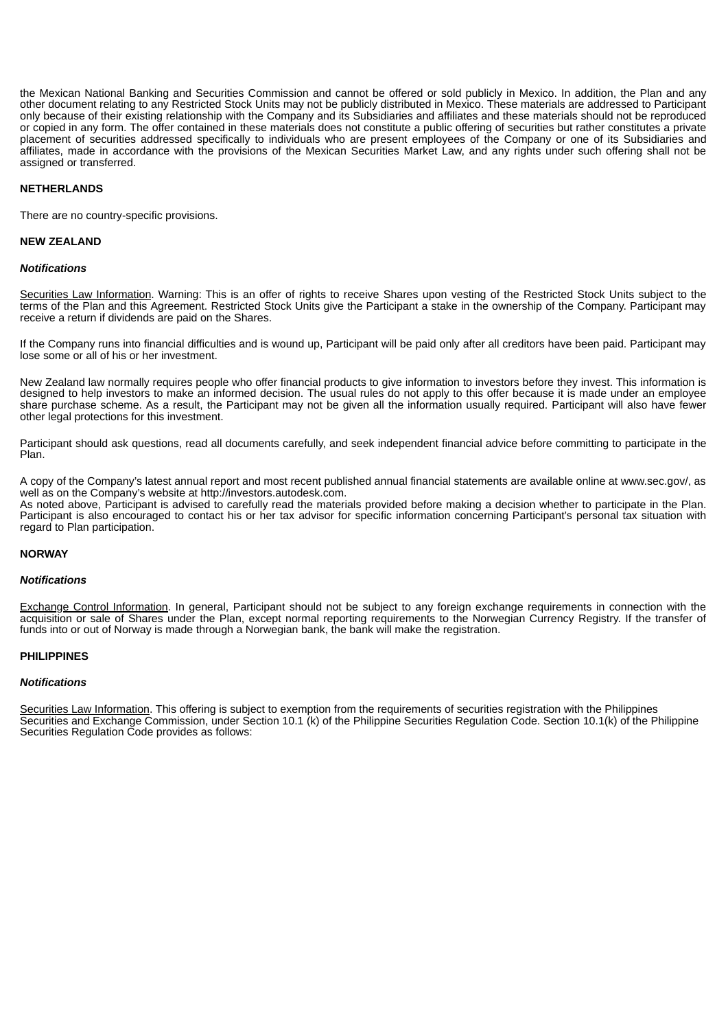the Mexican National Banking and Securities Commission and cannot be offered or sold publicly in Mexico. In addition, the Plan and any other document relating to any Restricted Stock Units may not be publicly distributed in Mexico. These materials are addressed to Participant only because of their existing relationship with the Company and its Subsidiaries and affiliates and these materials should not be reproduced or copied in any form. The offer contained in these materials does not constitute a public offering of securities but rather constitutes a private placement of securities addressed specifically to individuals who are present employees of the Company or one of its Subsidiaries and affiliates, made in accordance with the provisions of the Mexican Securities Market Law, and any rights under such offering shall not be assigned or transferred.

**NETHERLANDS**

There are no country-specific provisions.

**NEW ZEALAND**

***Notifications***

Securities Law Information. Warning: This is an offer of rights to receive Shares upon vesting of the Restricted Stock Units subject to the terms of the Plan and this Agreement. Restricted Stock Units give the Participant a stake in the ownership of the Company. Participant may receive a return if dividends are paid on the Shares.

If the Company runs into financial difficulties and is wound up, Participant will be paid only after all creditors have been paid. Participant may lose some or all of his or her investment.

New Zealand law normally requires people who offer financial products to give information to investors before they invest. This information is designed to help investors to make an informed decision. The usual rules do not apply to this offer because it is made under an employee share purchase scheme. As a result, the Participant may not be given all the information usually required. Participant will also have fewer other legal protections for this investment.

Participant should ask questions, read all documents carefully, and seek independent financial advice before committing to participate in the Plan.

A copy of the Company's latest annual report and most recent published annual financial statements are available online at www.sec.gov/, as well as on the Company's website at http://investors.autodesk.com.
As noted above, Participant is advised to carefully read the materials provided before making a decision whether to participate in the Plan. Participant is also encouraged to contact his or her tax advisor for specific information concerning Participant's personal tax situation with regard to Plan participation.

**NORWAY**

***Notifications***

Exchange Control Information. In general, Participant should not be subject to any foreign exchange requirements in connection with the acquisition or sale of Shares under the Plan, except normal reporting requirements to the Norwegian Currency Registry. If the transfer of funds into or out of Norway is made through a Norwegian bank, the bank will make the registration.

**PHILIPPINES**

***Notifications***

Securities Law Information. This offering is subject to exemption from the requirements of securities registration with the Philippines Securities and Exchange Commission, under Section 10.1 (k) of the Philippine Securities Regulation Code. Section 10.1(k) of the Philippine Securities Regulation Code provides as follows: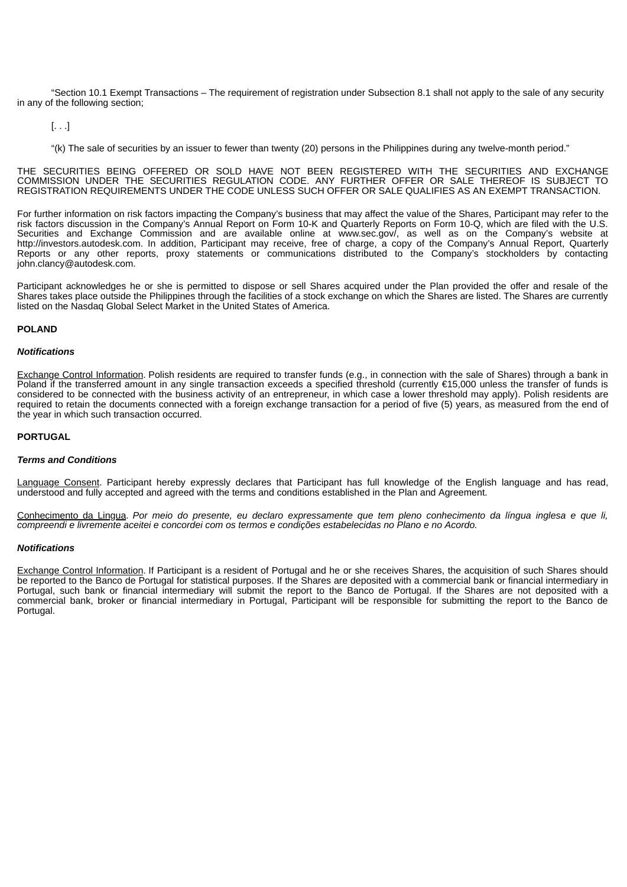"Section 10.1 Exempt Transactions – The requirement of registration under Subsection 8.1 shall not apply to the sale of any security in any of the following section;

[. . .]

"(k) The sale of securities by an issuer to fewer than twenty (20) persons in the Philippines during any twelve-month period."

THE SECURITIES BEING OFFERED OR SOLD HAVE NOT BEEN REGISTERED WITH THE SECURITIES AND EXCHANGE COMMISSION UNDER THE SECURITIES REGULATION CODE. ANY FURTHER OFFER OR SALE THEREOF IS SUBJECT TO REGISTRATION REQUIREMENTS UNDER THE CODE UNLESS SUCH OFFER OR SALE QUALIFIES AS AN EXEMPT TRANSACTION.

For further information on risk factors impacting the Company's business that may affect the value of the Shares, Participant may refer to the risk factors discussion in the Company's Annual Report on Form 10-K and Quarterly Reports on Form 10-Q, which are filed with the U.S. Securities and Exchange Commission and are available online at www.sec.gov/, as well as on the Company's website at http://investors.autodesk.com. In addition, Participant may receive, free of charge, a copy of the Company's Annual Report, Quarterly Reports or any other reports, proxy statements or communications distributed to the Company's stockholders by contacting john.clancy@autodesk.com.

Participant acknowledges he or she is permitted to dispose or sell Shares acquired under the Plan provided the offer and resale of the Shares takes place outside the Philippines through the facilities of a stock exchange on which the Shares are listed. The Shares are currently listed on the Nasdaq Global Select Market in the United States of America.

**POLAND**

***Notifications***

Exchange Control Information. Polish residents are required to transfer funds (e.g., in connection with the sale of Shares) through a bank in Poland if the transferred amount in any single transaction exceeds a specified threshold (currently €15,000 unless the transfer of funds is considered to be connected with the business activity of an entrepreneur, in which case a lower threshold may apply). Polish residents are required to retain the documents connected with a foreign exchange transaction for a period of five (5) years, as measured from the end of the year in which such transaction occurred.

**PORTUGAL**

***Terms and Conditions***

Language Consent. Participant hereby expressly declares that Participant has full knowledge of the English language and has read, understood and fully accepted and agreed with the terms and conditions established in the Plan and Agreement.

Conhecimento da Lingua. *Por meio do presente, eu declaro expressamente que tem pleno conhecimento da língua inglesa e que li, compreendi e livremente aceitei e concordei com os termos e condições estabelecidas no Plano e no Acordo.*

***Notifications***

Exchange Control Information. If Participant is a resident of Portugal and he or she receives Shares, the acquisition of such Shares should be reported to the Banco de Portugal for statistical purposes. If the Shares are deposited with a commercial bank or financial intermediary in Portugal, such bank or financial intermediary will submit the report to the Banco de Portugal. If the Shares are not deposited with a commercial bank, broker or financial intermediary in Portugal, Participant will be responsible for submitting the report to the Banco de Portugal.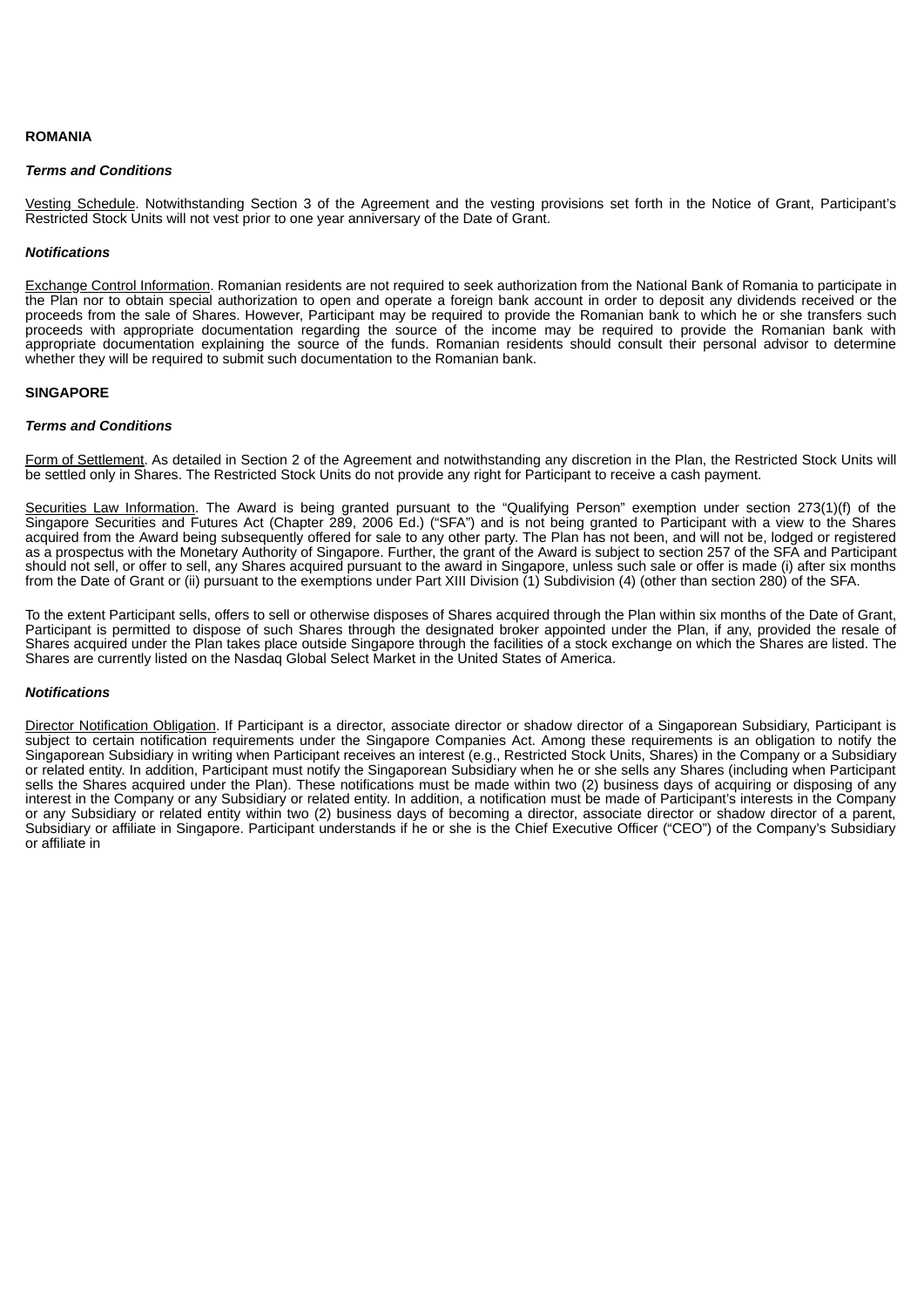**ROMANIA**

***Terms and Conditions***

Vesting Schedule. Notwithstanding Section 3 of the Agreement and the vesting provisions set forth in the Notice of Grant, Participant's Restricted Stock Units will not vest prior to one year anniversary of the Date of Grant.

***Notifications***

Exchange Control Information. Romanian residents are not required to seek authorization from the National Bank of Romania to participate in the Plan nor to obtain special authorization to open and operate a foreign bank account in order to deposit any dividends received or the proceeds from the sale of Shares. However, Participant may be required to provide the Romanian bank to which he or she transfers such proceeds with appropriate documentation regarding the source of the income may be required to provide the Romanian bank with appropriate documentation explaining the source of the funds. Romanian residents should consult their personal advisor to determine whether they will be required to submit such documentation to the Romanian bank.

**SINGAPORE**

***Terms and Conditions***

Form of Settlement. As detailed in Section 2 of the Agreement and notwithstanding any discretion in the Plan, the Restricted Stock Units will be settled only in Shares. The Restricted Stock Units do not provide any right for Participant to receive a cash payment.

Securities Law Information. The Award is being granted pursuant to the "Qualifying Person" exemption under section 273(1)(f) of the Singapore Securities and Futures Act (Chapter 289, 2006 Ed.) ("SFA") and is not being granted to Participant with a view to the Shares acquired from the Award being subsequently offered for sale to any other party. The Plan has not been, and will not be, lodged or registered as a prospectus with the Monetary Authority of Singapore. Further, the grant of the Award is subject to section 257 of the SFA and Participant should not sell, or offer to sell, any Shares acquired pursuant to the award in Singapore, unless such sale or offer is made (i) after six months from the Date of Grant or (ii) pursuant to the exemptions under Part XIII Division (1) Subdivision (4) (other than section 280) of the SFA.

To the extent Participant sells, offers to sell or otherwise disposes of Shares acquired through the Plan within six months of the Date of Grant, Participant is permitted to dispose of such Shares through the designated broker appointed under the Plan, if any, provided the resale of Shares acquired under the Plan takes place outside Singapore through the facilities of a stock exchange on which the Shares are listed. The Shares are currently listed on the Nasdaq Global Select Market in the United States of America.

***Notifications***

Director Notification Obligation. If Participant is a director, associate director or shadow director of a Singaporean Subsidiary, Participant is subject to certain notification requirements under the Singapore Companies Act. Among these requirements is an obligation to notify the Singaporean Subsidiary in writing when Participant receives an interest (e.g., Restricted Stock Units, Shares) in the Company or a Subsidiary or related entity. In addition, Participant must notify the Singaporean Subsidiary when he or she sells any Shares (including when Participant sells the Shares acquired under the Plan). These notifications must be made within two (2) business days of acquiring or disposing of any interest in the Company or any Subsidiary or related entity. In addition, a notification must be made of Participant's interests in the Company or any Subsidiary or related entity within two (2) business days of becoming a director, associate director or shadow director of a parent, Subsidiary or affiliate in Singapore. Participant understands if he or she is the Chief Executive Officer ("CEO") of the Company's Subsidiary or affiliate in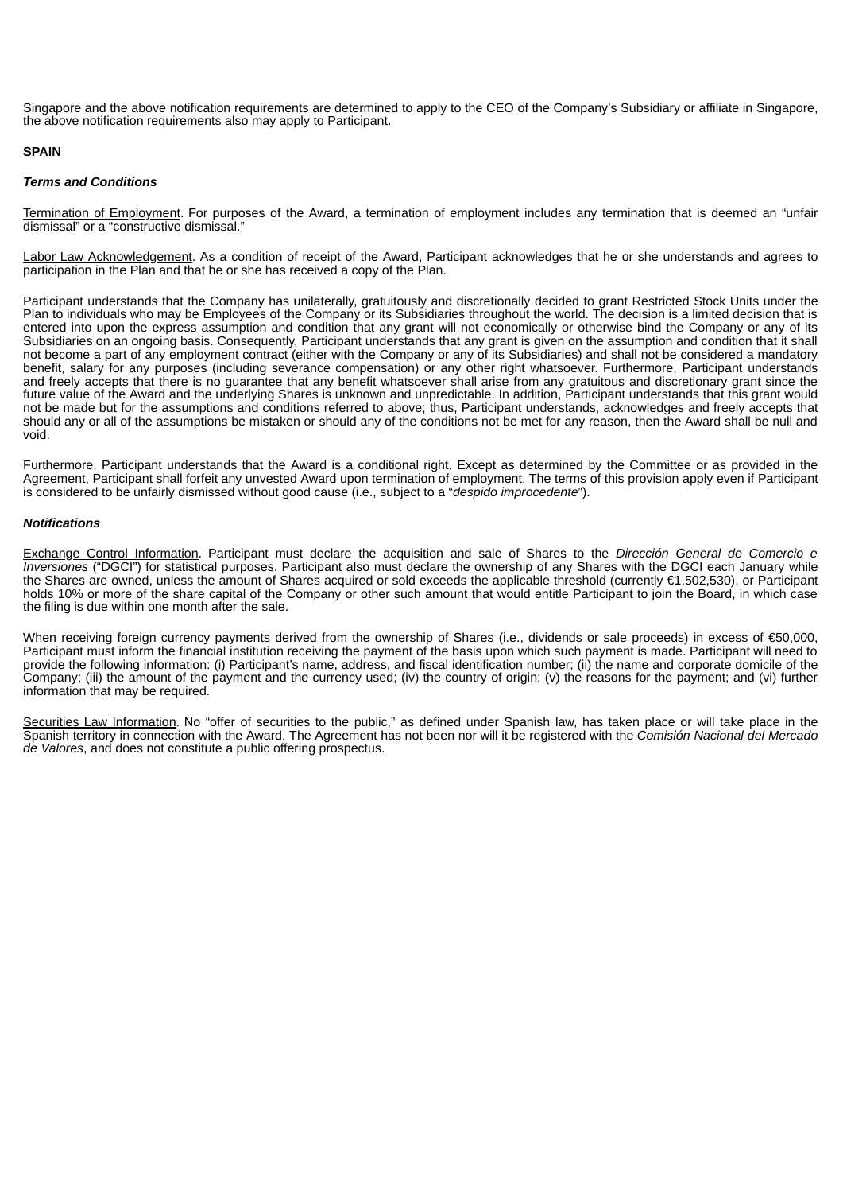Singapore and the above notification requirements are determined to apply to the CEO of the Company's Subsidiary or affiliate in Singapore, the above notification requirements also may apply to Participant.

**SPAIN**

***Terms and Conditions***

Termination of Employment. For purposes of the Award, a termination of employment includes any termination that is deemed an "unfair dismissal" or a "constructive dismissal."

Labor Law Acknowledgement. As a condition of receipt of the Award, Participant acknowledges that he or she understands and agrees to participation in the Plan and that he or she has received a copy of the Plan.

Participant understands that the Company has unilaterally, gratuitously and discretionally decided to grant Restricted Stock Units under the Plan to individuals who may be Employees of the Company or its Subsidiaries throughout the world. The decision is a limited decision that is entered into upon the express assumption and condition that any grant will not economically or otherwise bind the Company or any of its Subsidiaries on an ongoing basis. Consequently, Participant understands that any grant is given on the assumption and condition that it shall not become a part of any employment contract (either with the Company or any of its Subsidiaries) and shall not be considered a mandatory benefit, salary for any purposes (including severance compensation) or any other right whatsoever. Furthermore, Participant understands and freely accepts that there is no guarantee that any benefit whatsoever shall arise from any gratuitous and discretionary grant since the future value of the Award and the underlying Shares is unknown and unpredictable. In addition, Participant understands that this grant would not be made but for the assumptions and conditions referred to above; thus, Participant understands, acknowledges and freely accepts that should any or all of the assumptions be mistaken or should any of the conditions not be met for any reason, then the Award shall be null and void.

Furthermore, Participant understands that the Award is a conditional right. Except as determined by the Committee or as provided in the Agreement, Participant shall forfeit any unvested Award upon termination of employment. The terms of this provision apply even if Participant is considered to be unfairly dismissed without good cause (i.e., subject to a "*despido improcedente*").

***Notifications***

Exchange Control Information. Participant must declare the acquisition and sale of Shares to the *Dirección General de Comercio e Inversiones* ("DGCI") for statistical purposes. Participant also must declare the ownership of any Shares with the DGCI each January while the Shares are owned, unless the amount of Shares acquired or sold exceeds the applicable threshold (currently €1,502,530), or Participant holds 10% or more of the share capital of the Company or other such amount that would entitle Participant to join the Board, in which case the filing is due within one month after the sale.

When receiving foreign currency payments derived from the ownership of Shares (i.e., dividends or sale proceeds) in excess of €50,000, Participant must inform the financial institution receiving the payment of the basis upon which such payment is made. Participant will need to provide the following information: (i) Participant's name, address, and fiscal identification number; (ii) the name and corporate domicile of the Company; (iii) the amount of the payment and the currency used; (iv) the country of origin; (v) the reasons for the payment; and (vi) further information that may be required.

Securities Law Information. No "offer of securities to the public," as defined under Spanish law, has taken place or will take place in the Spanish territory in connection with the Award. The Agreement has not been nor will it be registered with the *Comisión Nacional del Mercado de Valores*, and does not constitute a public offering prospectus.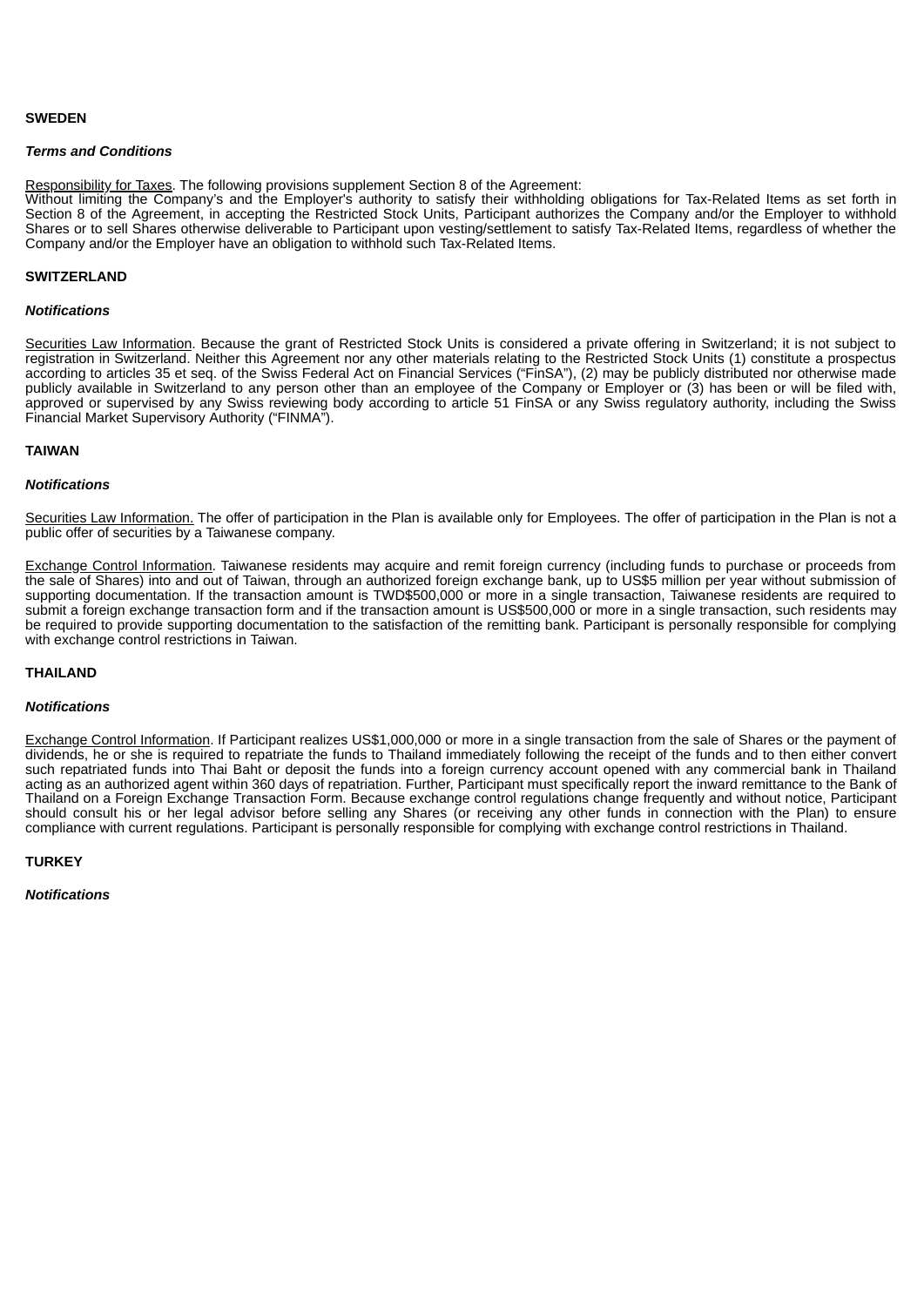**SWEDEN**

***Terms and Conditions***

Responsibility for Taxes. The following provisions supplement Section 8 of the Agreement:
Without limiting the Company's and the Employer's authority to satisfy their withholding obligations for Tax-Related Items as set forth in Section 8 of the Agreement, in accepting the Restricted Stock Units, Participant authorizes the Company and/or the Employer to withhold Shares or to sell Shares otherwise deliverable to Participant upon vesting/settlement to satisfy Tax-Related Items, regardless of whether the Company and/or the Employer have an obligation to withhold such Tax-Related Items.

**SWITZERLAND**

***Notifications***

Securities Law Information. Because the grant of Restricted Stock Units is considered a private offering in Switzerland; it is not subject to registration in Switzerland. Neither this Agreement nor any other materials relating to the Restricted Stock Units (1) constitute a prospectus according to articles 35 et seq. of the Swiss Federal Act on Financial Services ("FinSA"), (2) may be publicly distributed nor otherwise made publicly available in Switzerland to any person other than an employee of the Company or Employer or (3) has been or will be filed with, approved or supervised by any Swiss reviewing body according to article 51 FinSA or any Swiss regulatory authority, including the Swiss Financial Market Supervisory Authority ("FINMA").

**TAIWAN**

***Notifications***

Securities Law Information. The offer of participation in the Plan is available only for Employees. The offer of participation in the Plan is not a public offer of securities by a Taiwanese company.

Exchange Control Information. Taiwanese residents may acquire and remit foreign currency (including funds to purchase or proceeds from the sale of Shares) into and out of Taiwan, through an authorized foreign exchange bank, up to US$5 million per year without submission of supporting documentation. If the transaction amount is TWD$500,000 or more in a single transaction, Taiwanese residents are required to submit a foreign exchange transaction form and if the transaction amount is US$500,000 or more in a single transaction, such residents may be required to provide supporting documentation to the satisfaction of the remitting bank. Participant is personally responsible for complying with exchange control restrictions in Taiwan.

**THAILAND**

***Notifications***

Exchange Control Information. If Participant realizes US$1,000,000 or more in a single transaction from the sale of Shares or the payment of dividends, he or she is required to repatriate the funds to Thailand immediately following the receipt of the funds and to then either convert such repatriated funds into Thai Baht or deposit the funds into a foreign currency account opened with any commercial bank in Thailand acting as an authorized agent within 360 days of repatriation. Further, Participant must specifically report the inward remittance to the Bank of Thailand on a Foreign Exchange Transaction Form. Because exchange control regulations change frequently and without notice, Participant should consult his or her legal advisor before selling any Shares (or receiving any other funds in connection with the Plan) to ensure compliance with current regulations. Participant is personally responsible for complying with exchange control restrictions in Thailand.

**TURKEY**

***Notifications***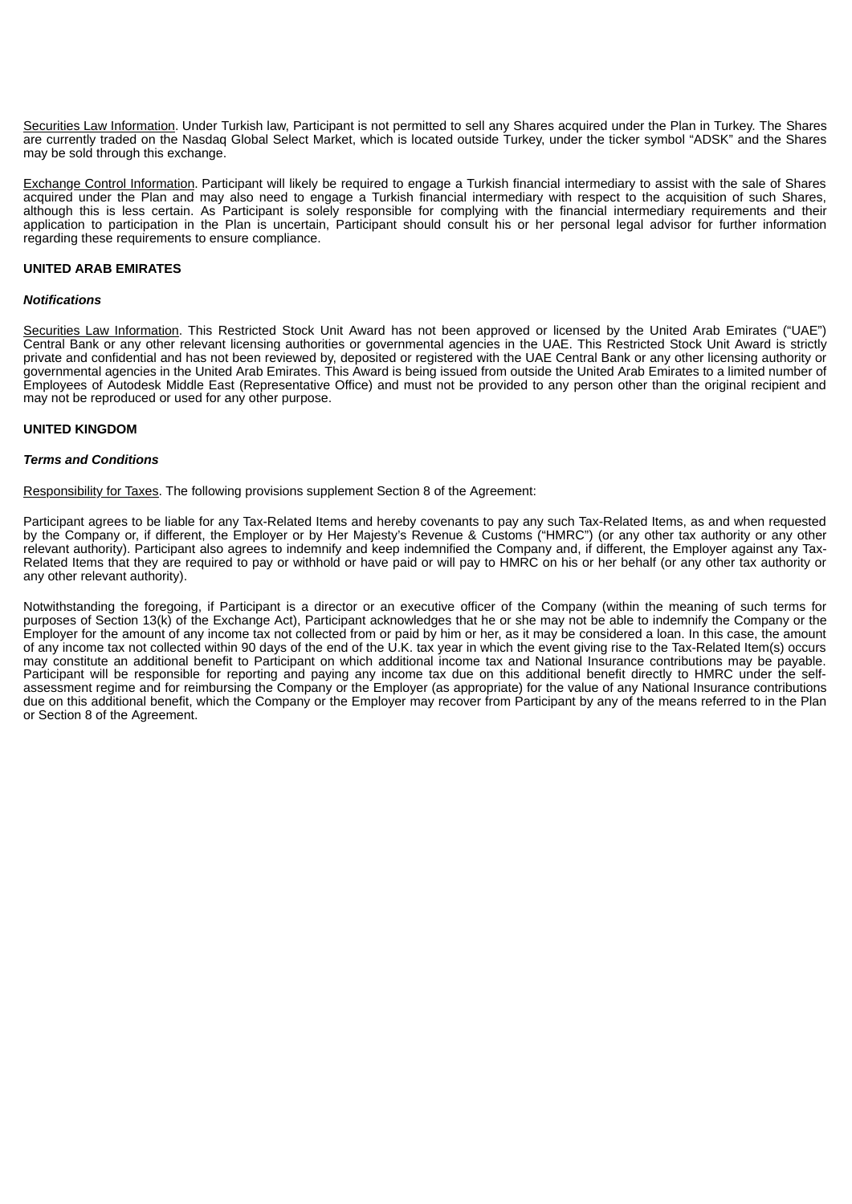Securities Law Information. Under Turkish law, Participant is not permitted to sell any Shares acquired under the Plan in Turkey. The Shares are currently traded on the Nasdaq Global Select Market, which is located outside Turkey, under the ticker symbol "ADSK" and the Shares may be sold through this exchange.

Exchange Control Information. Participant will likely be required to engage a Turkish financial intermediary to assist with the sale of Shares acquired under the Plan and may also need to engage a Turkish financial intermediary with respect to the acquisition of such Shares, although this is less certain. As Participant is solely responsible for complying with the financial intermediary requirements and their application to participation in the Plan is uncertain, Participant should consult his or her personal legal advisor for further information regarding these requirements to ensure compliance.

**UNITED ARAB EMIRATES**

***Notifications***

Securities Law Information. This Restricted Stock Unit Award has not been approved or licensed by the United Arab Emirates ("UAE") Central Bank or any other relevant licensing authorities or governmental agencies in the UAE. This Restricted Stock Unit Award is strictly private and confidential and has not been reviewed by, deposited or registered with the UAE Central Bank or any other licensing authority or governmental agencies in the United Arab Emirates. This Award is being issued from outside the United Arab Emirates to a limited number of Employees of Autodesk Middle East (Representative Office) and must not be provided to any person other than the original recipient and may not be reproduced or used for any other purpose.

**UNITED KINGDOM**

***Terms and Conditions***

Responsibility for Taxes. The following provisions supplement Section 8 of the Agreement:

Participant agrees to be liable for any Tax-Related Items and hereby covenants to pay any such Tax-Related Items, as and when requested by the Company or, if different, the Employer or by Her Majesty's Revenue & Customs ("HMRC") (or any other tax authority or any other relevant authority). Participant also agrees to indemnify and keep indemnified the Company and, if different, the Employer against any Tax-Related Items that they are required to pay or withhold or have paid or will pay to HMRC on his or her behalf (or any other tax authority or any other relevant authority).

Notwithstanding the foregoing, if Participant is a director or an executive officer of the Company (within the meaning of such terms for purposes of Section 13(k) of the Exchange Act), Participant acknowledges that he or she may not be able to indemnify the Company or the Employer for the amount of any income tax not collected from or paid by him or her, as it may be considered a loan. In this case, the amount of any income tax not collected within 90 days of the end of the U.K. tax year in which the event giving rise to the Tax-Related Item(s) occurs may constitute an additional benefit to Participant on which additional income tax and National Insurance contributions may be payable. Participant will be responsible for reporting and paying any income tax due on this additional benefit directly to HMRC under the self-assessment regime and for reimbursing the Company or the Employer (as appropriate) for the value of any National Insurance contributions due on this additional benefit, which the Company or the Employer may recover from Participant by any of the means referred to in the Plan or Section 8 of the Agreement.